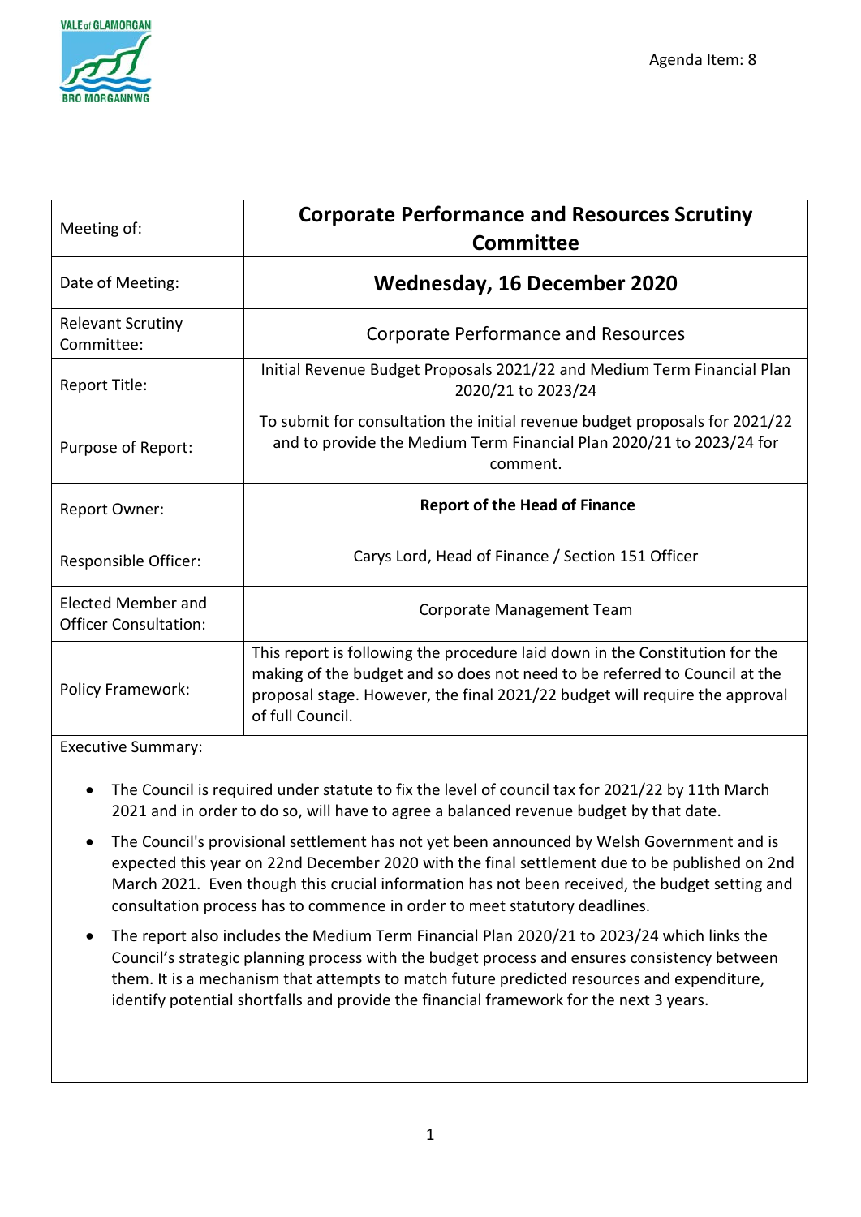Agenda Item: 8

| Meeting of: | **Corporate Performance and Resources Scrutiny Committee** |
|---|---|
| Date of Meeting: | **Wednesday, 16 December 2020** |
| Relevant Scrutiny Committee: | Corporate Performance and Resources |
| Report Title: | Initial Revenue Budget Proposals 2021/22 and Medium Term Financial Plan 2020/21 to 2023/24 |
| Purpose of Report: | To submit for consultation the initial revenue budget proposals for 2021/22 and to provide the Medium Term Financial Plan 2020/21 to 2023/24 for comment. |
| Report Owner: | **Report of the Head of Finance** |
| Responsible Officer: | Carys Lord, Head of Finance / Section 151 Officer |
| Elected Member and Officer Consultation: | Corporate Management Team |
| Policy Framework: | This report is following the procedure laid down in the Constitution for the making of the budget and so does not need to be referred to Council at the proposal stage. However, the final 2021/22 budget will require the approval of full Council. |

Executive Summary:

- The Council is required under statute to fix the level of council tax for 2021/22 by 11th March 2021 and in order to do so, will have to agree a balanced revenue budget by that date.
- The Council's provisional settlement has not yet been announced by Welsh Government and is expected this year on 22nd December 2020 with the final settlement due to be published on 2nd March 2021. Even though this crucial information has not been received, the budget setting and consultation process has to commence in order to meet statutory deadlines.
- The report also includes the Medium Term Financial Plan 2020/21 to 2023/24 which links the Council's strategic planning process with the budget process and ensures consistency between them. It is a mechanism that attempts to match future predicted resources and expenditure, identify potential shortfalls and provide the financial framework for the next 3 years.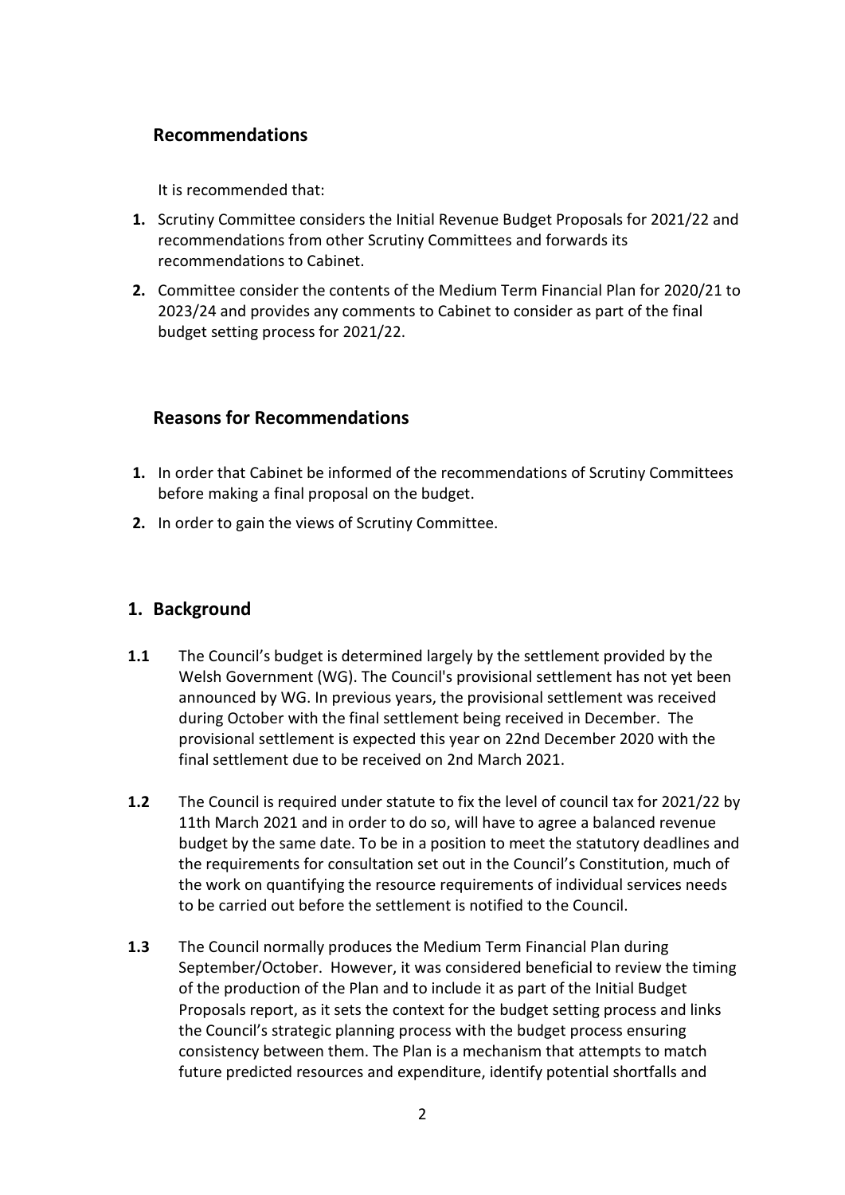## Recommendations

It is recommended that:

1. Scrutiny Committee considers the Initial Revenue Budget Proposals for 2021/22 and recommendations from other Scrutiny Committees and forwards its recommendations to Cabinet.
2. Committee consider the contents of the Medium Term Financial Plan for 2020/21 to 2023/24 and provides any comments to Cabinet to consider as part of the final budget setting process for 2021/22.

## Reasons for Recommendations

1. In order that Cabinet be informed of the recommendations of Scrutiny Committees before making a final proposal on the budget.
2. In order to gain the views of Scrutiny Committee.

## 1. Background

**1.1** The Council's budget is determined largely by the settlement provided by the Welsh Government (WG). The Council's provisional settlement has not yet been announced by WG. In previous years, the provisional settlement was received during October with the final settlement being received in December. The provisional settlement is expected this year on 22nd December 2020 with the final settlement due to be received on 2nd March 2021.

**1.2** The Council is required under statute to fix the level of council tax for 2021/22 by 11th March 2021 and in order to do so, will have to agree a balanced revenue budget by the same date. To be in a position to meet the statutory deadlines and the requirements for consultation set out in the Council's Constitution, much of the work on quantifying the resource requirements of individual services needs to be carried out before the settlement is notified to the Council.

**1.3** The Council normally produces the Medium Term Financial Plan during September/October. However, it was considered beneficial to review the timing of the production of the Plan and to include it as part of the Initial Budget Proposals report, as it sets the context for the budget setting process and links the Council's strategic planning process with the budget process ensuring consistency between them. The Plan is a mechanism that attempts to match future predicted resources and expenditure, identify potential shortfalls and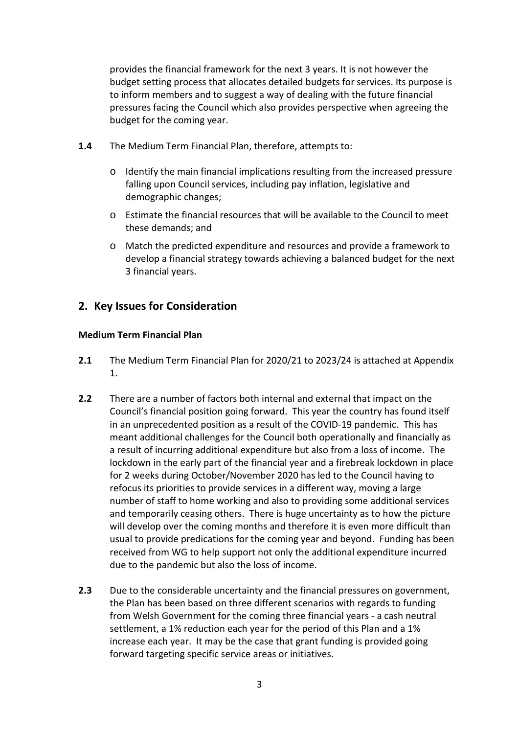provides the financial framework for the next 3 years. It is not however the budget setting process that allocates detailed budgets for services. Its purpose is to inform members and to suggest a way of dealing with the future financial pressures facing the Council which also provides perspective when agreeing the budget for the coming year.

**1.4** The Medium Term Financial Plan, therefore, attempts to:

- Identify the main financial implications resulting from the increased pressure falling upon Council services, including pay inflation, legislative and demographic changes;
- Estimate the financial resources that will be available to the Council to meet these demands; and
- Match the predicted expenditure and resources and provide a framework to develop a financial strategy towards achieving a balanced budget for the next 3 financial years.

## 2. Key Issues for Consideration

**Medium Term Financial Plan**

**2.1** The Medium Term Financial Plan for 2020/21 to 2023/24 is attached at Appendix 1.

**2.2** There are a number of factors both internal and external that impact on the Council's financial position going forward. This year the country has found itself in an unprecedented position as a result of the COVID-19 pandemic. This has meant additional challenges for the Council both operationally and financially as a result of incurring additional expenditure but also from a loss of income. The lockdown in the early part of the financial year and a firebreak lockdown in place for 2 weeks during October/November 2020 has led to the Council having to refocus its priorities to provide services in a different way, moving a large number of staff to home working and also to providing some additional services and temporarily ceasing others. There is huge uncertainty as to how the picture will develop over the coming months and therefore it is even more difficult than usual to provide predications for the coming year and beyond. Funding has been received from WG to help support not only the additional expenditure incurred due to the pandemic but also the loss of income.

**2.3** Due to the considerable uncertainty and the financial pressures on government, the Plan has been based on three different scenarios with regards to funding from Welsh Government for the coming three financial years - a cash neutral settlement, a 1% reduction each year for the period of this Plan and a 1% increase each year. It may be the case that grant funding is provided going forward targeting specific service areas or initiatives.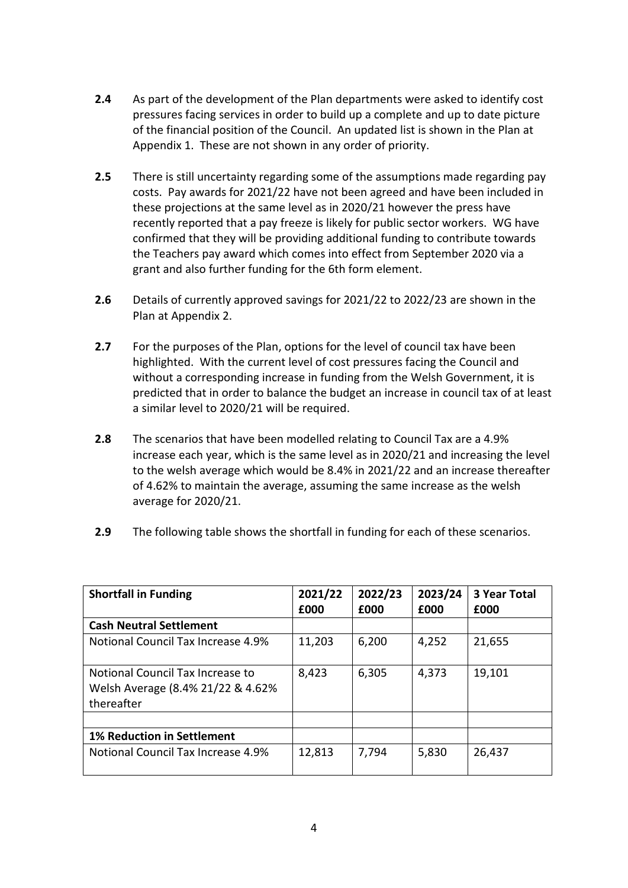**2.4** As part of the development of the Plan departments were asked to identify cost pressures facing services in order to build up a complete and up to date picture of the financial position of the Council. An updated list is shown in the Plan at Appendix 1. These are not shown in any order of priority.

**2.5** There is still uncertainty regarding some of the assumptions made regarding pay costs. Pay awards for 2021/22 have not been agreed and have been included in these projections at the same level as in 2020/21 however the press have recently reported that a pay freeze is likely for public sector workers. WG have confirmed that they will be providing additional funding to contribute towards the Teachers pay award which comes into effect from September 2020 via a grant and also further funding for the 6th form element.

**2.6** Details of currently approved savings for 2021/22 to 2022/23 are shown in the Plan at Appendix 2.

**2.7** For the purposes of the Plan, options for the level of council tax have been highlighted. With the current level of cost pressures facing the Council and without a corresponding increase in funding from the Welsh Government, it is predicted that in order to balance the budget an increase in council tax of at least a similar level to 2020/21 will be required.

**2.8** The scenarios that have been modelled relating to Council Tax are a 4.9% increase each year, which is the same level as in 2020/21 and increasing the level to the welsh average which would be 8.4% in 2021/22 and an increase thereafter of 4.62% to maintain the average, assuming the same increase as the welsh average for 2020/21.

**2.9** The following table shows the shortfall in funding for each of these scenarios.

| **Shortfall in Funding** | **2021/22 £000** | **2022/23 £000** | **2023/24 £000** | **3 Year Total £000** |
|---|---|---|---|---|
| **Cash Neutral Settlement** | | | | |
| Notional Council Tax Increase 4.9% | 11,203 | 6,200 | 4,252 | 21,655 |
| Notional Council Tax Increase to Welsh Average (8.4% 21/22 & 4.62% thereafter | 8,423 | 6,305 | 4,373 | 19,101 |
| | | | | |
| **1% Reduction in Settlement** | | | | |
| Notional Council Tax Increase 4.9% | 12,813 | 7,794 | 5,830 | 26,437 |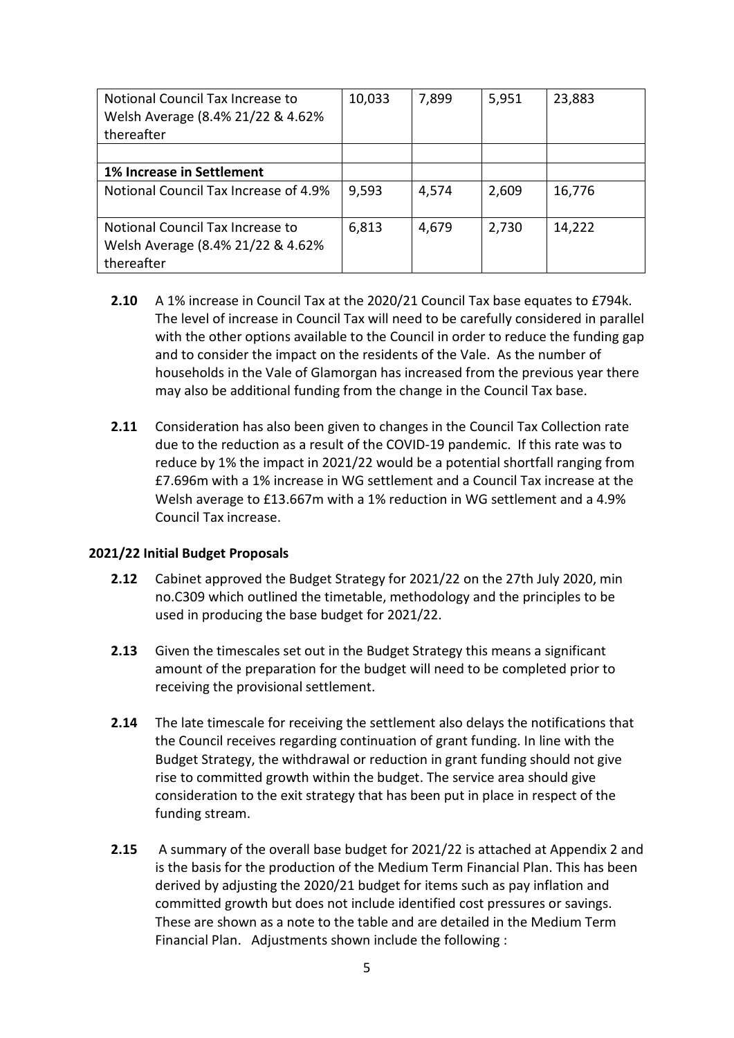| | | | | |
|---|---|---|---|---|
| Notional Council Tax Increase to Welsh Average (8.4% 21/22 & 4.62% thereafter | 10,033 | 7,899 | 5,951 | 23,883 |
| | | | | |
| **1% Increase in Settlement** | | | | |
| Notional Council Tax Increase of 4.9% | 9,593 | 4,574 | 2,609 | 16,776 |
| Notional Council Tax Increase to Welsh Average (8.4% 21/22 & 4.62% thereafter | 6,813 | 4,679 | 2,730 | 14,222 |

**2.10** A 1% increase in Council Tax at the 2020/21 Council Tax base equates to £794k. The level of increase in Council Tax will need to be carefully considered in parallel with the other options available to the Council in order to reduce the funding gap and to consider the impact on the residents of the Vale. As the number of households in the Vale of Glamorgan has increased from the previous year there may also be additional funding from the change in the Council Tax base.

**2.11** Consideration has also been given to changes in the Council Tax Collection rate due to the reduction as a result of the COVID-19 pandemic. If this rate was to reduce by 1% the impact in 2021/22 would be a potential shortfall ranging from £7.696m with a 1% increase in WG settlement and a Council Tax increase at the Welsh average to £13.667m with a 1% reduction in WG settlement and a 4.9% Council Tax increase.

### 2021/22 Initial Budget Proposals

**2.12** Cabinet approved the Budget Strategy for 2021/22 on the 27th July 2020, min no.C309 which outlined the timetable, methodology and the principles to be used in producing the base budget for 2021/22.

**2.13** Given the timescales set out in the Budget Strategy this means a significant amount of the preparation for the budget will need to be completed prior to receiving the provisional settlement.

**2.14** The late timescale for receiving the settlement also delays the notifications that the Council receives regarding continuation of grant funding. In line with the Budget Strategy, the withdrawal or reduction in grant funding should not give rise to committed growth within the budget. The service area should give consideration to the exit strategy that has been put in place in respect of the funding stream.

**2.15** A summary of the overall base budget for 2021/22 is attached at Appendix 2 and is the basis for the production of the Medium Term Financial Plan. This has been derived by adjusting the 2020/21 budget for items such as pay inflation and committed growth but does not include identified cost pressures or savings. These are shown as a note to the table and are detailed in the Medium Term Financial Plan. Adjustments shown include the following :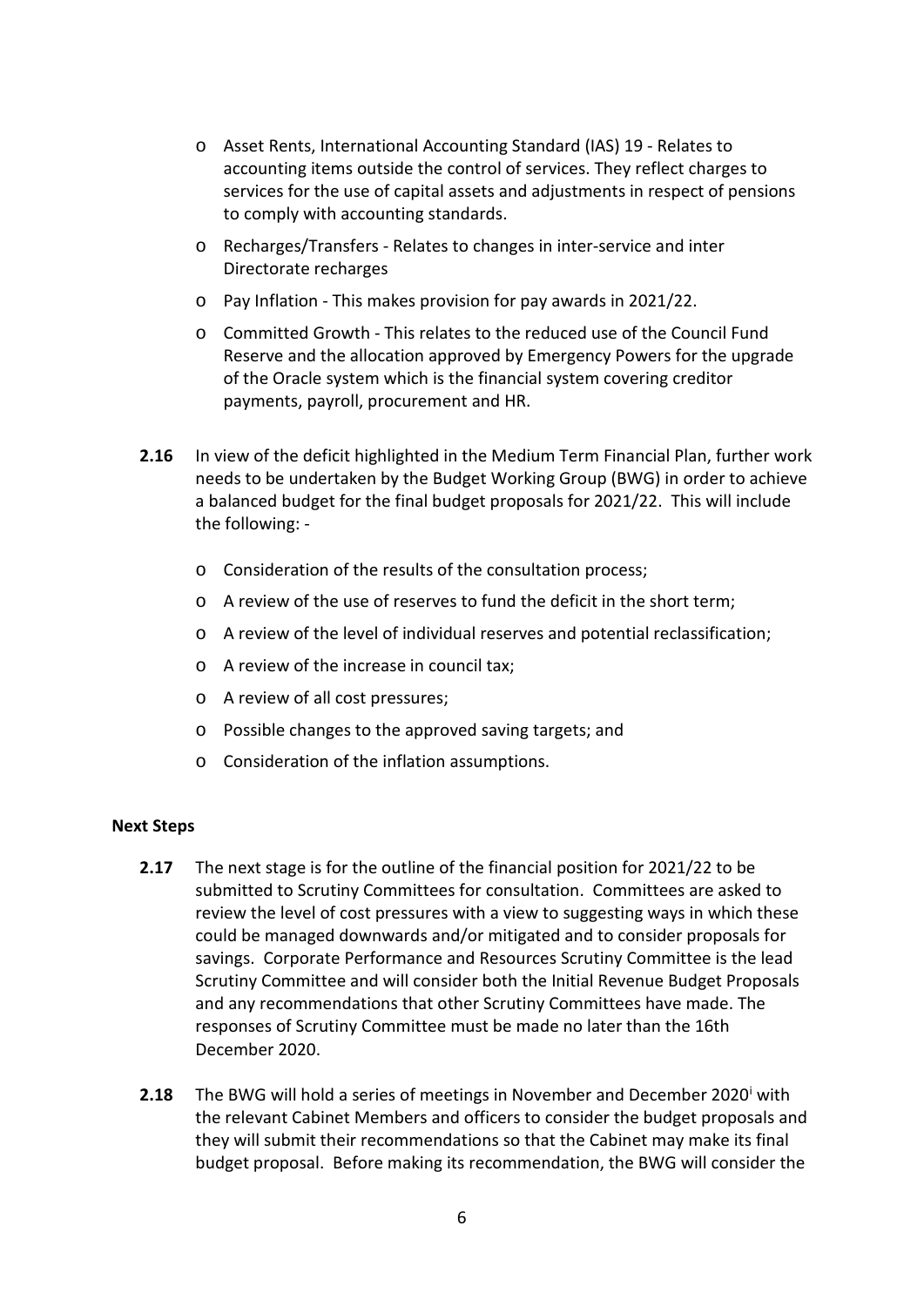- Asset Rents, International Accounting Standard (IAS) 19 - Relates to accounting items outside the control of services. They reflect charges to services for the use of capital assets and adjustments in respect of pensions to comply with accounting standards.
- Recharges/Transfers - Relates to changes in inter-service and inter Directorate recharges
- Pay Inflation - This makes provision for pay awards in 2021/22.
- Committed Growth - This relates to the reduced use of the Council Fund Reserve and the allocation approved by Emergency Powers for the upgrade of the Oracle system which is the financial system covering creditor payments, payroll, procurement and HR.

**2.16** In view of the deficit highlighted in the Medium Term Financial Plan, further work needs to be undertaken by the Budget Working Group (BWG) in order to achieve a balanced budget for the final budget proposals for 2021/22. This will include the following: -

- Consideration of the results of the consultation process;
- A review of the use of reserves to fund the deficit in the short term;
- A review of the level of individual reserves and potential reclassification;
- A review of the increase in council tax;
- A review of all cost pressures;
- Possible changes to the approved saving targets; and
- Consideration of the inflation assumptions.

**Next Steps**

**2.17** The next stage is for the outline of the financial position for 2021/22 to be submitted to Scrutiny Committees for consultation. Committees are asked to review the level of cost pressures with a view to suggesting ways in which these could be managed downwards and/or mitigated and to consider proposals for savings. Corporate Performance and Resources Scrutiny Committee is the lead Scrutiny Committee and will consider both the Initial Revenue Budget Proposals and any recommendations that other Scrutiny Committees have made. The responses of Scrutiny Committee must be made no later than the 16th December 2020.

**2.18** The BWG will hold a series of meetings in November and December 2020[i] with the relevant Cabinet Members and officers to consider the budget proposals and they will submit their recommendations so that the Cabinet may make its final budget proposal. Before making its recommendation, the BWG will consider the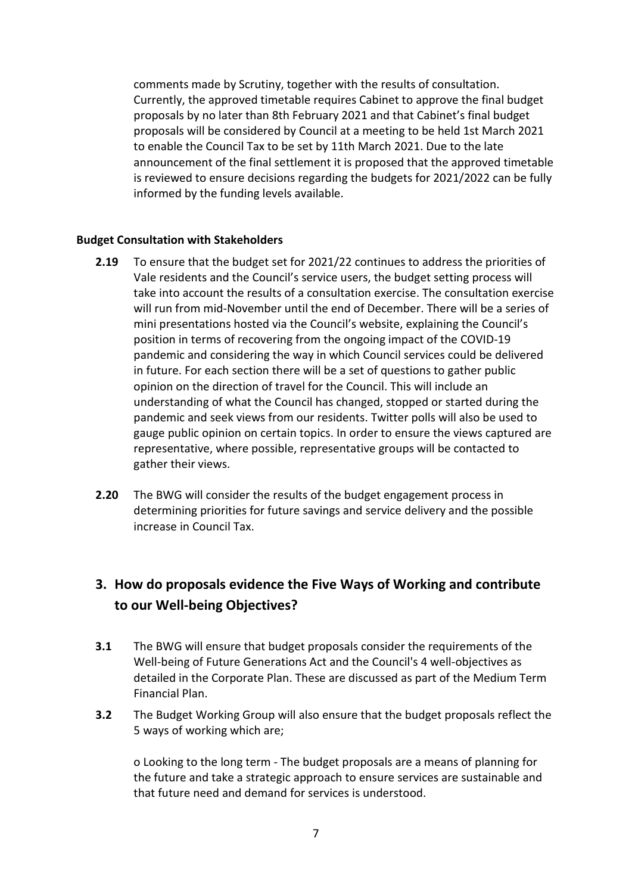comments made by Scrutiny, together with the results of consultation. Currently, the approved timetable requires Cabinet to approve the final budget proposals by no later than 8th February 2021 and that Cabinet's final budget proposals will be considered by Council at a meeting to be held 1st March 2021 to enable the Council Tax to be set by 11th March 2021. Due to the late announcement of the final settlement it is proposed that the approved timetable is reviewed to ensure decisions regarding the budgets for 2021/2022 can be fully informed by the funding levels available.

**Budget Consultation with Stakeholders**

**2.19** To ensure that the budget set for 2021/22 continues to address the priorities of Vale residents and the Council's service users, the budget setting process will take into account the results of a consultation exercise. The consultation exercise will run from mid-November until the end of December. There will be a series of mini presentations hosted via the Council's website, explaining the Council's position in terms of recovering from the ongoing impact of the COVID-19 pandemic and considering the way in which Council services could be delivered in future. For each section there will be a set of questions to gather public opinion on the direction of travel for the Council. This will include an understanding of what the Council has changed, stopped or started during the pandemic and seek views from our residents. Twitter polls will also be used to gauge public opinion on certain topics. In order to ensure the views captured are representative, where possible, representative groups will be contacted to gather their views.

**2.20** The BWG will consider the results of the budget engagement process in determining priorities for future savings and service delivery and the possible increase in Council Tax.

## 3. How do proposals evidence the Five Ways of Working and contribute to our Well-being Objectives?

**3.1** The BWG will ensure that budget proposals consider the requirements of the Well-being of Future Generations Act and the Council's 4 well-objectives as detailed in the Corporate Plan. These are discussed as part of the Medium Term Financial Plan.

**3.2** The Budget Working Group will also ensure that the budget proposals reflect the 5 ways of working which are;

o Looking to the long term - The budget proposals are a means of planning for the future and take a strategic approach to ensure services are sustainable and that future need and demand for services is understood.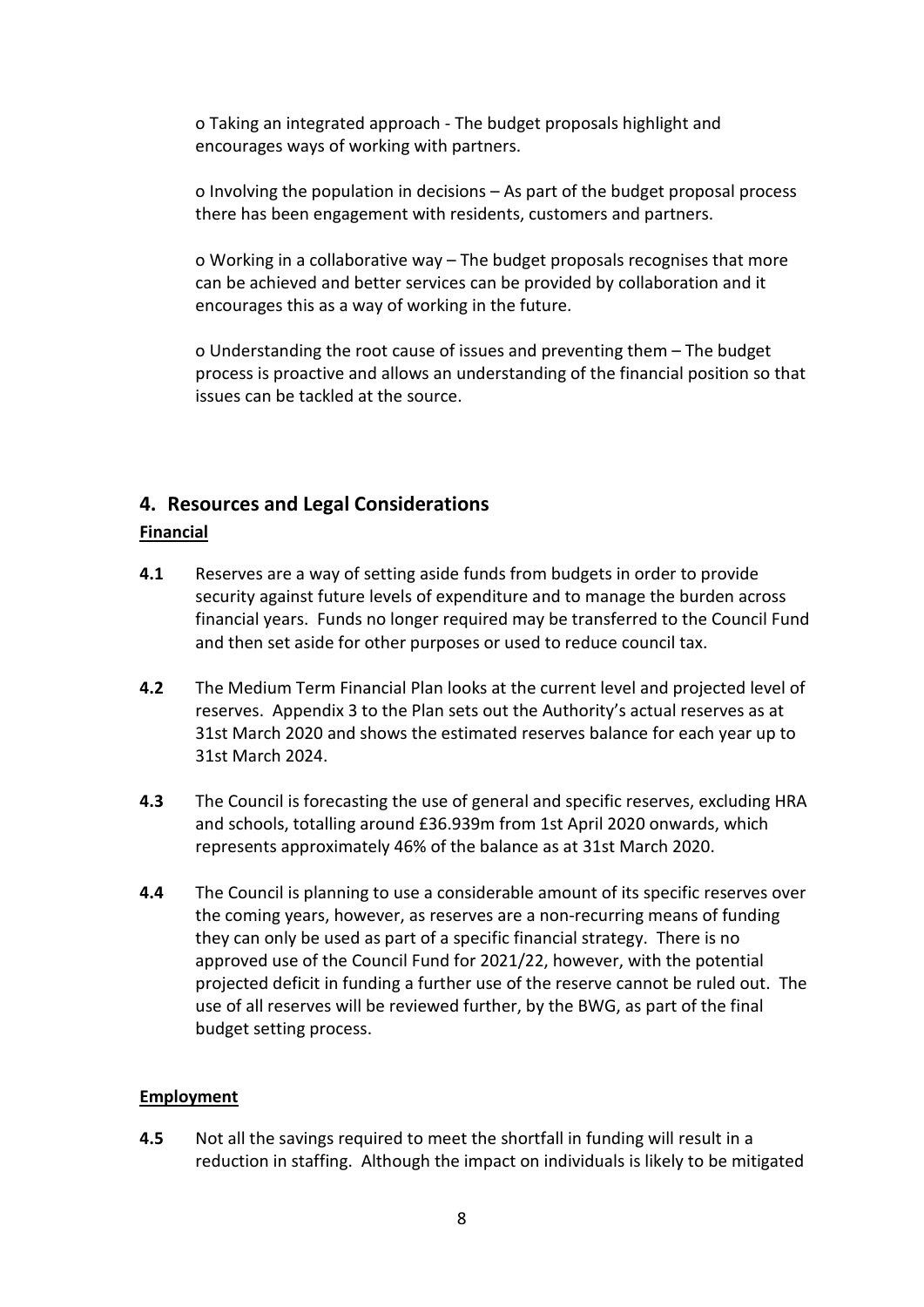- Taking an integrated approach - The budget proposals highlight and encourages ways of working with partners.

- Involving the population in decisions – As part of the budget proposal process there has been engagement with residents, customers and partners.

- Working in a collaborative way – The budget proposals recognises that more can be achieved and better services can be provided by collaboration and it encourages this as a way of working in the future.

- Understanding the root cause of issues and preventing them – The budget process is proactive and allows an understanding of the financial position so that issues can be tackled at the source.

## 4. Resources and Legal Considerations

**Financial**

**4.1** Reserves are a way of setting aside funds from budgets in order to provide security against future levels of expenditure and to manage the burden across financial years. Funds no longer required may be transferred to the Council Fund and then set aside for other purposes or used to reduce council tax.

**4.2** The Medium Term Financial Plan looks at the current level and projected level of reserves. Appendix 3 to the Plan sets out the Authority's actual reserves as at 31st March 2020 and shows the estimated reserves balance for each year up to 31st March 2024.

**4.3** The Council is forecasting the use of general and specific reserves, excluding HRA and schools, totalling around £36.939m from 1st April 2020 onwards, which represents approximately 46% of the balance as at 31st March 2020.

**4.4** The Council is planning to use a considerable amount of its specific reserves over the coming years, however, as reserves are a non-recurring means of funding they can only be used as part of a specific financial strategy. There is no approved use of the Council Fund for 2021/22, however, with the potential projected deficit in funding a further use of the reserve cannot be ruled out. The use of all reserves will be reviewed further, by the BWG, as part of the final budget setting process.

**Employment**

**4.5** Not all the savings required to meet the shortfall in funding will result in a reduction in staffing. Although the impact on individuals is likely to be mitigated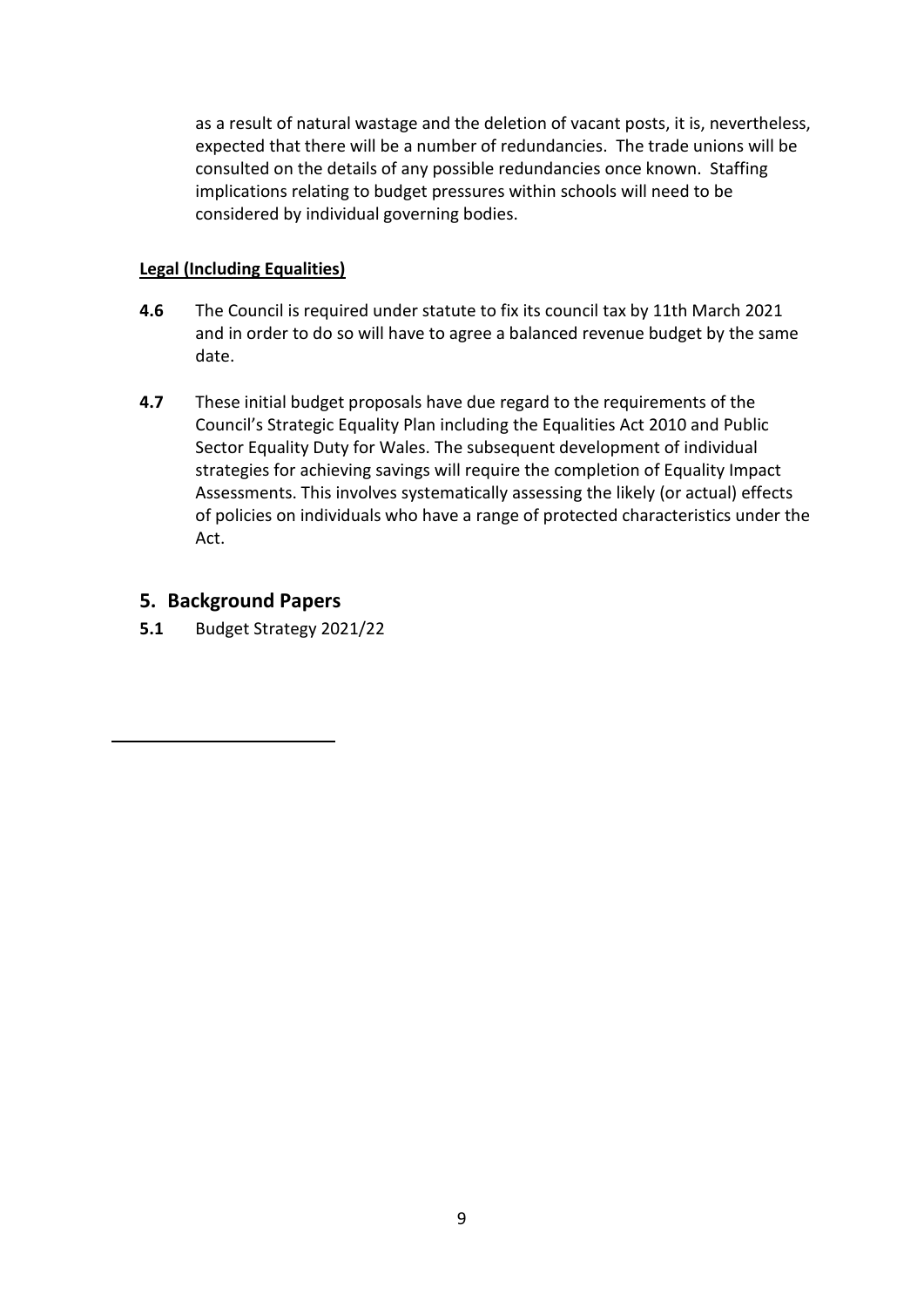as a result of natural wastage and the deletion of vacant posts, it is, nevertheless, expected that there will be a number of redundancies. The trade unions will be consulted on the details of any possible redundancies once known. Staffing implications relating to budget pressures within schools will need to be considered by individual governing bodies.

**Legal (Including Equalities)**

**4.6** The Council is required under statute to fix its council tax by 11th March 2021 and in order to do so will have to agree a balanced revenue budget by the same date.

**4.7** These initial budget proposals have due regard to the requirements of the Council's Strategic Equality Plan including the Equalities Act 2010 and Public Sector Equality Duty for Wales. The subsequent development of individual strategies for achieving savings will require the completion of Equality Impact Assessments. This involves systematically assessing the likely (or actual) effects of policies on individuals who have a range of protected characteristics under the Act.

## 5. Background Papers

**5.1** Budget Strategy 2021/22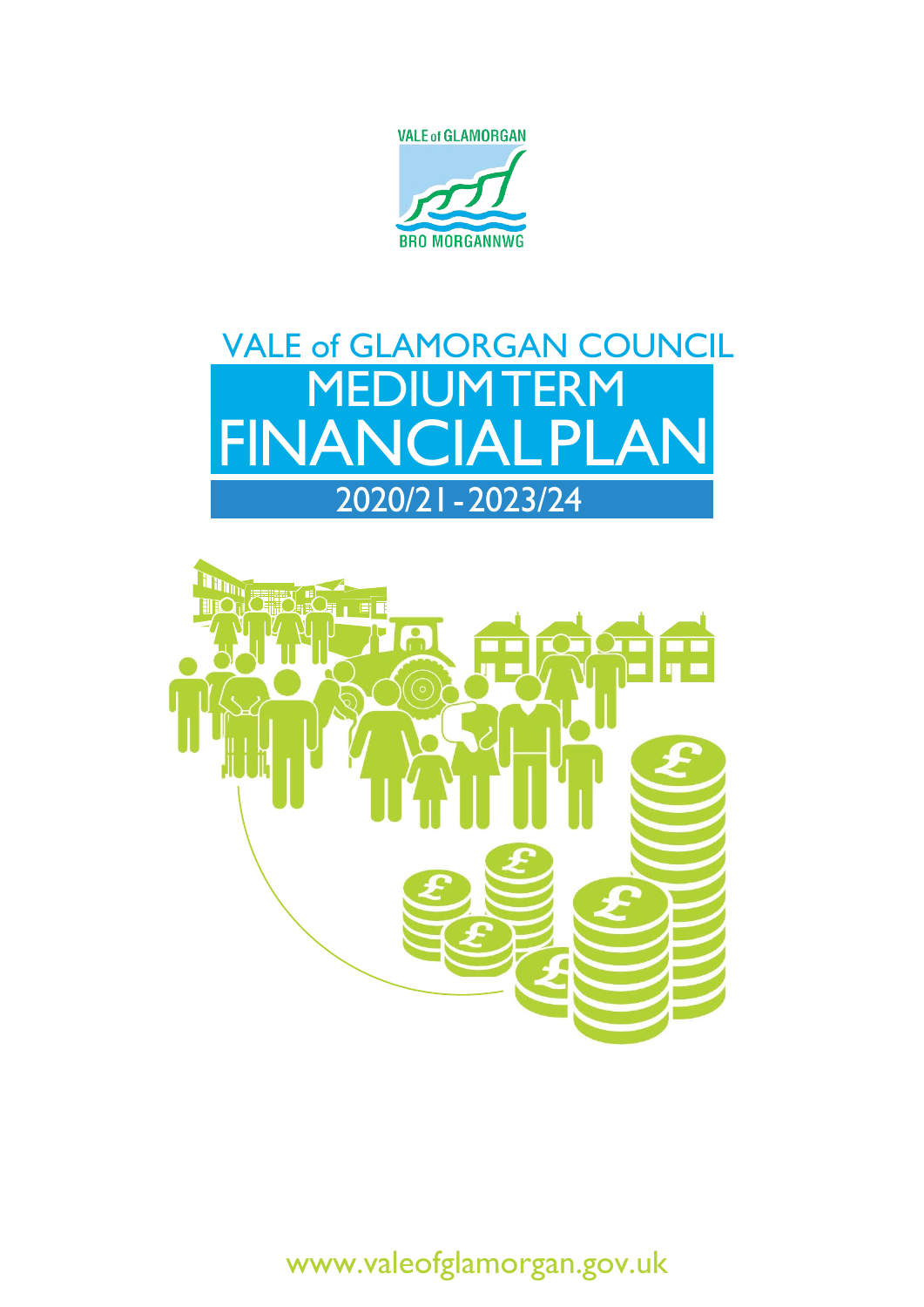VALE of GLAMORGAN

BRO MORGANNWG

# VALE of GLAMORGAN COUNCIL

# MEDIUM TERM FINANCIAL PLAN

## 2020/21 - 2023/24

www.valeofglamorgan.gov.uk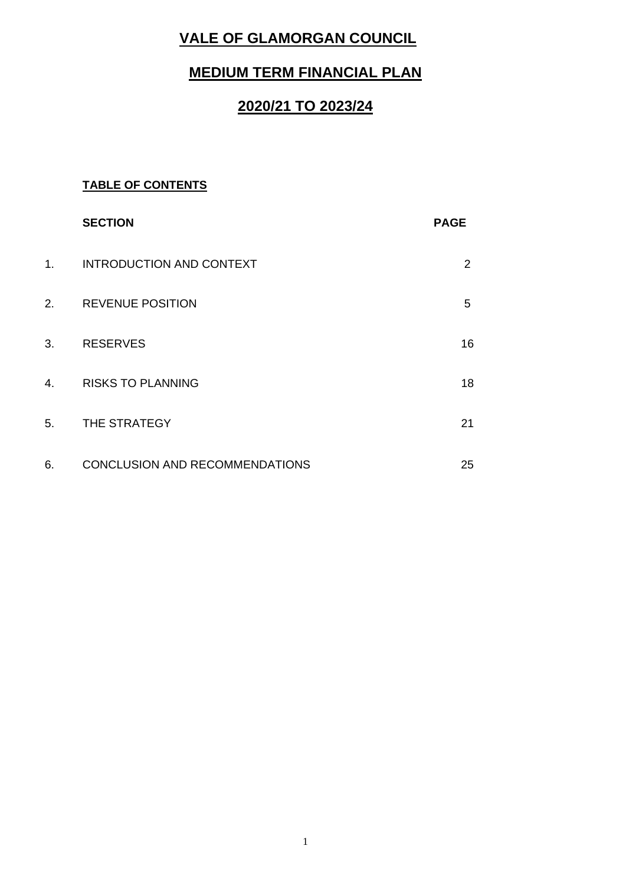# VALE OF GLAMORGAN COUNCIL

## MEDIUM TERM FINANCIAL PLAN

## 2020/21 TO 2023/24

**TABLE OF CONTENTS**

| | SECTION | PAGE |
|---|---|---|
| 1. | INTRODUCTION AND CONTEXT | 2 |
| 2. | REVENUE POSITION | 5 |
| 3. | RESERVES | 16 |
| 4. | RISKS TO PLANNING | 18 |
| 5. | THE STRATEGY | 21 |
| 6. | CONCLUSION AND RECOMMENDATIONS | 25 |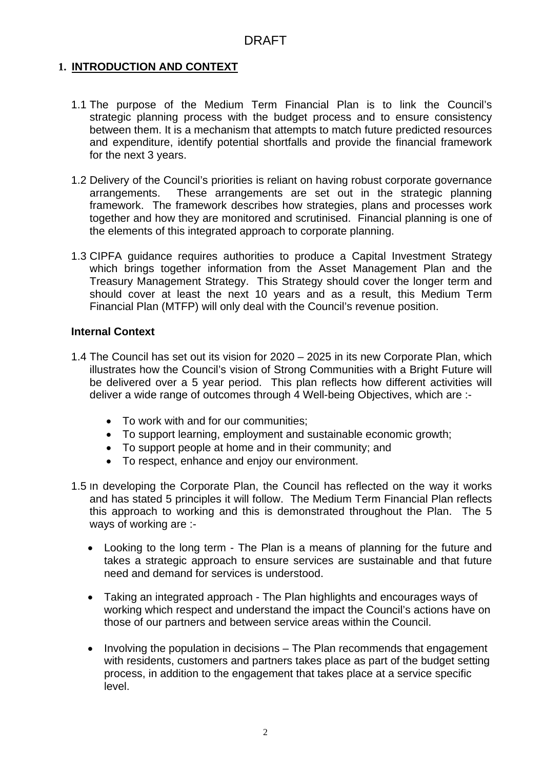DRAFT

## 1. INTRODUCTION AND CONTEXT

1.1 The purpose of the Medium Term Financial Plan is to link the Council's strategic planning process with the budget process and to ensure consistency between them. It is a mechanism that attempts to match future predicted resources and expenditure, identify potential shortfalls and provide the financial framework for the next 3 years.

1.2 Delivery of the Council's priorities is reliant on having robust corporate governance arrangements. These arrangements are set out in the strategic planning framework. The framework describes how strategies, plans and processes work together and how they are monitored and scrutinised. Financial planning is one of the elements of this integrated approach to corporate planning.

1.3 CIPFA guidance requires authorities to produce a Capital Investment Strategy which brings together information from the Asset Management Plan and the Treasury Management Strategy. This Strategy should cover the longer term and should cover at least the next 10 years and as a result, this Medium Term Financial Plan (MTFP) will only deal with the Council's revenue position.

### Internal Context

1.4 The Council has set out its vision for 2020 – 2025 in its new Corporate Plan, which illustrates how the Council's vision of Strong Communities with a Bright Future will be delivered over a 5 year period. This plan reflects how different activities will deliver a wide range of outcomes through 4 Well-being Objectives, which are :-

- To work with and for our communities;
- To support learning, employment and sustainable economic growth;
- To support people at home and in their community; and
- To respect, enhance and enjoy our environment.

1.5 In developing the Corporate Plan, the Council has reflected on the way it works and has stated 5 principles it will follow. The Medium Term Financial Plan reflects this approach to working and this is demonstrated throughout the Plan. The 5 ways of working are :-

- Looking to the long term - The Plan is a means of planning for the future and takes a strategic approach to ensure services are sustainable and that future need and demand for services is understood.
- Taking an integrated approach - The Plan highlights and encourages ways of working which respect and understand the impact the Council's actions have on those of our partners and between service areas within the Council.
- Involving the population in decisions – The Plan recommends that engagement with residents, customers and partners takes place as part of the budget setting process, in addition to the engagement that takes place at a service specific level.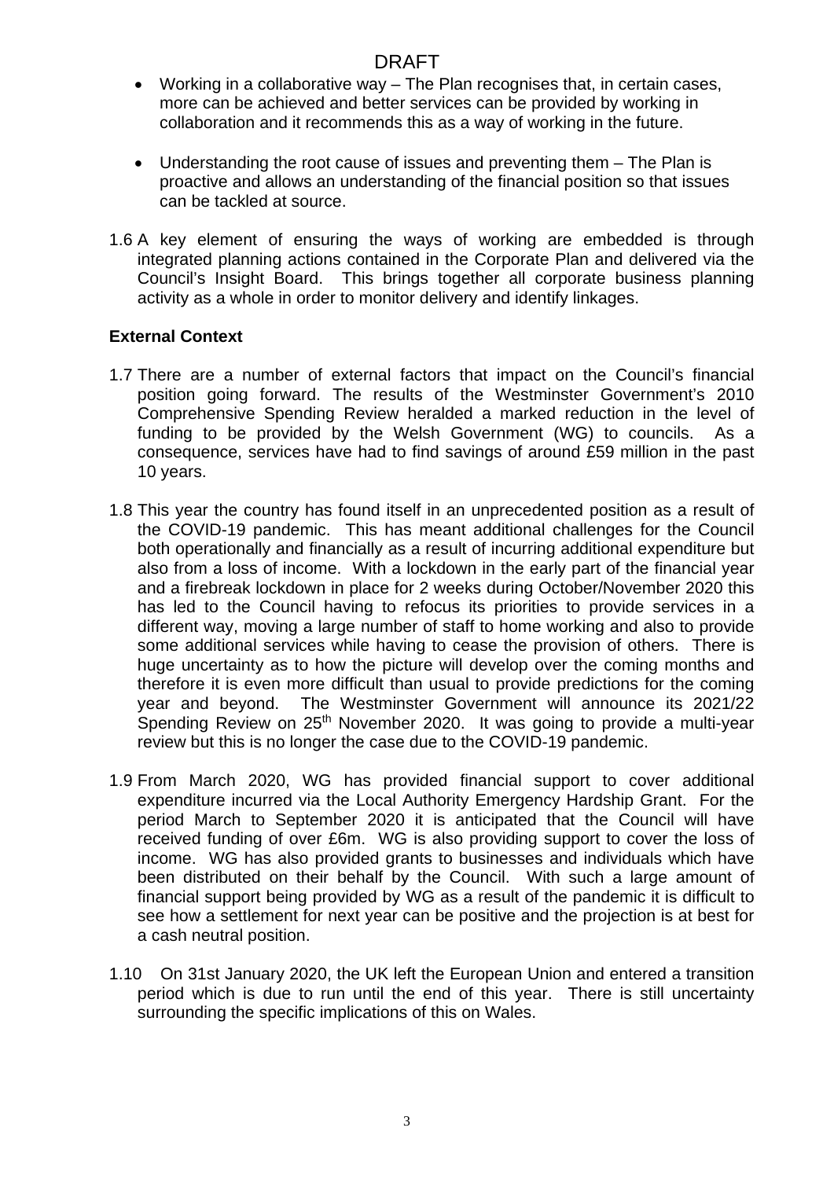DRAFT

- Working in a collaborative way – The Plan recognises that, in certain cases, more can be achieved and better services can be provided by working in collaboration and it recommends this as a way of working in the future.

- Understanding the root cause of issues and preventing them – The Plan is proactive and allows an understanding of the financial position so that issues can be tackled at source.

1.6 A key element of ensuring the ways of working are embedded is through integrated planning actions contained in the Corporate Plan and delivered via the Council's Insight Board. This brings together all corporate business planning activity as a whole in order to monitor delivery and identify linkages.

**External Context**

1.7 There are a number of external factors that impact on the Council's financial position going forward. The results of the Westminster Government's 2010 Comprehensive Spending Review heralded a marked reduction in the level of funding to be provided by the Welsh Government (WG) to councils. As a consequence, services have had to find savings of around £59 million in the past 10 years.

1.8 This year the country has found itself in an unprecedented position as a result of the COVID-19 pandemic. This has meant additional challenges for the Council both operationally and financially as a result of incurring additional expenditure but also from a loss of income. With a lockdown in the early part of the financial year and a firebreak lockdown in place for 2 weeks during October/November 2020 this has led to the Council having to refocus its priorities to provide services in a different way, moving a large number of staff to home working and also to provide some additional services while having to cease the provision of others. There is huge uncertainty as to how the picture will develop over the coming months and therefore it is even more difficult than usual to provide predictions for the coming year and beyond. The Westminster Government will announce its 2021/22 Spending Review on 25th November 2020. It was going to provide a multi-year review but this is no longer the case due to the COVID-19 pandemic.

1.9 From March 2020, WG has provided financial support to cover additional expenditure incurred via the Local Authority Emergency Hardship Grant. For the period March to September 2020 it is anticipated that the Council will have received funding of over £6m. WG is also providing support to cover the loss of income. WG has also provided grants to businesses and individuals which have been distributed on their behalf by the Council. With such a large amount of financial support being provided by WG as a result of the pandemic it is difficult to see how a settlement for next year can be positive and the projection is at best for a cash neutral position.

1.10 On 31st January 2020, the UK left the European Union and entered a transition period which is due to run until the end of this year. There is still uncertainty surrounding the specific implications of this on Wales.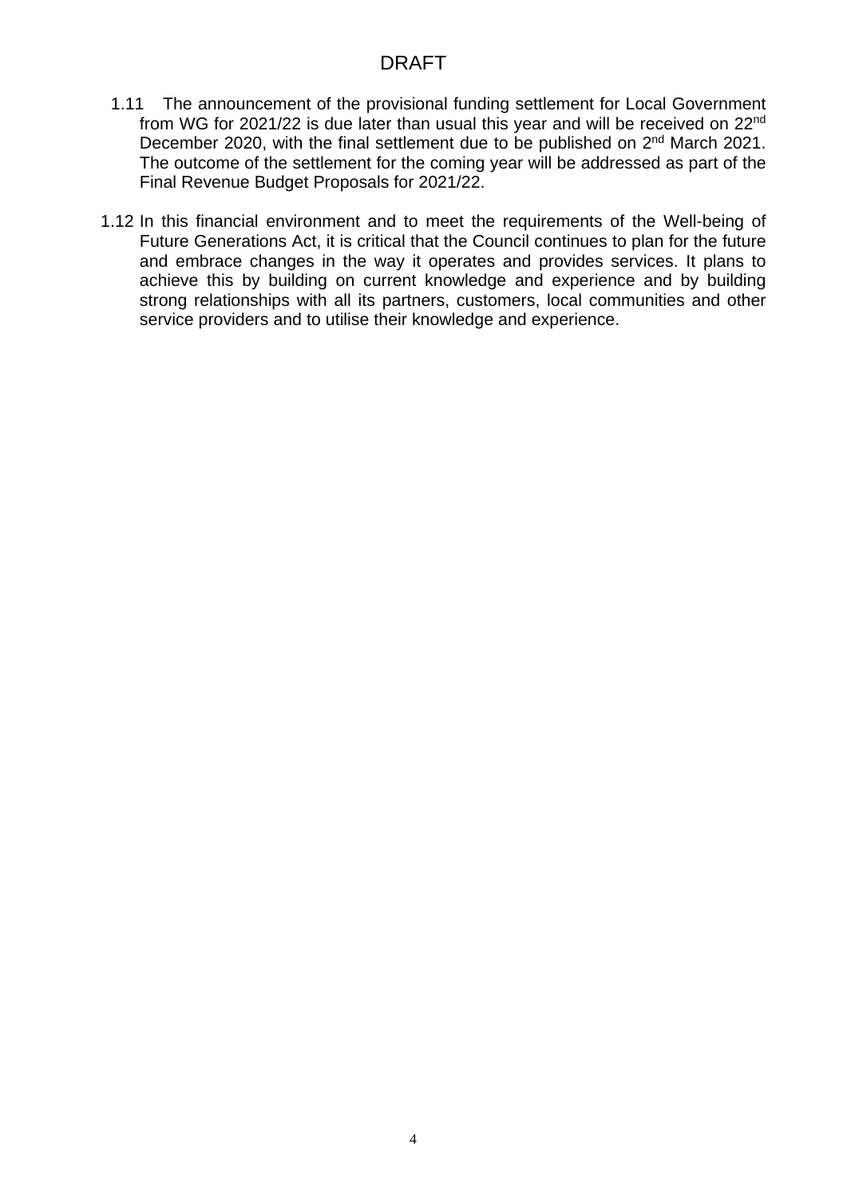1.11 The announcement of the provisional funding settlement for Local Government from WG for 2021/22 is due later than usual this year and will be received on 22nd December 2020, with the final settlement due to be published on 2nd March 2021. The outcome of the settlement for the coming year will be addressed as part of the Final Revenue Budget Proposals for 2021/22.

1.12 In this financial environment and to meet the requirements of the Well-being of Future Generations Act, it is critical that the Council continues to plan for the future and embrace changes in the way it operates and provides services. It plans to achieve this by building on current knowledge and experience and by building strong relationships with all its partners, customers, local communities and other service providers and to utilise their knowledge and experience.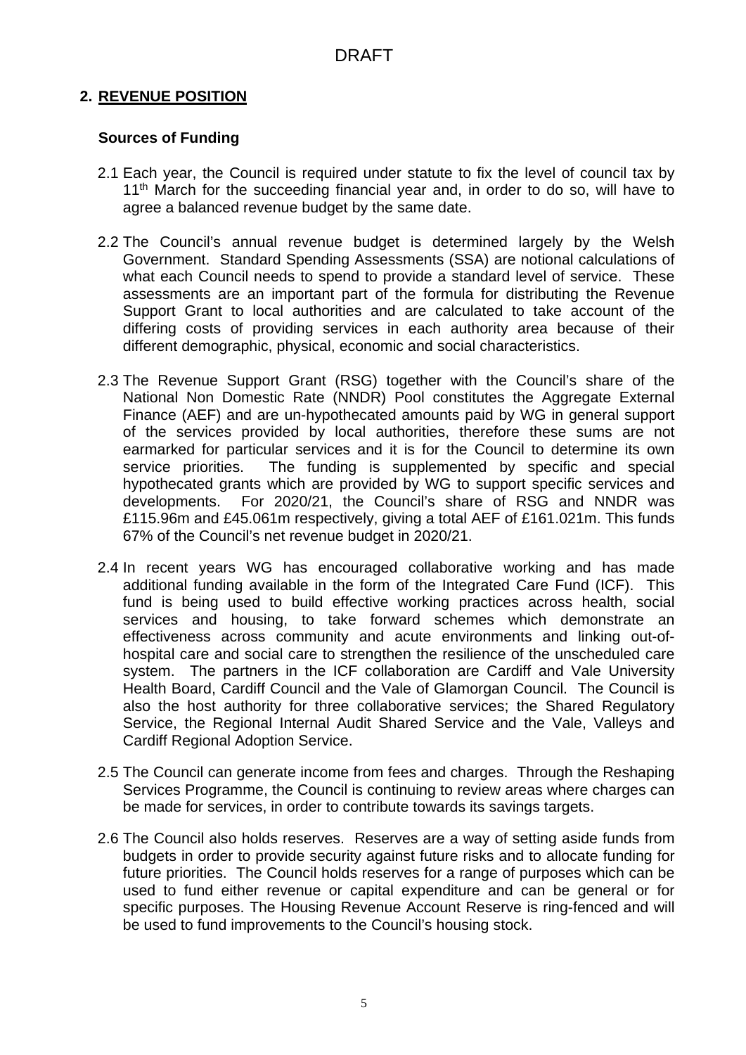DRAFT

## 2. REVENUE POSITION

### Sources of Funding

2.1 Each year, the Council is required under statute to fix the level of council tax by 11th March for the succeeding financial year and, in order to do so, will have to agree a balanced revenue budget by the same date.

2.2 The Council's annual revenue budget is determined largely by the Welsh Government. Standard Spending Assessments (SSA) are notional calculations of what each Council needs to spend to provide a standard level of service. These assessments are an important part of the formula for distributing the Revenue Support Grant to local authorities and are calculated to take account of the differing costs of providing services in each authority area because of their different demographic, physical, economic and social characteristics.

2.3 The Revenue Support Grant (RSG) together with the Council's share of the National Non Domestic Rate (NNDR) Pool constitutes the Aggregate External Finance (AEF) and are un-hypothecated amounts paid by WG in general support of the services provided by local authorities, therefore these sums are not earmarked for particular services and it is for the Council to determine its own service priorities. The funding is supplemented by specific and special hypothecated grants which are provided by WG to support specific services and developments. For 2020/21, the Council's share of RSG and NNDR was £115.96m and £45.061m respectively, giving a total AEF of £161.021m. This funds 67% of the Council's net revenue budget in 2020/21.

2.4 In recent years WG has encouraged collaborative working and has made additional funding available in the form of the Integrated Care Fund (ICF). This fund is being used to build effective working practices across health, social services and housing, to take forward schemes which demonstrate an effectiveness across community and acute environments and linking out-of-hospital care and social care to strengthen the resilience of the unscheduled care system. The partners in the ICF collaboration are Cardiff and Vale University Health Board, Cardiff Council and the Vale of Glamorgan Council. The Council is also the host authority for three collaborative services; the Shared Regulatory Service, the Regional Internal Audit Shared Service and the Vale, Valleys and Cardiff Regional Adoption Service.

2.5 The Council can generate income from fees and charges. Through the Reshaping Services Programme, the Council is continuing to review areas where charges can be made for services, in order to contribute towards its savings targets.

2.6 The Council also holds reserves. Reserves are a way of setting aside funds from budgets in order to provide security against future risks and to allocate funding for future priorities. The Council holds reserves for a range of purposes which can be used to fund either revenue or capital expenditure and can be general or for specific purposes. The Housing Revenue Account Reserve is ring-fenced and will be used to fund improvements to the Council's housing stock.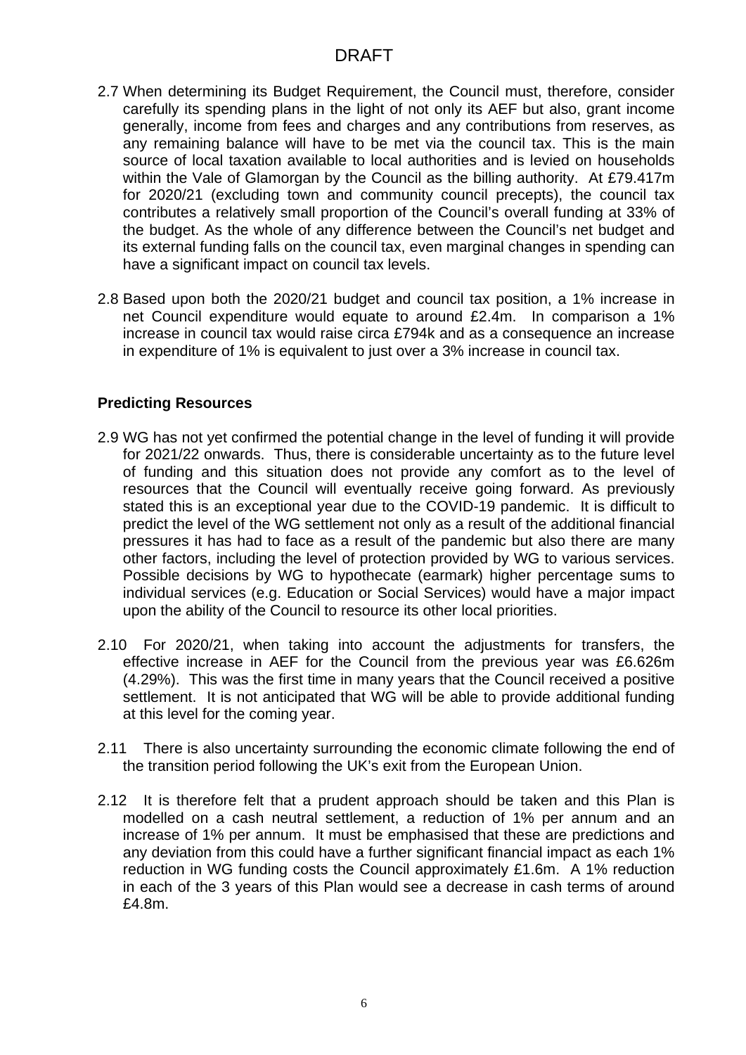DRAFT

2.7 When determining its Budget Requirement, the Council must, therefore, consider carefully its spending plans in the light of not only its AEF but also, grant income generally, income from fees and charges and any contributions from reserves, as any remaining balance will have to be met via the council tax. This is the main source of local taxation available to local authorities and is levied on households within the Vale of Glamorgan by the Council as the billing authority. At £79.417m for 2020/21 (excluding town and community council precepts), the council tax contributes a relatively small proportion of the Council's overall funding at 33% of the budget. As the whole of any difference between the Council's net budget and its external funding falls on the council tax, even marginal changes in spending can have a significant impact on council tax levels.

2.8 Based upon both the 2020/21 budget and council tax position, a 1% increase in net Council expenditure would equate to around £2.4m. In comparison a 1% increase in council tax would raise circa £794k and as a consequence an increase in expenditure of 1% is equivalent to just over a 3% increase in council tax.

**Predicting Resources**

2.9 WG has not yet confirmed the potential change in the level of funding it will provide for 2021/22 onwards. Thus, there is considerable uncertainty as to the future level of funding and this situation does not provide any comfort as to the level of resources that the Council will eventually receive going forward. As previously stated this is an exceptional year due to the COVID-19 pandemic. It is difficult to predict the level of the WG settlement not only as a result of the additional financial pressures it has had to face as a result of the pandemic but also there are many other factors, including the level of protection provided by WG to various services. Possible decisions by WG to hypothecate (earmark) higher percentage sums to individual services (e.g. Education or Social Services) would have a major impact upon the ability of the Council to resource its other local priorities.

2.10 For 2020/21, when taking into account the adjustments for transfers, the effective increase in AEF for the Council from the previous year was £6.626m (4.29%). This was the first time in many years that the Council received a positive settlement. It is not anticipated that WG will be able to provide additional funding at this level for the coming year.

2.11 There is also uncertainty surrounding the economic climate following the end of the transition period following the UK's exit from the European Union.

2.12 It is therefore felt that a prudent approach should be taken and this Plan is modelled on a cash neutral settlement, a reduction of 1% per annum and an increase of 1% per annum. It must be emphasised that these are predictions and any deviation from this could have a further significant financial impact as each 1% reduction in WG funding costs the Council approximately £1.6m. A 1% reduction in each of the 3 years of this Plan would see a decrease in cash terms of around £4.8m.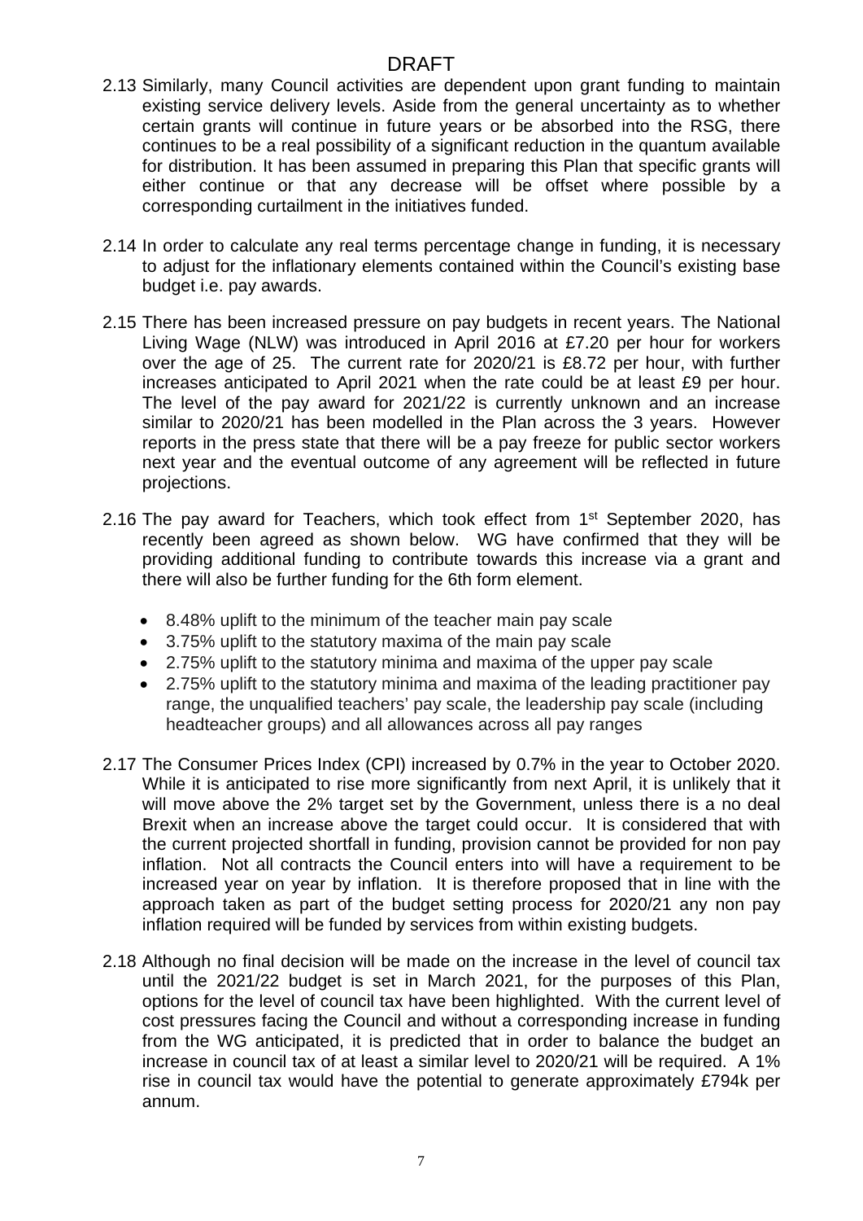DRAFT

2.13 Similarly, many Council activities are dependent upon grant funding to maintain existing service delivery levels. Aside from the general uncertainty as to whether certain grants will continue in future years or be absorbed into the RSG, there continues to be a real possibility of a significant reduction in the quantum available for distribution. It has been assumed in preparing this Plan that specific grants will either continue or that any decrease will be offset where possible by a corresponding curtailment in the initiatives funded.

2.14 In order to calculate any real terms percentage change in funding, it is necessary to adjust for the inflationary elements contained within the Council's existing base budget i.e. pay awards.

2.15 There has been increased pressure on pay budgets in recent years. The National Living Wage (NLW) was introduced in April 2016 at £7.20 per hour for workers over the age of 25. The current rate for 2020/21 is £8.72 per hour, with further increases anticipated to April 2021 when the rate could be at least £9 per hour. The level of the pay award for 2021/22 is currently unknown and an increase similar to 2020/21 has been modelled in the Plan across the 3 years. However reports in the press state that there will be a pay freeze for public sector workers next year and the eventual outcome of any agreement will be reflected in future projections.

2.16 The pay award for Teachers, which took effect from 1st September 2020, has recently been agreed as shown below. WG have confirmed that they will be providing additional funding to contribute towards this increase via a grant and there will also be further funding for the 6th form element.

- 8.48% uplift to the minimum of the teacher main pay scale
- 3.75% uplift to the statutory maxima of the main pay scale
- 2.75% uplift to the statutory minima and maxima of the upper pay scale
- 2.75% uplift to the statutory minima and maxima of the leading practitioner pay range, the unqualified teachers' pay scale, the leadership pay scale (including headteacher groups) and all allowances across all pay ranges

2.17 The Consumer Prices Index (CPI) increased by 0.7% in the year to October 2020. While it is anticipated to rise more significantly from next April, it is unlikely that it will move above the 2% target set by the Government, unless there is a no deal Brexit when an increase above the target could occur. It is considered that with the current projected shortfall in funding, provision cannot be provided for non pay inflation. Not all contracts the Council enters into will have a requirement to be increased year on year by inflation. It is therefore proposed that in line with the approach taken as part of the budget setting process for 2020/21 any non pay inflation required will be funded by services from within existing budgets.

2.18 Although no final decision will be made on the increase in the level of council tax until the 2021/22 budget is set in March 2021, for the purposes of this Plan, options for the level of council tax have been highlighted. With the current level of cost pressures facing the Council and without a corresponding increase in funding from the WG anticipated, it is predicted that in order to balance the budget an increase in council tax of at least a similar level to 2020/21 will be required. A 1% rise in council tax would have the potential to generate approximately £794k per annum.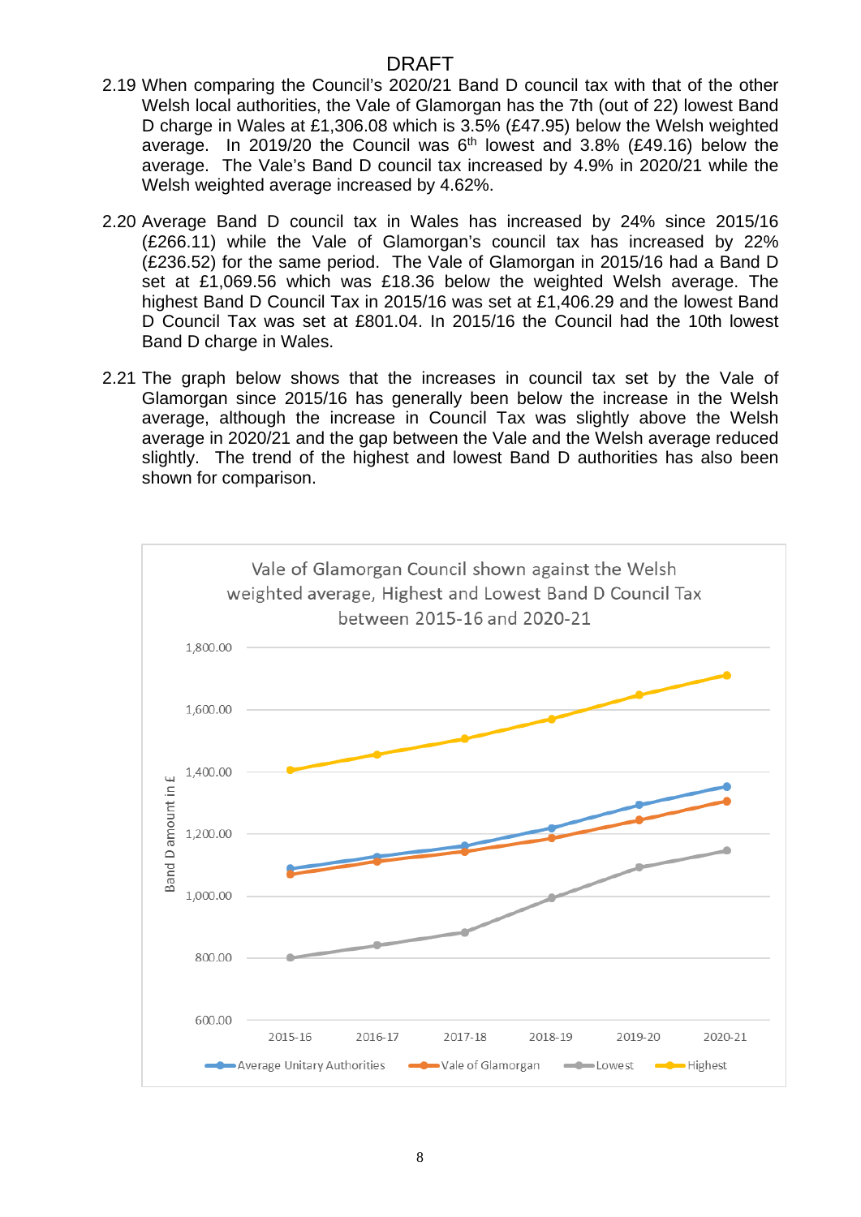DRAFT

2.19 When comparing the Council's 2020/21 Band D council tax with that of the other Welsh local authorities, the Vale of Glamorgan has the 7th (out of 22) lowest Band D charge in Wales at £1,306.08 which is 3.5% (£47.95) below the Welsh weighted average. In 2019/20 the Council was 6th lowest and 3.8% (£49.16) below the average. The Vale's Band D council tax increased by 4.9% in 2020/21 while the Welsh weighted average increased by 4.62%.

2.20 Average Band D council tax in Wales has increased by 24% since 2015/16 (£266.11) while the Vale of Glamorgan's council tax has increased by 22% (£236.52) for the same period. The Vale of Glamorgan in 2015/16 had a Band D set at £1,069.56 which was £18.36 below the weighted Welsh average. The highest Band D Council Tax in 2015/16 was set at £1,406.29 and the lowest Band D Council Tax was set at £801.04. In 2015/16 the Council had the 10th lowest Band D charge in Wales.

2.21 The graph below shows that the increases in council tax set by the Vale of Glamorgan since 2015/16 has generally been below the increase in the Welsh average, although the increase in Council Tax was slightly above the Welsh average in 2020/21 and the gap between the Vale and the Welsh average reduced slightly. The trend of the highest and lowest Band D authorities has also been shown for comparison.

Vale of Glamorgan Council shown against the Welsh weighted average, Highest and Lowest Band D Council Tax between 2015-16 and 2020-21

Y-axis: Band D amount in £ (600.00 – 1,800.00)

X-axis: 2015-16, 2016-17, 2017-18, 2018-19, 2019-20, 2020-21

Legend: Average Unitary Authorities, Vale of Glamorgan, Lowest, Highest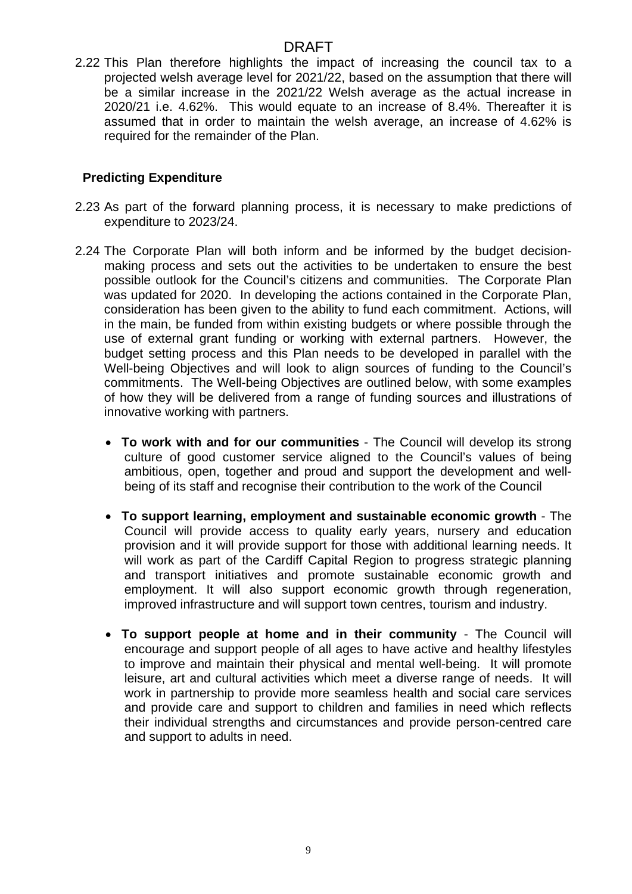2.22 This Plan therefore highlights the impact of increasing the council tax to a projected welsh average level for 2021/22, based on the assumption that there will be a similar increase in the 2021/22 Welsh average as the actual increase in 2020/21 i.e. 4.62%. This would equate to an increase of 8.4%. Thereafter it is assumed that in order to maintain the welsh average, an increase of 4.62% is required for the remainder of the Plan.

**Predicting Expenditure**

2.23 As part of the forward planning process, it is necessary to make predictions of expenditure to 2023/24.

2.24 The Corporate Plan will both inform and be informed by the budget decision-making process and sets out the activities to be undertaken to ensure the best possible outlook for the Council's citizens and communities. The Corporate Plan was updated for 2020. In developing the actions contained in the Corporate Plan, consideration has been given to the ability to fund each commitment. Actions, will in the main, be funded from within existing budgets or where possible through the use of external grant funding or working with external partners. However, the budget setting process and this Plan needs to be developed in parallel with the Well-being Objectives and will look to align sources of funding to the Council's commitments. The Well-being Objectives are outlined below, with some examples of how they will be delivered from a range of funding sources and illustrations of innovative working with partners.

- **To work with and for our communities** - The Council will develop its strong culture of good customer service aligned to the Council's values of being ambitious, open, together and proud and support the development and well-being of its staff and recognise their contribution to the work of the Council

- **To support learning, employment and sustainable economic growth** - The Council will provide access to quality early years, nursery and education provision and it will provide support for those with additional learning needs. It will work as part of the Cardiff Capital Region to progress strategic planning and transport initiatives and promote sustainable economic growth and employment. It will also support economic growth through regeneration, improved infrastructure and will support town centres, tourism and industry.

- **To support people at home and in their community** - The Council will encourage and support people of all ages to have active and healthy lifestyles to improve and maintain their physical and mental well-being. It will promote leisure, art and cultural activities which meet a diverse range of needs. It will work in partnership to provide more seamless health and social care services and provide care and support to children and families in need which reflects their individual strengths and circumstances and provide person-centred care and support to adults in need.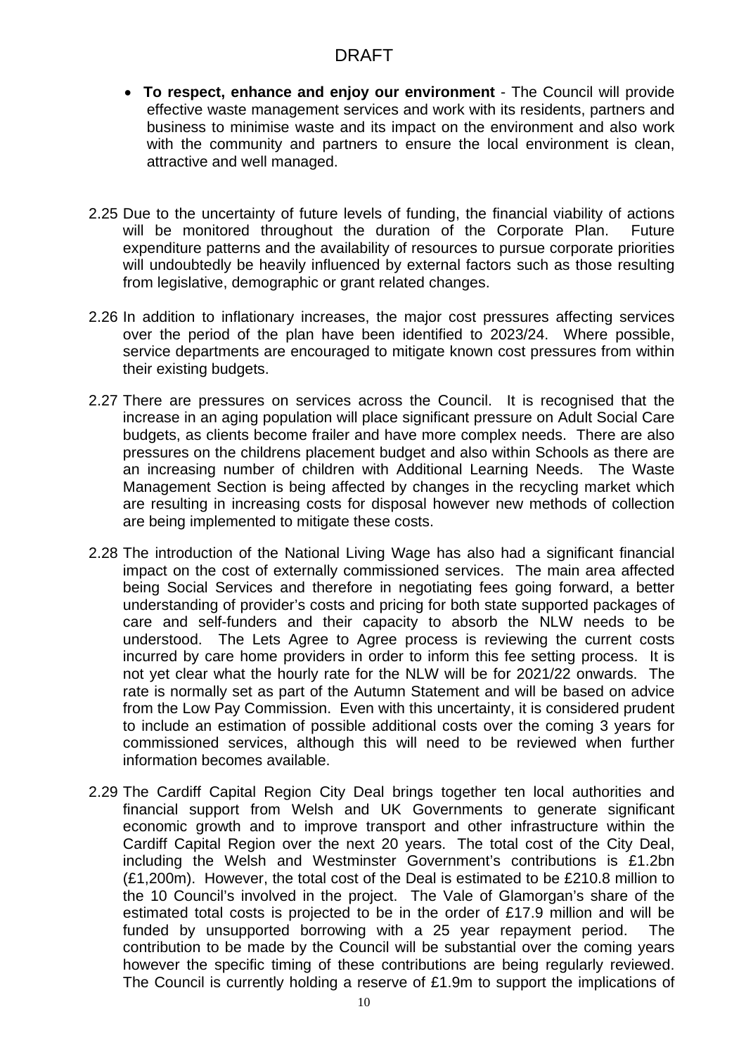- **To respect, enhance and enjoy our environment** - The Council will provide effective waste management services and work with its residents, partners and business to minimise waste and its impact on the environment and also work with the community and partners to ensure the local environment is clean, attractive and well managed.

2.25 Due to the uncertainty of future levels of funding, the financial viability of actions will be monitored throughout the duration of the Corporate Plan. Future expenditure patterns and the availability of resources to pursue corporate priorities will undoubtedly be heavily influenced by external factors such as those resulting from legislative, demographic or grant related changes.

2.26 In addition to inflationary increases, the major cost pressures affecting services over the period of the plan have been identified to 2023/24. Where possible, service departments are encouraged to mitigate known cost pressures from within their existing budgets.

2.27 There are pressures on services across the Council. It is recognised that the increase in an aging population will place significant pressure on Adult Social Care budgets, as clients become frailer and have more complex needs. There are also pressures on the childrens placement budget and also within Schools as there are an increasing number of children with Additional Learning Needs. The Waste Management Section is being affected by changes in the recycling market which are resulting in increasing costs for disposal however new methods of collection are being implemented to mitigate these costs.

2.28 The introduction of the National Living Wage has also had a significant financial impact on the cost of externally commissioned services. The main area affected being Social Services and therefore in negotiating fees going forward, a better understanding of provider's costs and pricing for both state supported packages of care and self-funders and their capacity to absorb the NLW needs to be understood. The Lets Agree to Agree process is reviewing the current costs incurred by care home providers in order to inform this fee setting process. It is not yet clear what the hourly rate for the NLW will be for 2021/22 onwards. The rate is normally set as part of the Autumn Statement and will be based on advice from the Low Pay Commission. Even with this uncertainty, it is considered prudent to include an estimation of possible additional costs over the coming 3 years for commissioned services, although this will need to be reviewed when further information becomes available.

2.29 The Cardiff Capital Region City Deal brings together ten local authorities and financial support from Welsh and UK Governments to generate significant economic growth and to improve transport and other infrastructure within the Cardiff Capital Region over the next 20 years. The total cost of the City Deal, including the Welsh and Westminster Government's contributions is £1.2bn (£1,200m). However, the total cost of the Deal is estimated to be £210.8 million to the 10 Council's involved in the project. The Vale of Glamorgan's share of the estimated total costs is projected to be in the order of £17.9 million and will be funded by unsupported borrowing with a 25 year repayment period. The contribution to be made by the Council will be substantial over the coming years however the specific timing of these contributions are being regularly reviewed. The Council is currently holding a reserve of £1.9m to support the implications of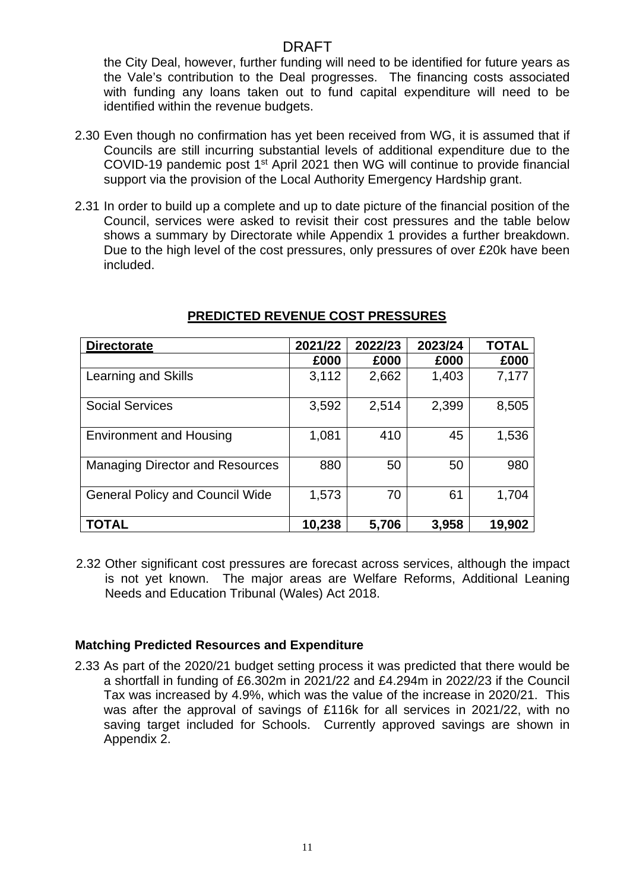the City Deal, however, further funding will need to be identified for future years as the Vale's contribution to the Deal progresses. The financing costs associated with funding any loans taken out to fund capital expenditure will need to be identified within the revenue budgets.

2.30 Even though no confirmation has yet been received from WG, it is assumed that if Councils are still incurring substantial levels of additional expenditure due to the COVID-19 pandemic post 1st April 2021 then WG will continue to provide financial support via the provision of the Local Authority Emergency Hardship grant.

2.31 In order to build up a complete and up to date picture of the financial position of the Council, services were asked to revisit their cost pressures and the table below shows a summary by Directorate while Appendix 1 provides a further breakdown. Due to the high level of the cost pressures, only pressures of over £20k have been included.

**PREDICTED REVENUE COST PRESSURES**

| **Directorate** | **2021/22** | **2022/23** | **2023/24** | **TOTAL** |
|---|---|---|---|---|
| | **£000** | **£000** | **£000** | **£000** |
| Learning and Skills | 3,112 | 2,662 | 1,403 | 7,177 |
| Social Services | 3,592 | 2,514 | 2,399 | 8,505 |
| Environment and Housing | 1,081 | 410 | 45 | 1,536 |
| Managing Director and Resources | 880 | 50 | 50 | 980 |
| General Policy and Council Wide | 1,573 | 70 | 61 | 1,704 |
| **TOTAL** | **10,238** | **5,706** | **3,958** | **19,902** |

2.32 Other significant cost pressures are forecast across services, although the impact is not yet known. The major areas are Welfare Reforms, Additional Leaning Needs and Education Tribunal (Wales) Act 2018.

**Matching Predicted Resources and Expenditure**

2.33 As part of the 2020/21 budget setting process it was predicted that there would be a shortfall in funding of £6.302m in 2021/22 and £4.294m in 2022/23 if the Council Tax was increased by 4.9%, which was the value of the increase in 2020/21. This was after the approval of savings of £116k for all services in 2021/22, with no saving target included for Schools. Currently approved savings are shown in Appendix 2.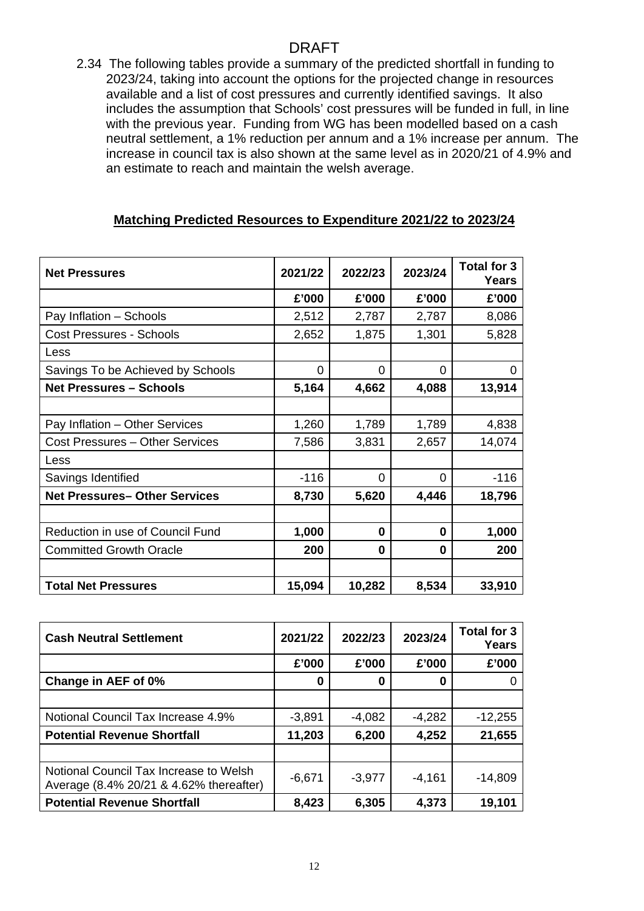DRAFT

2.34 The following tables provide a summary of the predicted shortfall in funding to 2023/24, taking into account the options for the projected change in resources available and a list of cost pressures and currently identified savings. It also includes the assumption that Schools' cost pressures will be funded in full, in line with the previous year. Funding from WG has been modelled based on a cash neutral settlement, a 1% reduction per annum and a 1% increase per annum. The increase in council tax is also shown at the same level as in 2020/21 of 4.9% and an estimate to reach and maintain the welsh average.

**Matching Predicted Resources to Expenditure 2021/22 to 2023/24**

| **Net Pressures** | **2021/22** | **2022/23** | **2023/24** | **Total for 3 Years** |
|---|---|---|---|---|
| | **£'000** | **£'000** | **£'000** | **£'000** |
| Pay Inflation – Schools | 2,512 | 2,787 | 2,787 | 8,086 |
| Cost Pressures - Schools | 2,652 | 1,875 | 1,301 | 5,828 |
| Less | | | | |
| Savings To be Achieved by Schools | 0 | 0 | 0 | 0 |
| **Net Pressures – Schools** | **5,164** | **4,662** | **4,088** | **13,914** |
| | | | | |
| Pay Inflation – Other Services | 1,260 | 1,789 | 1,789 | 4,838 |
| Cost Pressures – Other Services | 7,586 | 3,831 | 2,657 | 14,074 |
| Less | | | | |
| Savings Identified | -116 | 0 | 0 | -116 |
| **Net Pressures– Other Services** | **8,730** | **5,620** | **4,446** | **18,796** |
| | | | | |
| Reduction in use of Council Fund | **1,000** | **0** | **0** | **1,000** |
| Committed Growth Oracle | **200** | **0** | **0** | **200** |
| | | | | |
| **Total Net Pressures** | **15,094** | **10,282** | **8,534** | **33,910** |

| **Cash Neutral Settlement** | **2021/22** | **2022/23** | **2023/24** | **Total for 3 Years** |
|---|---|---|---|---|
| | **£'000** | **£'000** | **£'000** | **£'000** |
| **Change in AEF of 0%** | **0** | **0** | **0** | 0 |
| | | | | |
| Notional Council Tax Increase 4.9% | -3,891 | -4,082 | -4,282 | -12,255 |
| **Potential Revenue Shortfall** | **11,203** | **6,200** | **4,252** | **21,655** |
| | | | | |
| Notional Council Tax Increase to Welsh Average (8.4% 20/21 & 4.62% thereafter) | -6,671 | -3,977 | -4,161 | -14,809 |
| **Potential Revenue Shortfall** | **8,423** | **6,305** | **4,373** | **19,101** |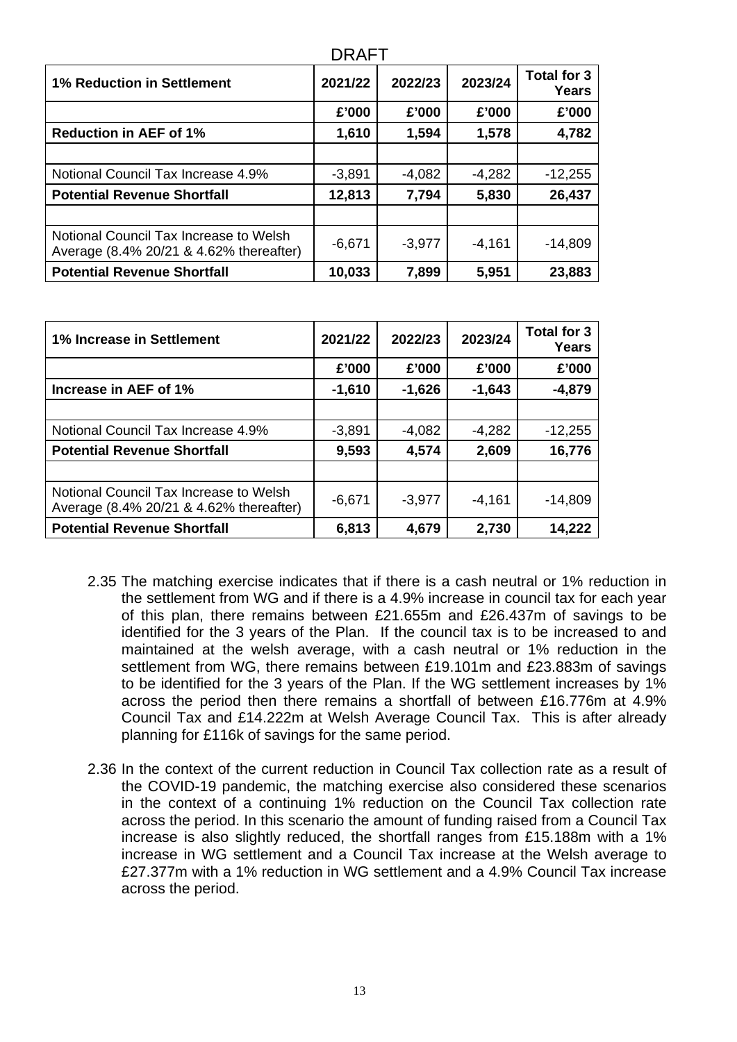DRAFT

| 1% Reduction in Settlement | 2021/22 | 2022/23 | 2023/24 | Total for 3 Years |
|---|---|---|---|---|
| | £'000 | £'000 | £'000 | £'000 |
| **Reduction in AEF of 1%** | **1,610** | **1,594** | **1,578** | **4,782** |
| | | | | |
| Notional Council Tax Increase 4.9% | -3,891 | -4,082 | -4,282 | -12,255 |
| **Potential Revenue Shortfall** | **12,813** | **7,794** | **5,830** | **26,437** |
| | | | | |
| Notional Council Tax Increase to Welsh Average (8.4% 20/21 & 4.62% thereafter) | -6,671 | -3,977 | -4,161 | -14,809 |
| **Potential Revenue Shortfall** | **10,033** | **7,899** | **5,951** | **23,883** |

| 1% Increase in Settlement | 2021/22 | 2022/23 | 2023/24 | Total for 3 Years |
|---|---|---|---|---|
| | £'000 | £'000 | £'000 | £'000 |
| **Increase in AEF of 1%** | **-1,610** | **-1,626** | **-1,643** | **-4,879** |
| | | | | |
| Notional Council Tax Increase 4.9% | -3,891 | -4,082 | -4,282 | -12,255 |
| **Potential Revenue Shortfall** | **9,593** | **4,574** | **2,609** | **16,776** |
| | | | | |
| Notional Council Tax Increase to Welsh Average (8.4% 20/21 & 4.62% thereafter) | -6,671 | -3,977 | -4,161 | -14,809 |
| **Potential Revenue Shortfall** | **6,813** | **4,679** | **2,730** | **14,222** |

2.35 The matching exercise indicates that if there is a cash neutral or 1% reduction in the settlement from WG and if there is a 4.9% increase in council tax for each year of this plan, there remains between £21.655m and £26.437m of savings to be identified for the 3 years of the Plan. If the council tax is to be increased to and maintained at the welsh average, with a cash neutral or 1% reduction in the settlement from WG, there remains between £19.101m and £23.883m of savings to be identified for the 3 years of the Plan. If the WG settlement increases by 1% across the period then there remains a shortfall of between £16.776m at 4.9% Council Tax and £14.222m at Welsh Average Council Tax. This is after already planning for £116k of savings for the same period.

2.36 In the context of the current reduction in Council Tax collection rate as a result of the COVID-19 pandemic, the matching exercise also considered these scenarios in the context of a continuing 1% reduction on the Council Tax collection rate across the period. In this scenario the amount of funding raised from a Council Tax increase is also slightly reduced, the shortfall ranges from £15.188m with a 1% increase in WG settlement and a Council Tax increase at the Welsh average to £27.377m with a 1% reduction in WG settlement and a 4.9% Council Tax increase across the period.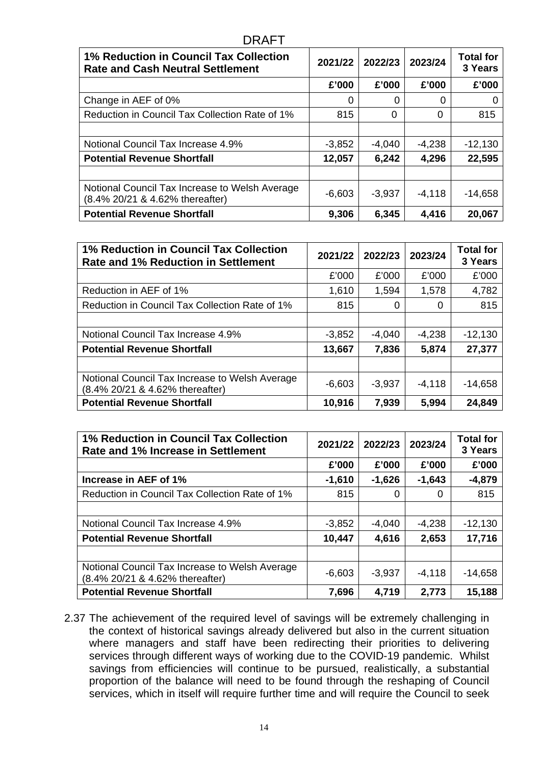DRAFT

| **1% Reduction in Council Tax Collection Rate and Cash Neutral Settlement** | **2021/22** | **2022/23** | **2023/24** | **Total for 3 Years** |
|---|---|---|---|---|
| | **£'000** | **£'000** | **£'000** | **£'000** |
| Change in AEF of 0% | 0 | 0 | 0 | 0 |
| Reduction in Council Tax Collection Rate of 1% | 815 | 0 | 0 | 815 |
| | | | | |
| Notional Council Tax Increase 4.9% | -3,852 | -4,040 | -4,238 | -12,130 |
| **Potential Revenue Shortfall** | **12,057** | **6,242** | **4,296** | **22,595** |
| | | | | |
| Notional Council Tax Increase to Welsh Average (8.4% 20/21 & 4.62% thereafter) | -6,603 | -3,937 | -4,118 | -14,658 |
| **Potential Revenue Shortfall** | **9,306** | **6,345** | **4,416** | **20,067** |

| **1% Reduction in Council Tax Collection Rate and 1% Reduction in Settlement** | **2021/22** | **2022/23** | **2023/24** | **Total for 3 Years** |
|---|---|---|---|---|
| | £'000 | £'000 | £'000 | £'000 |
| Reduction in AEF of 1% | 1,610 | 1,594 | 1,578 | 4,782 |
| Reduction in Council Tax Collection Rate of 1% | 815 | 0 | 0 | 815 |
| | | | | |
| Notional Council Tax Increase 4.9% | -3,852 | -4,040 | -4,238 | -12,130 |
| **Potential Revenue Shortfall** | **13,667** | **7,836** | **5,874** | **27,377** |
| | | | | |
| Notional Council Tax Increase to Welsh Average (8.4% 20/21 & 4.62% thereafter) | -6,603 | -3,937 | -4,118 | -14,658 |
| **Potential Revenue Shortfall** | **10,916** | **7,939** | **5,994** | **24,849** |

| **1% Reduction in Council Tax Collection Rate and 1% Increase in Settlement** | **2021/22** | **2022/23** | **2023/24** | **Total for 3 Years** |
|---|---|---|---|---|
| | **£'000** | **£'000** | **£'000** | **£'000** |
| **Increase in AEF of 1%** | **-1,610** | **-1,626** | **-1,643** | **-4,879** |
| Reduction in Council Tax Collection Rate of 1% | 815 | 0 | 0 | 815 |
| | | | | |
| Notional Council Tax Increase 4.9% | -3,852 | -4,040 | -4,238 | -12,130 |
| **Potential Revenue Shortfall** | **10,447** | **4,616** | **2,653** | **17,716** |
| | | | | |
| Notional Council Tax Increase to Welsh Average (8.4% 20/21 & 4.62% thereafter) | -6,603 | -3,937 | -4,118 | -14,658 |
| **Potential Revenue Shortfall** | **7,696** | **4,719** | **2,773** | **15,188** |

2.37 The achievement of the required level of savings will be extremely challenging in the context of historical savings already delivered but also in the current situation where managers and staff have been redirecting their priorities to delivering services through different ways of working due to the COVID-19 pandemic. Whilst savings from efficiencies will continue to be pursued, realistically, a substantial proportion of the balance will need to be found through the reshaping of Council services, which in itself will require further time and will require the Council to seek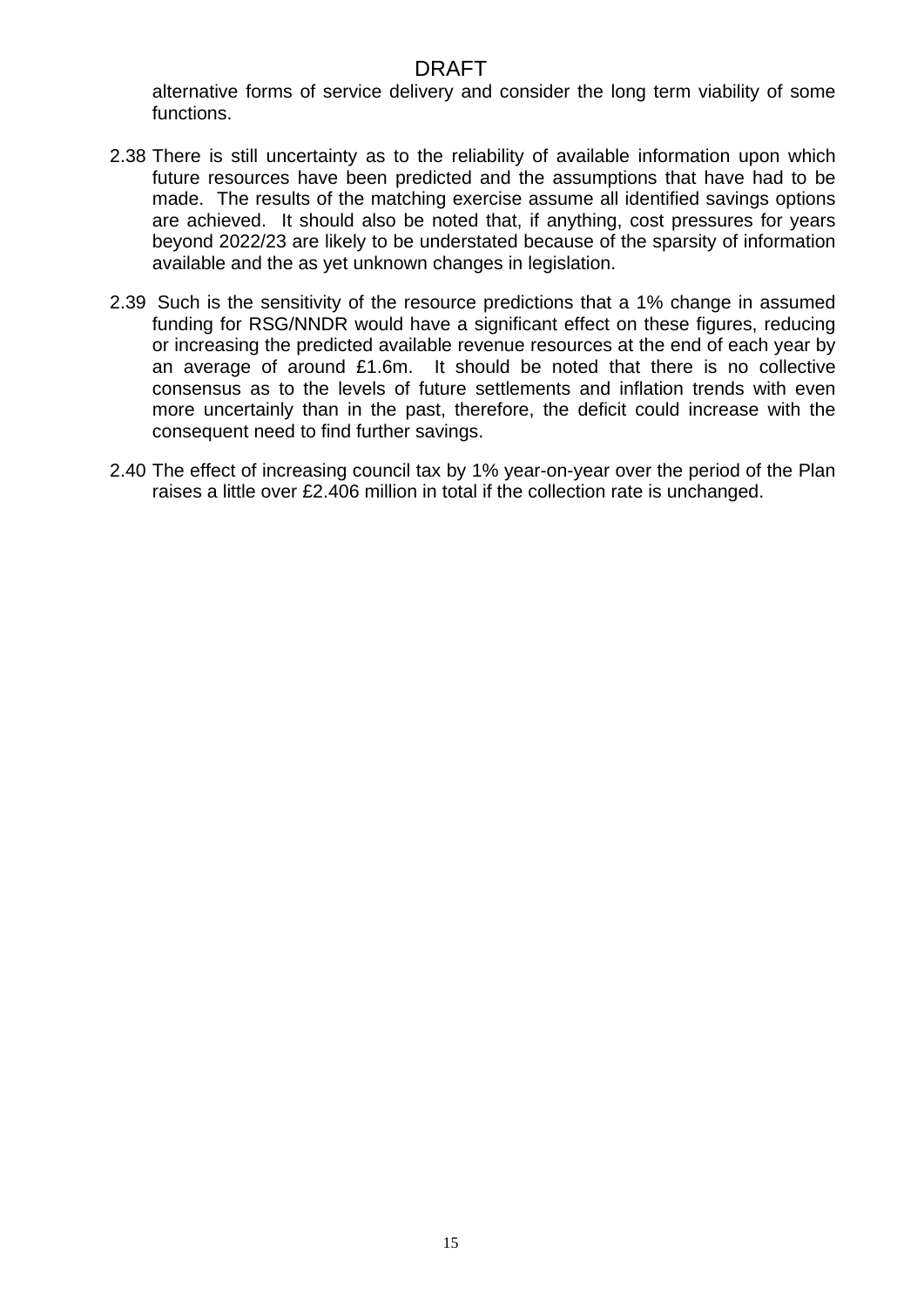alternative forms of service delivery and consider the long term viability of some functions.

2.38 There is still uncertainty as to the reliability of available information upon which future resources have been predicted and the assumptions that have had to be made. The results of the matching exercise assume all identified savings options are achieved. It should also be noted that, if anything, cost pressures for years beyond 2022/23 are likely to be understated because of the sparsity of information available and the as yet unknown changes in legislation.

2.39 Such is the sensitivity of the resource predictions that a 1% change in assumed funding for RSG/NNDR would have a significant effect on these figures, reducing or increasing the predicted available revenue resources at the end of each year by an average of around £1.6m. It should be noted that there is no collective consensus as to the levels of future settlements and inflation trends with even more uncertainly than in the past, therefore, the deficit could increase with the consequent need to find further savings.

2.40 The effect of increasing council tax by 1% year-on-year over the period of the Plan raises a little over £2.406 million in total if the collection rate is unchanged.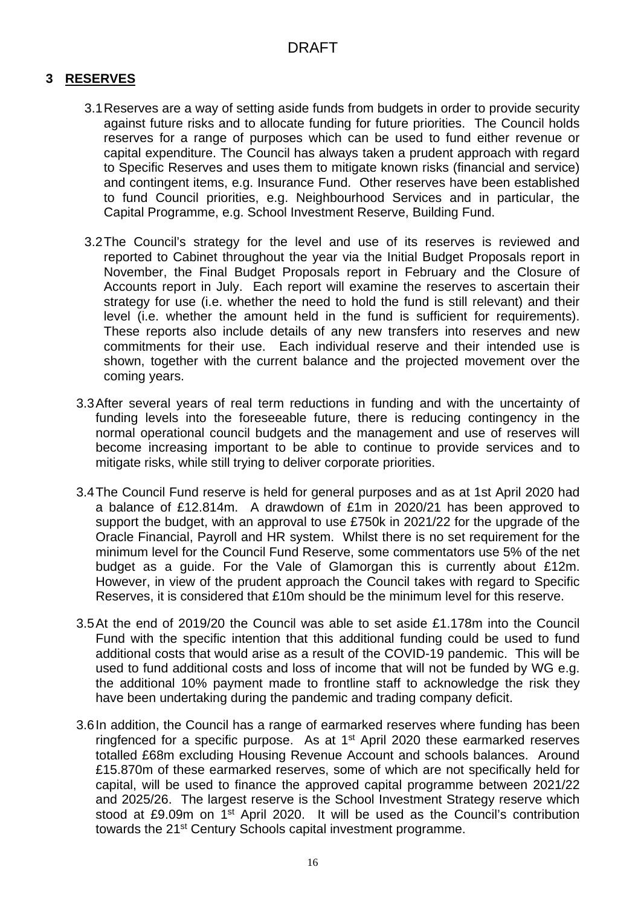DRAFT

## 3 RESERVES

3.1 Reserves are a way of setting aside funds from budgets in order to provide security against future risks and to allocate funding for future priorities. The Council holds reserves for a range of purposes which can be used to fund either revenue or capital expenditure. The Council has always taken a prudent approach with regard to Specific Reserves and uses them to mitigate known risks (financial and service) and contingent items, e.g. Insurance Fund. Other reserves have been established to fund Council priorities, e.g. Neighbourhood Services and in particular, the Capital Programme, e.g. School Investment Reserve, Building Fund.

3.2 The Council's strategy for the level and use of its reserves is reviewed and reported to Cabinet throughout the year via the Initial Budget Proposals report in November, the Final Budget Proposals report in February and the Closure of Accounts report in July. Each report will examine the reserves to ascertain their strategy for use (i.e. whether the need to hold the fund is still relevant) and their level (i.e. whether the amount held in the fund is sufficient for requirements). These reports also include details of any new transfers into reserves and new commitments for their use. Each individual reserve and their intended use is shown, together with the current balance and the projected movement over the coming years.

3.3 After several years of real term reductions in funding and with the uncertainty of funding levels into the foreseeable future, there is reducing contingency in the normal operational council budgets and the management and use of reserves will become increasing important to be able to continue to provide services and to mitigate risks, while still trying to deliver corporate priorities.

3.4 The Council Fund reserve is held for general purposes and as at 1st April 2020 had a balance of £12.814m. A drawdown of £1m in 2020/21 has been approved to support the budget, with an approval to use £750k in 2021/22 for the upgrade of the Oracle Financial, Payroll and HR system. Whilst there is no set requirement for the minimum level for the Council Fund Reserve, some commentators use 5% of the net budget as a guide. For the Vale of Glamorgan this is currently about £12m. However, in view of the prudent approach the Council takes with regard to Specific Reserves, it is considered that £10m should be the minimum level for this reserve.

3.5 At the end of 2019/20 the Council was able to set aside £1.178m into the Council Fund with the specific intention that this additional funding could be used to fund additional costs that would arise as a result of the COVID-19 pandemic. This will be used to fund additional costs and loss of income that will not be funded by WG e.g. the additional 10% payment made to frontline staff to acknowledge the risk they have been undertaking during the pandemic and trading company deficit.

3.6 In addition, the Council has a range of earmarked reserves where funding has been ringfenced for a specific purpose. As at 1st April 2020 these earmarked reserves totalled £68m excluding Housing Revenue Account and schools balances. Around £15.870m of these earmarked reserves, some of which are not specifically held for capital, will be used to finance the approved capital programme between 2021/22 and 2025/26. The largest reserve is the School Investment Strategy reserve which stood at £9.09m on 1st April 2020. It will be used as the Council's contribution towards the 21st Century Schools capital investment programme.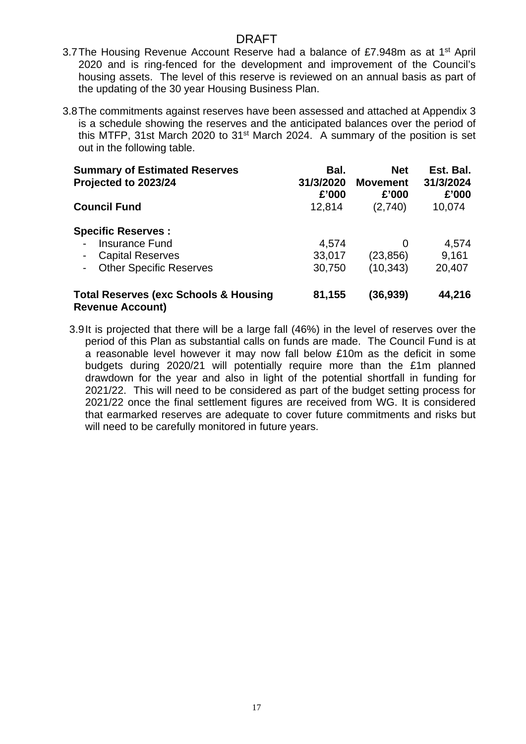DRAFT

3.7 The Housing Revenue Account Reserve had a balance of £7.948m as at 1st April 2020 and is ring-fenced for the development and improvement of the Council's housing assets. The level of this reserve is reviewed on an annual basis as part of the updating of the 30 year Housing Business Plan.

3.8 The commitments against reserves have been assessed and attached at Appendix 3 is a schedule showing the reserves and the anticipated balances over the period of this MTFP, 31st March 2020 to 31st March 2024. A summary of the position is set out in the following table.

| **Summary of Estimated Reserves Projected to 2023/24** | **Bal. 31/3/2020 £'000** | **Net Movement £'000** | **Est. Bal. 31/3/2024 £'000** |
|---|---|---|---|
| **Council Fund** | 12,814 | (2,740) | 10,074 |
| **Specific Reserves :** | | | |
| - Insurance Fund | 4,574 | 0 | 4,574 |
| - Capital Reserves | 33,017 | (23,856) | 9,161 |
| - Other Specific Reserves | 30,750 | (10,343) | 20,407 |
| **Total Reserves (exc Schools & Housing Revenue Account)** | **81,155** | **(36,939)** | **44,216** |

3.9 It is projected that there will be a large fall (46%) in the level of reserves over the period of this Plan as substantial calls on funds are made. The Council Fund is at a reasonable level however it may now fall below £10m as the deficit in some budgets during 2020/21 will potentially require more than the £1m planned drawdown for the year and also in light of the potential shortfall in funding for 2021/22. This will need to be considered as part of the budget setting process for 2021/22 once the final settlement figures are received from WG. It is considered that earmarked reserves are adequate to cover future commitments and risks but will need to be carefully monitored in future years.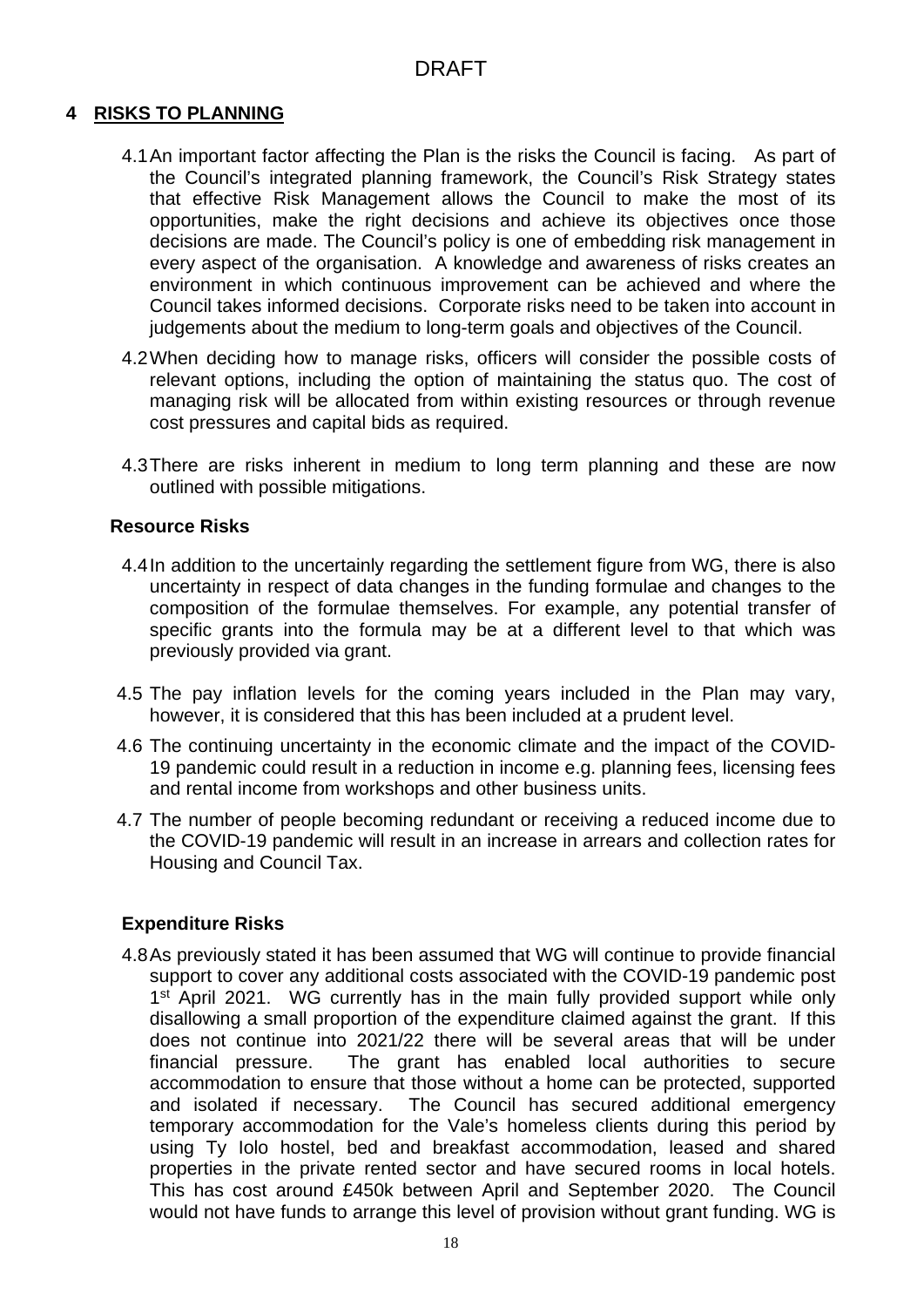DRAFT

## 4 RISKS TO PLANNING

4.1 An important factor affecting the Plan is the risks the Council is facing. As part of the Council's integrated planning framework, the Council's Risk Strategy states that effective Risk Management allows the Council to make the most of its opportunities, make the right decisions and achieve its objectives once those decisions are made. The Council's policy is one of embedding risk management in every aspect of the organisation. A knowledge and awareness of risks creates an environment in which continuous improvement can be achieved and where the Council takes informed decisions. Corporate risks need to be taken into account in judgements about the medium to long-term goals and objectives of the Council.

4.2 When deciding how to manage risks, officers will consider the possible costs of relevant options, including the option of maintaining the status quo. The cost of managing risk will be allocated from within existing resources or through revenue cost pressures and capital bids as required.

4.3 There are risks inherent in medium to long term planning and these are now outlined with possible mitigations.

### Resource Risks

4.4 In addition to the uncertainly regarding the settlement figure from WG, there is also uncertainty in respect of data changes in the funding formulae and changes to the composition of the formulae themselves. For example, any potential transfer of specific grants into the formula may be at a different level to that which was previously provided via grant.

4.5 The pay inflation levels for the coming years included in the Plan may vary, however, it is considered that this has been included at a prudent level.

4.6 The continuing uncertainty in the economic climate and the impact of the COVID-19 pandemic could result in a reduction in income e.g. planning fees, licensing fees and rental income from workshops and other business units.

4.7 The number of people becoming redundant or receiving a reduced income due to the COVID-19 pandemic will result in an increase in arrears and collection rates for Housing and Council Tax.

### Expenditure Risks

4.8 As previously stated it has been assumed that WG will continue to provide financial support to cover any additional costs associated with the COVID-19 pandemic post 1st April 2021. WG currently has in the main fully provided support while only disallowing a small proportion of the expenditure claimed against the grant. If this does not continue into 2021/22 there will be several areas that will be under financial pressure. The grant has enabled local authorities to secure accommodation to ensure that those without a home can be protected, supported and isolated if necessary. The Council has secured additional emergency temporary accommodation for the Vale's homeless clients during this period by using Ty Iolo hostel, bed and breakfast accommodation, leased and shared properties in the private rented sector and have secured rooms in local hotels. This has cost around £450k between April and September 2020. The Council would not have funds to arrange this level of provision without grant funding. WG is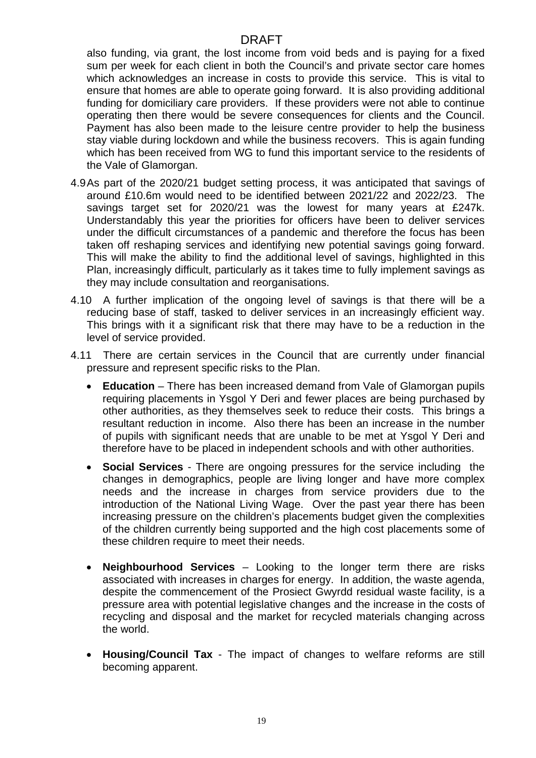also funding, via grant, the lost income from void beds and is paying for a fixed sum per week for each client in both the Council's and private sector care homes which acknowledges an increase in costs to provide this service. This is vital to ensure that homes are able to operate going forward. It is also providing additional funding for domiciliary care providers. If these providers were not able to continue operating then there would be severe consequences for clients and the Council. Payment has also been made to the leisure centre provider to help the business stay viable during lockdown and while the business recovers. This is again funding which has been received from WG to fund this important service to the residents of the Vale of Glamorgan.

4.9 As part of the 2020/21 budget setting process, it was anticipated that savings of around £10.6m would need to be identified between 2021/22 and 2022/23. The savings target set for 2020/21 was the lowest for many years at £247k. Understandably this year the priorities for officers have been to deliver services under the difficult circumstances of a pandemic and therefore the focus has been taken off reshaping services and identifying new potential savings going forward. This will make the ability to find the additional level of savings, highlighted in this Plan, increasingly difficult, particularly as it takes time to fully implement savings as they may include consultation and reorganisations.

4.10 A further implication of the ongoing level of savings is that there will be a reducing base of staff, tasked to deliver services in an increasingly efficient way. This brings with it a significant risk that there may have to be a reduction in the level of service provided.

4.11 There are certain services in the Council that are currently under financial pressure and represent specific risks to the Plan.

- **Education** – There has been increased demand from Vale of Glamorgan pupils requiring placements in Ysgol Y Deri and fewer places are being purchased by other authorities, as they themselves seek to reduce their costs. This brings a resultant reduction in income. Also there has been an increase in the number of pupils with significant needs that are unable to be met at Ysgol Y Deri and therefore have to be placed in independent schools and with other authorities.
- **Social Services** - There are ongoing pressures for the service including the changes in demographics, people are living longer and have more complex needs and the increase in charges from service providers due to the introduction of the National Living Wage. Over the past year there has been increasing pressure on the children's placements budget given the complexities of the children currently being supported and the high cost placements some of these children require to meet their needs.
- **Neighbourhood Services** – Looking to the longer term there are risks associated with increases in charges for energy. In addition, the waste agenda, despite the commencement of the Prosiect Gwyrdd residual waste facility, is a pressure area with potential legislative changes and the increase in the costs of recycling and disposal and the market for recycled materials changing across the world.
- **Housing/Council Tax** - The impact of changes to welfare reforms are still becoming apparent.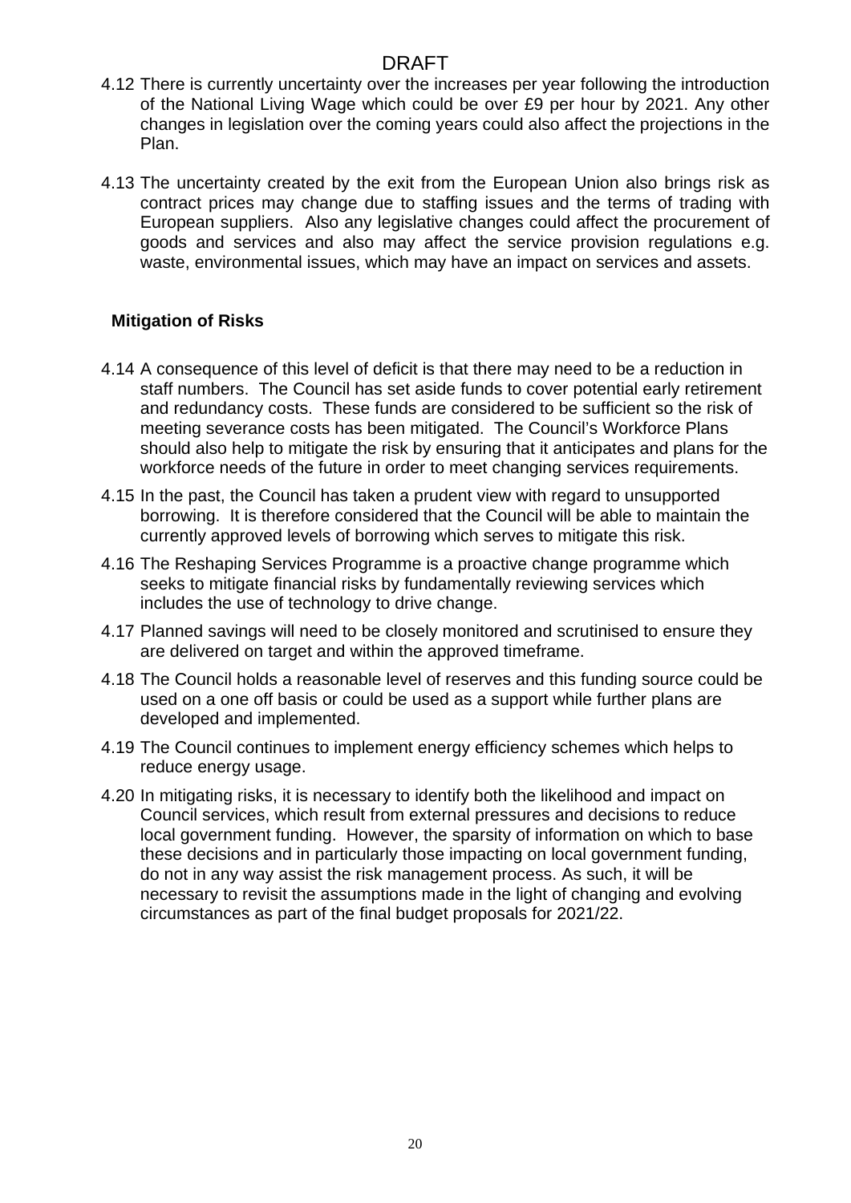4.12 There is currently uncertainty over the increases per year following the introduction of the National Living Wage which could be over £9 per hour by 2021. Any other changes in legislation over the coming years could also affect the projections in the Plan.

4.13 The uncertainty created by the exit from the European Union also brings risk as contract prices may change due to staffing issues and the terms of trading with European suppliers. Also any legislative changes could affect the procurement of goods and services and also may affect the service provision regulations e.g. waste, environmental issues, which may have an impact on services and assets.

**Mitigation of Risks**

4.14 A consequence of this level of deficit is that there may need to be a reduction in staff numbers. The Council has set aside funds to cover potential early retirement and redundancy costs. These funds are considered to be sufficient so the risk of meeting severance costs has been mitigated. The Council's Workforce Plans should also help to mitigate the risk by ensuring that it anticipates and plans for the workforce needs of the future in order to meet changing services requirements.

4.15 In the past, the Council has taken a prudent view with regard to unsupported borrowing. It is therefore considered that the Council will be able to maintain the currently approved levels of borrowing which serves to mitigate this risk.

4.16 The Reshaping Services Programme is a proactive change programme which seeks to mitigate financial risks by fundamentally reviewing services which includes the use of technology to drive change.

4.17 Planned savings will need to be closely monitored and scrutinised to ensure they are delivered on target and within the approved timeframe.

4.18 The Council holds a reasonable level of reserves and this funding source could be used on a one off basis or could be used as a support while further plans are developed and implemented.

4.19 The Council continues to implement energy efficiency schemes which helps to reduce energy usage.

4.20 In mitigating risks, it is necessary to identify both the likelihood and impact on Council services, which result from external pressures and decisions to reduce local government funding. However, the sparsity of information on which to base these decisions and in particularly those impacting on local government funding, do not in any way assist the risk management process. As such, it will be necessary to revisit the assumptions made in the light of changing and evolving circumstances as part of the final budget proposals for 2021/22.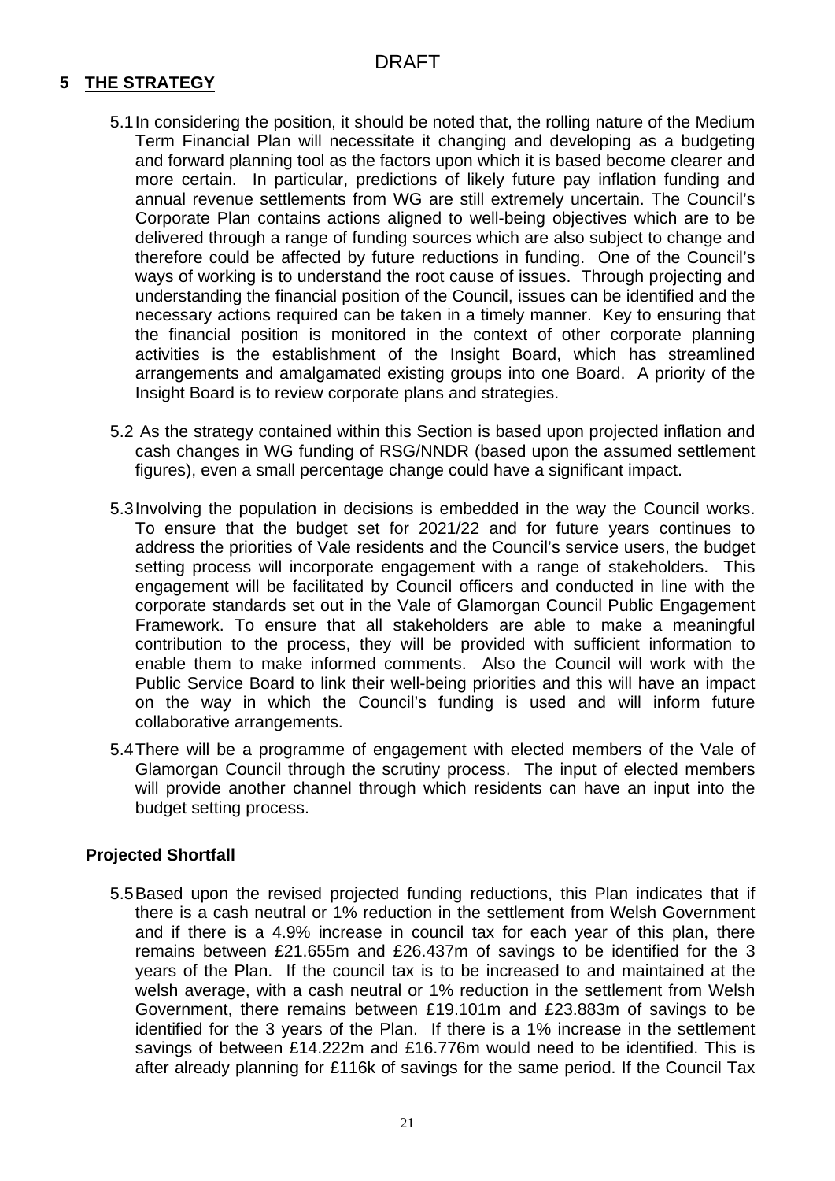DRAFT

## 5 THE STRATEGY

5.1 In considering the position, it should be noted that, the rolling nature of the Medium Term Financial Plan will necessitate it changing and developing as a budgeting and forward planning tool as the factors upon which it is based become clearer and more certain. In particular, predictions of likely future pay inflation funding and annual revenue settlements from WG are still extremely uncertain. The Council's Corporate Plan contains actions aligned to well-being objectives which are to be delivered through a range of funding sources which are also subject to change and therefore could be affected by future reductions in funding. One of the Council's ways of working is to understand the root cause of issues. Through projecting and understanding the financial position of the Council, issues can be identified and the necessary actions required can be taken in a timely manner. Key to ensuring that the financial position is monitored in the context of other corporate planning activities is the establishment of the Insight Board, which has streamlined arrangements and amalgamated existing groups into one Board. A priority of the Insight Board is to review corporate plans and strategies.

5.2 As the strategy contained within this Section is based upon projected inflation and cash changes in WG funding of RSG/NNDR (based upon the assumed settlement figures), even a small percentage change could have a significant impact.

5.3 Involving the population in decisions is embedded in the way the Council works. To ensure that the budget set for 2021/22 and for future years continues to address the priorities of Vale residents and the Council's service users, the budget setting process will incorporate engagement with a range of stakeholders. This engagement will be facilitated by Council officers and conducted in line with the corporate standards set out in the Vale of Glamorgan Council Public Engagement Framework. To ensure that all stakeholders are able to make a meaningful contribution to the process, they will be provided with sufficient information to enable them to make informed comments. Also the Council will work with the Public Service Board to link their well-being priorities and this will have an impact on the way in which the Council's funding is used and will inform future collaborative arrangements.

5.4 There will be a programme of engagement with elected members of the Vale of Glamorgan Council through the scrutiny process. The input of elected members will provide another channel through which residents can have an input into the budget setting process.

### Projected Shortfall

5.5 Based upon the revised projected funding reductions, this Plan indicates that if there is a cash neutral or 1% reduction in the settlement from Welsh Government and if there is a 4.9% increase in council tax for each year of this plan, there remains between £21.655m and £26.437m of savings to be identified for the 3 years of the Plan. If the council tax is to be increased to and maintained at the welsh average, with a cash neutral or 1% reduction in the settlement from Welsh Government, there remains between £19.101m and £23.883m of savings to be identified for the 3 years of the Plan. If there is a 1% increase in the settlement savings of between £14.222m and £16.776m would need to be identified. This is after already planning for £116k of savings for the same period. If the Council Tax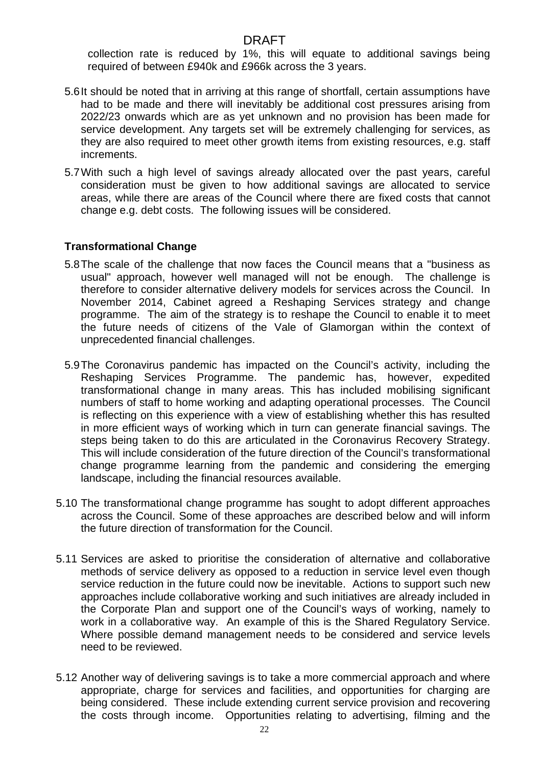collection rate is reduced by 1%, this will equate to additional savings being required of between £940k and £966k across the 3 years.

5.6 It should be noted that in arriving at this range of shortfall, certain assumptions have had to be made and there will inevitably be additional cost pressures arising from 2022/23 onwards which are as yet unknown and no provision has been made for service development. Any targets set will be extremely challenging for services, as they are also required to meet other growth items from existing resources, e.g. staff increments.

5.7 With such a high level of savings already allocated over the past years, careful consideration must be given to how additional savings are allocated to service areas, while there are areas of the Council where there are fixed costs that cannot change e.g. debt costs. The following issues will be considered.

**Transformational Change**

5.8 The scale of the challenge that now faces the Council means that a "business as usual" approach, however well managed will not be enough. The challenge is therefore to consider alternative delivery models for services across the Council. In November 2014, Cabinet agreed a Reshaping Services strategy and change programme. The aim of the strategy is to reshape the Council to enable it to meet the future needs of citizens of the Vale of Glamorgan within the context of unprecedented financial challenges.

5.9 The Coronavirus pandemic has impacted on the Council's activity, including the Reshaping Services Programme. The pandemic has, however, expedited transformational change in many areas. This has included mobilising significant numbers of staff to home working and adapting operational processes. The Council is reflecting on this experience with a view of establishing whether this has resulted in more efficient ways of working which in turn can generate financial savings. The steps being taken to do this are articulated in the Coronavirus Recovery Strategy. This will include consideration of the future direction of the Council's transformational change programme learning from the pandemic and considering the emerging landscape, including the financial resources available.

5.10 The transformational change programme has sought to adopt different approaches across the Council. Some of these approaches are described below and will inform the future direction of transformation for the Council.

5.11 Services are asked to prioritise the consideration of alternative and collaborative methods of service delivery as opposed to a reduction in service level even though service reduction in the future could now be inevitable. Actions to support such new approaches include collaborative working and such initiatives are already included in the Corporate Plan and support one of the Council's ways of working, namely to work in a collaborative way. An example of this is the Shared Regulatory Service. Where possible demand management needs to be considered and service levels need to be reviewed.

5.12 Another way of delivering savings is to take a more commercial approach and where appropriate, charge for services and facilities, and opportunities for charging are being considered. These include extending current service provision and recovering the costs through income. Opportunities relating to advertising, filming and the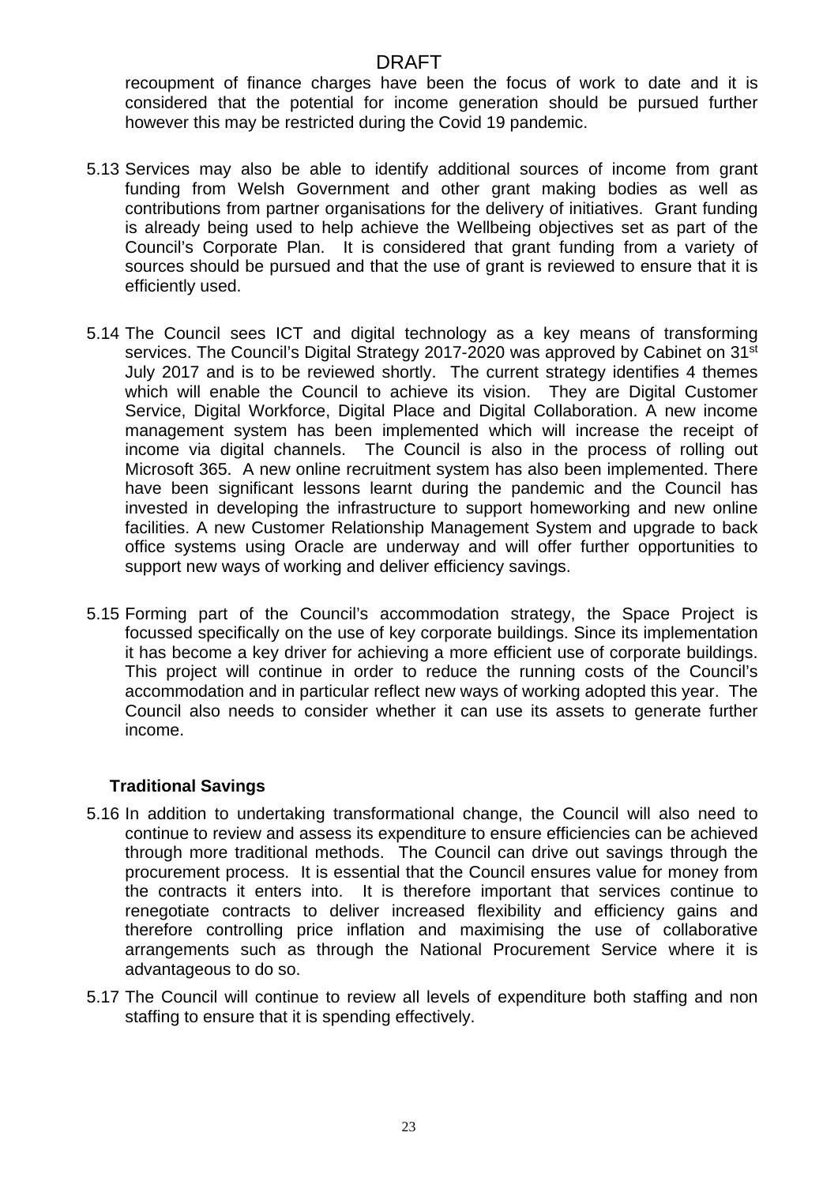recoupment of finance charges have been the focus of work to date and it is considered that the potential for income generation should be pursued further however this may be restricted during the Covid 19 pandemic.

5.13 Services may also be able to identify additional sources of income from grant funding from Welsh Government and other grant making bodies as well as contributions from partner organisations for the delivery of initiatives. Grant funding is already being used to help achieve the Wellbeing objectives set as part of the Council's Corporate Plan. It is considered that grant funding from a variety of sources should be pursued and that the use of grant is reviewed to ensure that it is efficiently used.

5.14 The Council sees ICT and digital technology as a key means of transforming services. The Council's Digital Strategy 2017-2020 was approved by Cabinet on 31st July 2017 and is to be reviewed shortly. The current strategy identifies 4 themes which will enable the Council to achieve its vision. They are Digital Customer Service, Digital Workforce, Digital Place and Digital Collaboration. A new income management system has been implemented which will increase the receipt of income via digital channels. The Council is also in the process of rolling out Microsoft 365. A new online recruitment system has also been implemented. There have been significant lessons learnt during the pandemic and the Council has invested in developing the infrastructure to support homeworking and new online facilities. A new Customer Relationship Management System and upgrade to back office systems using Oracle are underway and will offer further opportunities to support new ways of working and deliver efficiency savings.

5.15 Forming part of the Council's accommodation strategy, the Space Project is focussed specifically on the use of key corporate buildings. Since its implementation it has become a key driver for achieving a more efficient use of corporate buildings. This project will continue in order to reduce the running costs of the Council's accommodation and in particular reflect new ways of working adopted this year. The Council also needs to consider whether it can use its assets to generate further income.

**Traditional Savings**

5.16 In addition to undertaking transformational change, the Council will also need to continue to review and assess its expenditure to ensure efficiencies can be achieved through more traditional methods. The Council can drive out savings through the procurement process. It is essential that the Council ensures value for money from the contracts it enters into. It is therefore important that services continue to renegotiate contracts to deliver increased flexibility and efficiency gains and therefore controlling price inflation and maximising the use of collaborative arrangements such as through the National Procurement Service where it is advantageous to do so.

5.17 The Council will continue to review all levels of expenditure both staffing and non staffing to ensure that it is spending effectively.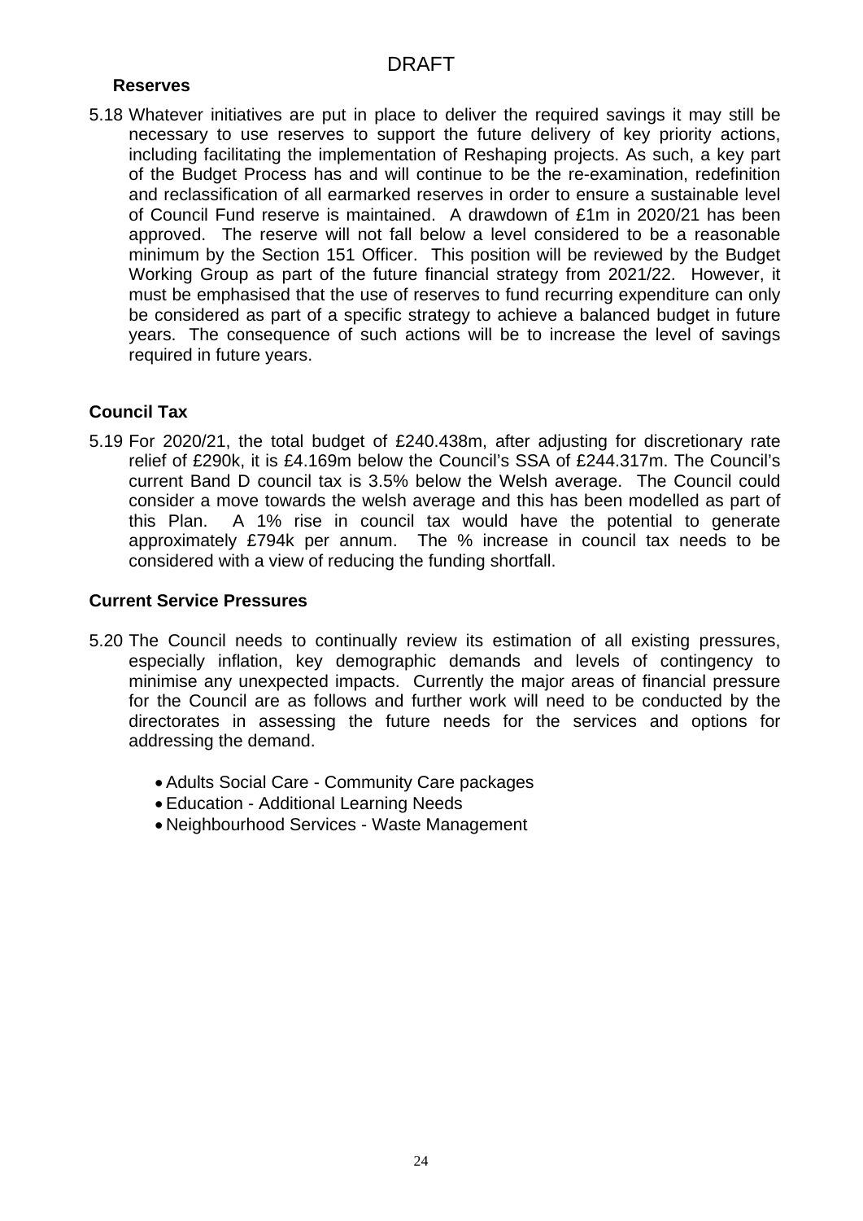DRAFT

### Reserves

5.18 Whatever initiatives are put in place to deliver the required savings it may still be necessary to use reserves to support the future delivery of key priority actions, including facilitating the implementation of Reshaping projects. As such, a key part of the Budget Process has and will continue to be the re-examination, redefinition and reclassification of all earmarked reserves in order to ensure a sustainable level of Council Fund reserve is maintained. A drawdown of £1m in 2020/21 has been approved. The reserve will not fall below a level considered to be a reasonable minimum by the Section 151 Officer. This position will be reviewed by the Budget Working Group as part of the future financial strategy from 2021/22. However, it must be emphasised that the use of reserves to fund recurring expenditure can only be considered as part of a specific strategy to achieve a balanced budget in future years. The consequence of such actions will be to increase the level of savings required in future years.

### Council Tax

5.19 For 2020/21, the total budget of £240.438m, after adjusting for discretionary rate relief of £290k, it is £4.169m below the Council's SSA of £244.317m. The Council's current Band D council tax is 3.5% below the Welsh average. The Council could consider a move towards the welsh average and this has been modelled as part of this Plan. A 1% rise in council tax would have the potential to generate approximately £794k per annum. The % increase in council tax needs to be considered with a view of reducing the funding shortfall.

### Current Service Pressures

5.20 The Council needs to continually review its estimation of all existing pressures, especially inflation, key demographic demands and levels of contingency to minimise any unexpected impacts. Currently the major areas of financial pressure for the Council are as follows and further work will need to be conducted by the directorates in assessing the future needs for the services and options for addressing the demand.

- Adults Social Care - Community Care packages
- Education - Additional Learning Needs
- Neighbourhood Services - Waste Management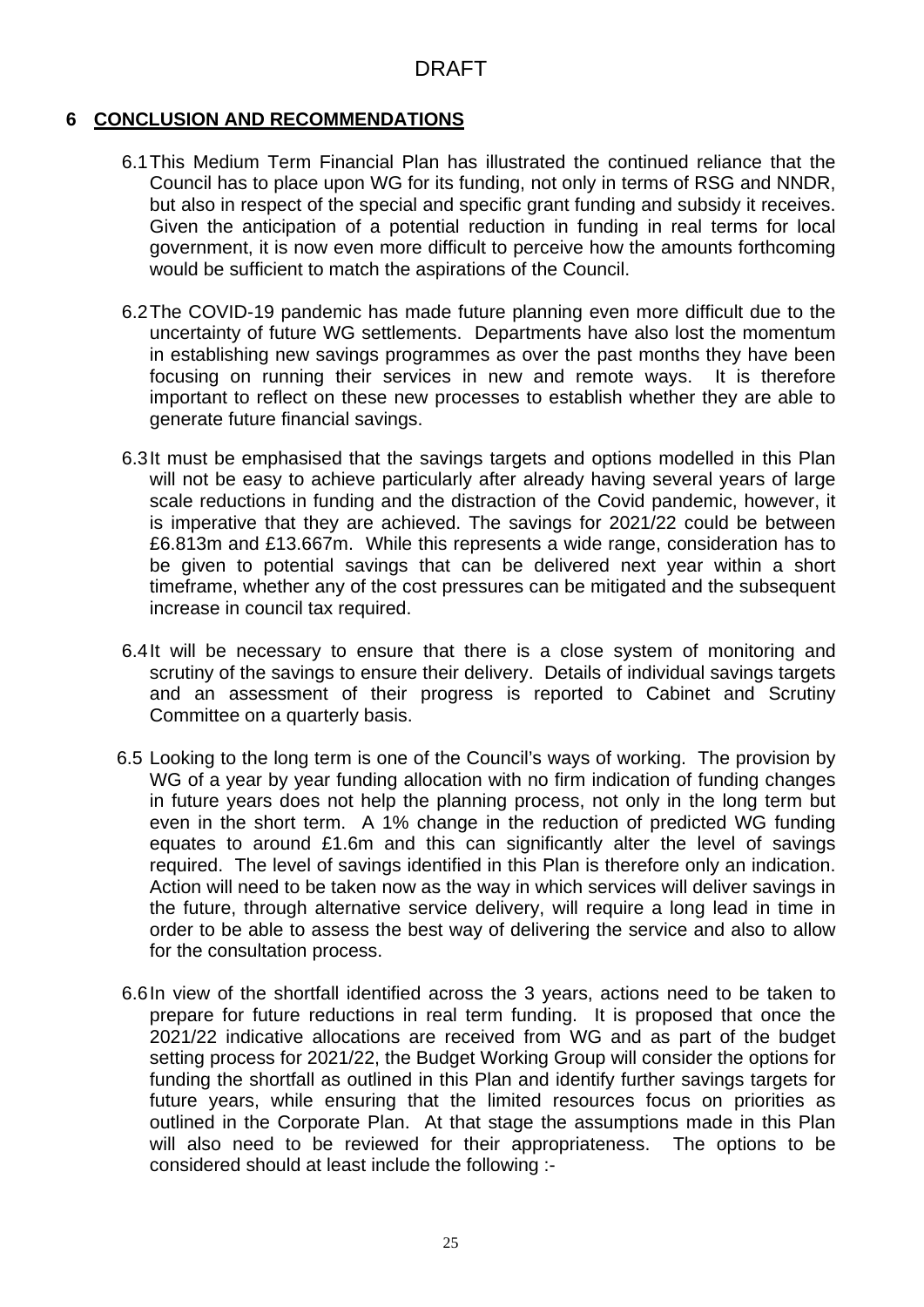DRAFT

## 6 CONCLUSION AND RECOMMENDATIONS

6.1 This Medium Term Financial Plan has illustrated the continued reliance that the Council has to place upon WG for its funding, not only in terms of RSG and NNDR, but also in respect of the special and specific grant funding and subsidy it receives. Given the anticipation of a potential reduction in funding in real terms for local government, it is now even more difficult to perceive how the amounts forthcoming would be sufficient to match the aspirations of the Council.

6.2 The COVID-19 pandemic has made future planning even more difficult due to the uncertainty of future WG settlements. Departments have also lost the momentum in establishing new savings programmes as over the past months they have been focusing on running their services in new and remote ways. It is therefore important to reflect on these new processes to establish whether they are able to generate future financial savings.

6.3 It must be emphasised that the savings targets and options modelled in this Plan will not be easy to achieve particularly after already having several years of large scale reductions in funding and the distraction of the Covid pandemic, however, it is imperative that they are achieved. The savings for 2021/22 could be between £6.813m and £13.667m. While this represents a wide range, consideration has to be given to potential savings that can be delivered next year within a short timeframe, whether any of the cost pressures can be mitigated and the subsequent increase in council tax required.

6.4 It will be necessary to ensure that there is a close system of monitoring and scrutiny of the savings to ensure their delivery. Details of individual savings targets and an assessment of their progress is reported to Cabinet and Scrutiny Committee on a quarterly basis.

6.5 Looking to the long term is one of the Council's ways of working. The provision by WG of a year by year funding allocation with no firm indication of funding changes in future years does not help the planning process, not only in the long term but even in the short term. A 1% change in the reduction of predicted WG funding equates to around £1.6m and this can significantly alter the level of savings required. The level of savings identified in this Plan is therefore only an indication. Action will need to be taken now as the way in which services will deliver savings in the future, through alternative service delivery, will require a long lead in time in order to be able to assess the best way of delivering the service and also to allow for the consultation process.

6.6 In view of the shortfall identified across the 3 years, actions need to be taken to prepare for future reductions in real term funding. It is proposed that once the 2021/22 indicative allocations are received from WG and as part of the budget setting process for 2021/22, the Budget Working Group will consider the options for funding the shortfall as outlined in this Plan and identify further savings targets for future years, while ensuring that the limited resources focus on priorities as outlined in the Corporate Plan. At that stage the assumptions made in this Plan will also need to be reviewed for their appropriateness. The options to be considered should at least include the following :-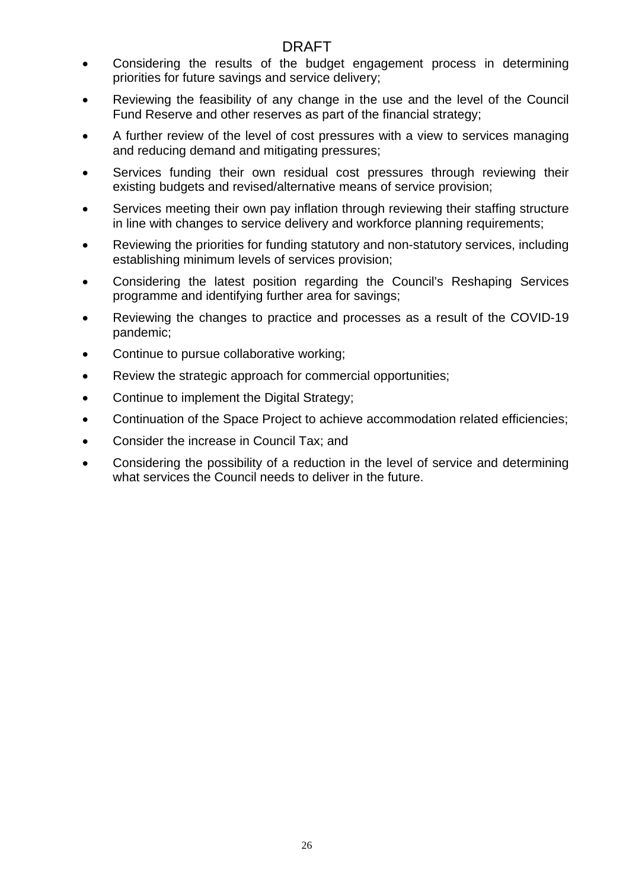DRAFT

- Considering the results of the budget engagement process in determining priorities for future savings and service delivery;
- Reviewing the feasibility of any change in the use and the level of the Council Fund Reserve and other reserves as part of the financial strategy;
- A further review of the level of cost pressures with a view to services managing and reducing demand and mitigating pressures;
- Services funding their own residual cost pressures through reviewing their existing budgets and revised/alternative means of service provision;
- Services meeting their own pay inflation through reviewing their staffing structure in line with changes to service delivery and workforce planning requirements;
- Reviewing the priorities for funding statutory and non-statutory services, including establishing minimum levels of services provision;
- Considering the latest position regarding the Council's Reshaping Services programme and identifying further area for savings;
- Reviewing the changes to practice and processes as a result of the COVID-19 pandemic;
- Continue to pursue collaborative working;
- Review the strategic approach for commercial opportunities;
- Continue to implement the Digital Strategy;
- Continuation of the Space Project to achieve accommodation related efficiencies;
- Consider the increase in Council Tax; and
- Considering the possibility of a reduction in the level of service and determining what services the Council needs to deliver in the future.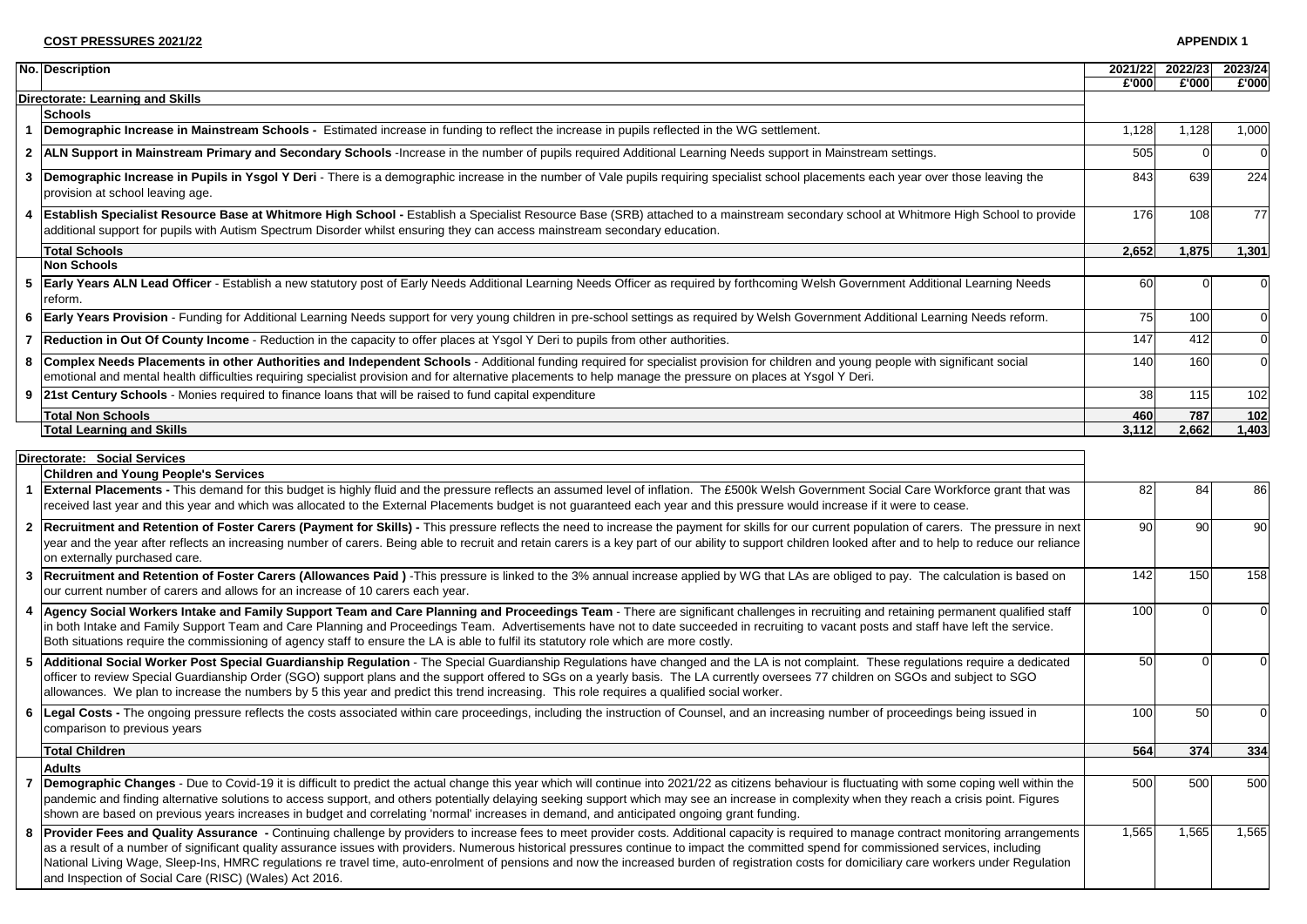**COST PRESSURES 2021/22**

**APPENDIX 1**

| No. | Description | 2021/22 £'000 | 2022/23 £'000 | 2023/24 £'000 |
|---|---|---|---|---|
| | **Directorate: Learning and Skills** | | | |
| | **Schools** | | | |
| 1 | **Demographic Increase in Mainstream Schools -** Estimated increase in funding to reflect the increase in pupils reflected in the WG settlement. | 1,128 | 1,128 | 1,000 |
| 2 | **ALN Support in Mainstream Primary and Secondary Schools** -Increase in the number of pupils required Additional Learning Needs support in Mainstream settings. | 505 | 0 | 0 |
| 3 | **Demographic Increase in Pupils in Ysgol Y Deri** - There is a demographic increase in the number of Vale pupils requiring specialist school placements each year over those leaving the provision at school leaving age. | 843 | 639 | 224 |
| 4 | **Establish Specialist Resource Base at Whitmore High School -** Establish a Specialist Resource Base (SRB) attached to a mainstream secondary school at Whitmore High School to provide additional support for pupils with Autism Spectrum Disorder whilst ensuring they can access mainstream secondary education. | 176 | 108 | 77 |
| | **Total Schools** | **2,652** | **1,875** | **1,301** |
| | **Non Schools** | | | |
| 5 | **Early Years ALN Lead Officer** - Establish a new statutory post of Early Needs Additional Learning Needs Officer as required by forthcoming Welsh Government Additional Learning Needs reform. | 60 | 0 | 0 |
| 6 | **Early Years Provision** - Funding for Additional Learning Needs support for very young children in pre-school settings as required by Welsh Government Additional Learning Needs reform. | 75 | 100 | 0 |
| 7 | **Reduction in Out Of County Income** - Reduction in the capacity to offer places at Ysgol Y Deri to pupils from other authorities. | 147 | 412 | 0 |
| 8 | **Complex Needs Placements in other Authorities and Independent Schools** - Additional funding required for specialist provision for children and young people with significant social emotional and mental health difficulties requiring specialist provision and for alternative placements to help manage the pressure on places at Ysgol Y Deri. | 140 | 160 | 0 |
| 9 | **21st Century Schools** - Monies required to finance loans that will be raised to fund capital expenditure | 38 | 115 | 102 |
| | **Total Non Schools** | **460** | **787** | **102** |
| | **Total Learning and Skills** | **3,112** | **2,662** | **1,403** |
| | **Directorate: Social Services** | | | |
| | **Children and Young People's Services** | | | |
| 1 | **External Placements -** This demand for this budget is highly fluid and the pressure reflects an assumed level of inflation. The £500k Welsh Government Social Care Workforce grant that was received last year and this year and which was allocated to the External Placements budget is not guaranteed each year and this pressure would increase if it were to cease. | 82 | 84 | 86 |
| 2 | **Recruitment and Retention of Foster Carers (Payment for Skills) -** This pressure reflects the need to increase the payment for skills for our current population of carers. The pressure in next year and the year after reflects an increasing number of carers. Being able to recruit and retain carers is a key part of our ability to support children looked after and to help to reduce our reliance on externally purchased care. | 90 | 90 | 90 |
| 3 | **Recruitment and Retention of Foster Carers (Allowances Paid )** -This pressure is linked to the 3% annual increase applied by WG that LAs are obliged to pay. The calculation is based on our current number of carers and allows for an increase of 10 carers each year. | 142 | 150 | 158 |
| 4 | **Agency Social Workers Intake and Family Support Team and Care Planning and Proceedings Team** - There are significant challenges in recruiting and retaining permanent qualified staff in both Intake and Family Support Team and Care Planning and Proceedings Team. Advertisements have not to date succeeded in recruiting to vacant posts and staff have left the service. Both situations require the commissioning of agency staff to ensure the LA is able to fulfil its statutory role which are more costly. | 100 | 0 | 0 |
| 5 | **Additional Social Worker Post Special Guardianship Regulation** - The Special Guardianship Regulations have changed and the LA is not complaint. These regulations require a dedicated officer to review Special Guardianship Order (SGO) support plans and the support offered to SGs on a yearly basis. The LA currently oversees 77 children on SGOs and subject to SGO allowances. We plan to increase the numbers by 5 this year and predict this trend increasing. This role requires a qualified social worker. | 50 | 0 | 0 |
| 6 | **Legal Costs -** The ongoing pressure reflects the costs associated within care proceedings, including the instruction of Counsel, and an increasing number of proceedings being issued in comparison to previous years | 100 | 50 | 0 |
| | **Total Children** | **564** | **374** | **334** |
| | **Adults** | | | |
| 7 | **Demographic Changes** - Due to Covid-19 it is difficult to predict the actual change this year which will continue into 2021/22 as citizens behaviour is fluctuating with some coping well within the pandemic and finding alternative solutions to access support, and others potentially delaying seeking support which may see an increase in complexity when they reach a crisis point. Figures shown are based on previous years increases in budget and correlating 'normal' increases in demand, and anticipated ongoing grant funding. | 500 | 500 | 500 |
| 8 | **Provider Fees and Quality Assurance -** Continuing challenge by providers to increase fees to meet provider costs. Additional capacity is required to manage contract monitoring arrangements as a result of a number of significant quality assurance issues with providers. Numerous historical pressures continue to impact the committed spend for commissioned services, including National Living Wage, Sleep-Ins, HMRC regulations re travel time, auto-enrolment of pensions and now the increased burden of registration costs for domiciliary care workers under Regulation and Inspection of Social Care (RISC) (Wales) Act 2016. | 1,565 | 1,565 | 1,565 |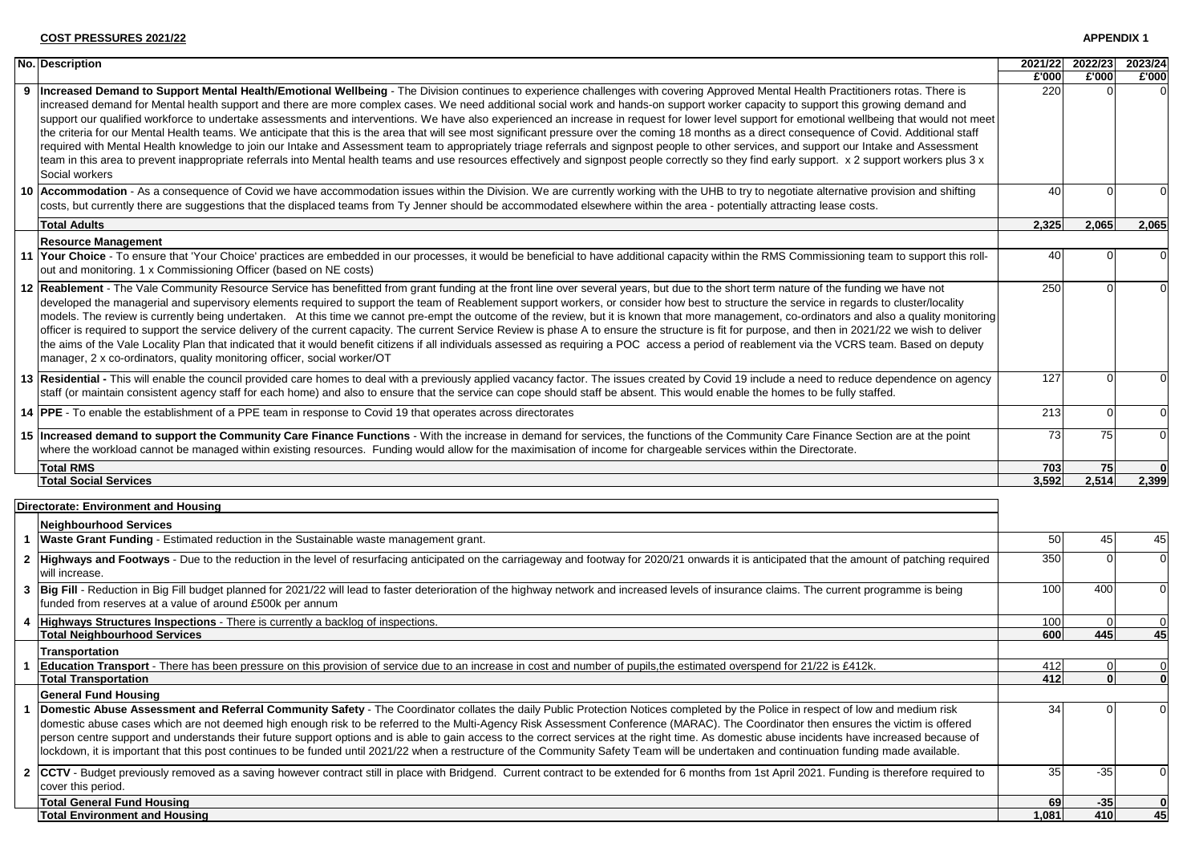**COST PRESSURES 2021/22** **APPENDIX 1**

| No. | Description | 2021/22 £'000 | 2022/23 £'000 | 2023/24 £'000 |
|---|---|---|---|---|
| 9 | **Increased Demand to Support Mental Health/Emotional Wellbeing** - The Division continues to experience challenges with covering Approved Mental Health Practitioners rotas. There is increased demand for Mental health support and there are more complex cases. We need additional social work and hands-on support worker capacity to support this growing demand and support our qualified workforce to undertake assessments and interventions. We have also experienced an increase in request for lower level support for emotional wellbeing that would not meet the criteria for our Mental Health teams. We anticipate that this is the area that will see most significant pressure over the coming 18 months as a direct consequence of Covid. Additional staff required with Mental Health knowledge to join our Intake and Assessment team to appropriately triage referrals and signpost people to other services, and support our Intake and Assessment team in this area to prevent inappropriate referrals into Mental health teams and use resources effectively and signpost people correctly so they find early support. x 2 support workers plus 3 x Social workers | 220 | 0 | 0 |
| 10 | **Accommodation** - As a consequence of Covid we have accommodation issues within the Division. We are currently working with the UHB to try to negotiate alternative provision and shifting costs, but currently there are suggestions that the displaced teams from Ty Jenner should be accommodated elsewhere within the area - potentially attracting lease costs. | 40 | 0 | 0 |
| | **Total Adults** | **2,325** | **2,065** | **2,065** |
| | **Resource Management** | | | |
| 11 | **Your Choice** - To ensure that 'Your Choice' practices are embedded in our processes, it would be beneficial to have additional capacity within the RMS Commissioning team to support this roll-out and monitoring. 1 x Commissioning Officer (based on NE costs) | 40 | 0 | 0 |
| 12 | **Reablement** - The Vale Community Resource Service has benefitted from grant funding at the front line over several years, but due to the short term nature of the funding we have not developed the managerial and supervisory elements required to support the team of Reablement support workers, or consider how best to structure the service in regards to cluster/locality models. The review is currently being undertaken. At this time we cannot pre-empt the outcome of the review, but it is known that more management, co-ordinators and also a quality monitoring officer is required to support the service delivery of the current capacity. The current Service Review is phase A to ensure the structure is fit for purpose, and then in 2021/22 we wish to deliver the aims of the Vale Locality Plan that indicated that it would benefit citizens if all individuals assessed as requiring a POC access a period of reablement via the VCRS team. Based on deputy manager, 2 x co-ordinators, quality monitoring officer, social worker/OT | 250 | 0 | 0 |
| 13 | **Residential -** This will enable the council provided care homes to deal with a previously applied vacancy factor. The issues created by Covid 19 include a need to reduce dependence on agency staff (or maintain consistent agency staff for each home) and also to ensure that the service can cope should staff be absent. This would enable the homes to be fully staffed. | 127 | 0 | 0 |
| 14 | **PPE** - To enable the establishment of a PPE team in response to Covid 19 that operates across directorates | 213 | 0 | 0 |
| 15 | **Increased demand to support the Community Care Finance Functions** - With the increase in demand for services, the functions of the Community Care Finance Section are at the point where the workload cannot be managed within existing resources. Funding would allow for the maximisation of income for chargeable services within the Directorate. | 73 | 75 | 0 |
| | **Total RMS** | **703** | **75** | **0** |
| | **Total Social Services** | **3,592** | **2,514** | **2,399** |

| No. | Description | 2021/22 £'000 | 2022/23 £'000 | 2023/24 £'000 |
|---|---|---|---|---|
| | **Directorate: Environment and Housing** | | | |
| | **Neighbourhood Services** | | | |
| 1 | **Waste Grant Funding** - Estimated reduction in the Sustainable waste management grant. | 50 | 45 | 45 |
| 2 | **Highways and Footways** - Due to the reduction in the level of resurfacing anticipated on the carriageway and footway for 2020/21 onwards it is anticipated that the amount of patching required will increase. | 350 | 0 | 0 |
| 3 | **Big Fill** - Reduction in Big Fill budget planned for 2021/22 will lead to faster deterioration of the highway network and increased levels of insurance claims. The current programme is being funded from reserves at a value of around £500k per annum | 100 | 400 | 0 |
| 4 | **Highways Structures Inspections** - There is currently a backlog of inspections. | 100 | 0 | 0 |
| | **Total Neighbourhood Services** | **600** | **445** | **45** |
| | **Transportation** | | | |
| 1 | **Education Transport** - There has been pressure on this provision of service due to an increase in cost and number of pupils,the estimated overspend for 21/22 is £412k. | 412 | 0 | 0 |
| | **Total Transportation** | **412** | **0** | **0** |
| | **General Fund Housing** | | | |
| 1 | **Domestic Abuse Assessment and Referral Community Safety** - The Coordinator collates the daily Public Protection Notices completed by the Police in respect of low and medium risk domestic abuse cases which are not deemed high enough risk to be referred to the Multi-Agency Risk Assessment Conference (MARAC). The Coordinator then ensures the victim is offered person centre support and understands their future support options and is able to gain access to the correct services at the right time. As domestic abuse incidents have increased because of lockdown, it is important that this post continues to be funded until 2021/22 when a restructure of the Community Safety Team will be undertaken and continuation funding made available. | 34 | 0 | 0 |
| 2 | **CCTV** - Budget previously removed as a saving however contract still in place with Bridgend. Current contract to be extended for 6 months from 1st April 2021. Funding is therefore required to cover this period. | 35 | -35 | 0 |
| | **Total General Fund Housing** | **69** | **-35** | **0** |
| | **Total Environment and Housing** | **1,081** | **410** | **45** |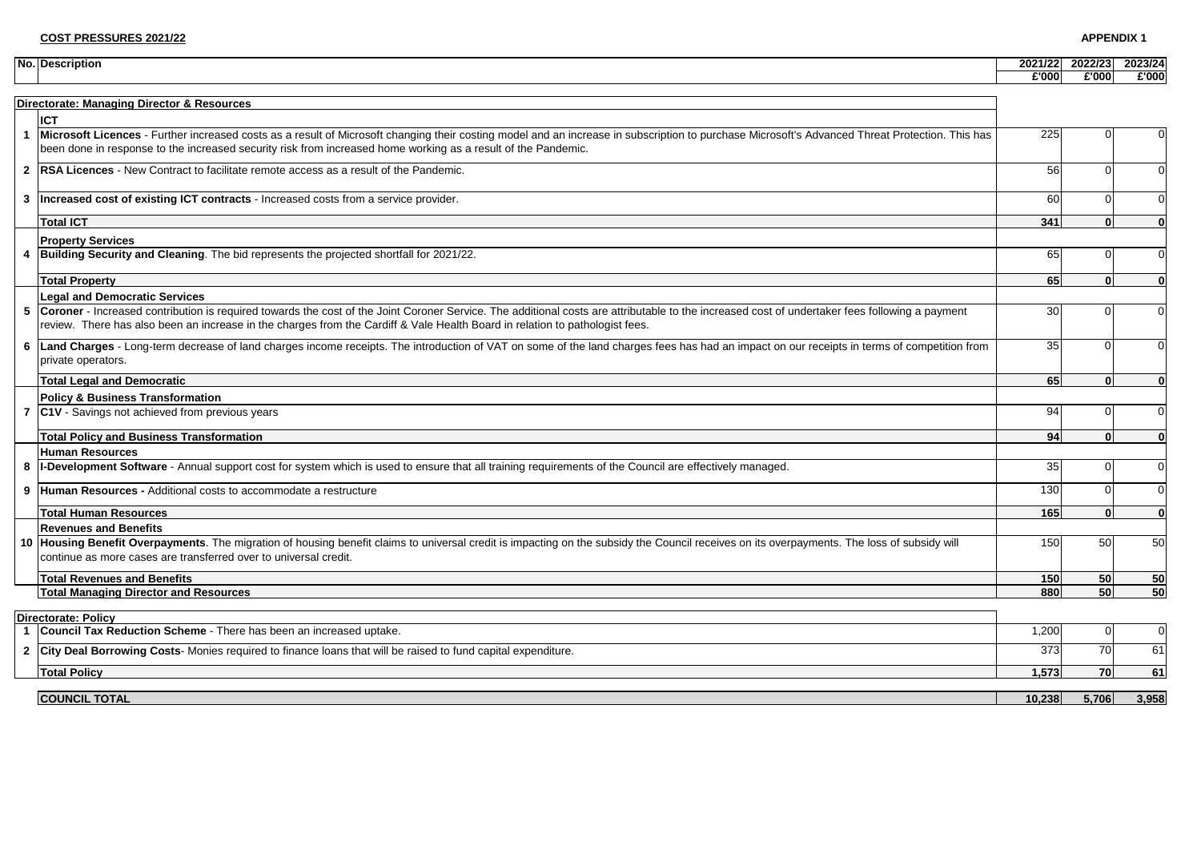**COST PRESSURES 2021/22**

**APPENDIX 1**

| No. | Description | 2021/22 £'000 | 2022/23 £'000 | 2023/24 £'000 |
|---|---|---|---|---|
| | **Directorate: Managing Director & Resources** | | | |
| | **ICT** | | | |
| 1 | **Microsoft Licences** - Further increased costs as a result of Microsoft changing their costing model and an increase in subscription to purchase Microsoft's Advanced Threat Protection. This has been done in response to the increased security risk from increased home working as a result of the Pandemic. | 225 | 0 | 0 |
| 2 | **RSA Licences** - New Contract to facilitate remote access as a result of the Pandemic. | 56 | 0 | 0 |
| 3 | **Increased cost of existing ICT contracts** - Increased costs from a service provider. | 60 | 0 | 0 |
| | **Total ICT** | **341** | **0** | **0** |
| | **Property Services** | | | |
| 4 | **Building Security and Cleaning**. The bid represents the projected shortfall for 2021/22. | 65 | 0 | 0 |
| | **Total Property** | **65** | **0** | **0** |
| | **Legal and Democratic Services** | | | |
| 5 | **Coroner** - Increased contribution is required towards the cost of the Joint Coroner Service. The additional costs are attributable to the increased cost of undertaker fees following a payment review. There has also been an increase in the charges from the Cardiff & Vale Health Board in relation to pathologist fees. | 30 | 0 | 0 |
| 6 | **Land Charges** - Long-term decrease of land charges income receipts. The introduction of VAT on some of the land charges fees has had an impact on our receipts in terms of competition from private operators. | 35 | 0 | 0 |
| | **Total Legal and Democratic** | **65** | **0** | **0** |
| | **Policy & Business Transformation** | | | |
| 7 | **C1V** - Savings not achieved from previous years | 94 | 0 | 0 |
| | **Total Policy and Business Transformation** | **94** | **0** | **0** |
| | **Human Resources** | | | |
| 8 | **I-Development Software** - Annual support cost for system which is used to ensure that all training requirements of the Council are effectively managed. | 35 | 0 | 0 |
| 9 | **Human Resources -** Additional costs to accommodate a restructure | 130 | 0 | 0 |
| | **Total Human Resources** | **165** | **0** | **0** |
| | **Revenues and Benefits** | | | |
| 10 | **Housing Benefit Overpayments**. The migration of housing benefit claims to universal credit is impacting on the subsidy the Council receives on its overpayments. The loss of subsidy will continue as more cases are transferred over to universal credit. | 150 | 50 | 50 |
| | **Total Revenues and Benefits** | **150** | **50** | **50** |
| | **Total Managing Director and Resources** | **880** | **50** | **50** |
| | **Directorate: Policy** | | | |
| 1 | **Council Tax Reduction Scheme** - There has been an increased uptake. | 1,200 | 0 | 0 |
| 2 | **City Deal Borrowing Costs**- Monies required to finance loans that will be raised to fund capital expenditure. | 373 | 70 | 61 |
| | **Total Policy** | **1,573** | **70** | **61** |
| | **COUNCIL TOTAL** | **10,238** | **5,706** | **3,958** |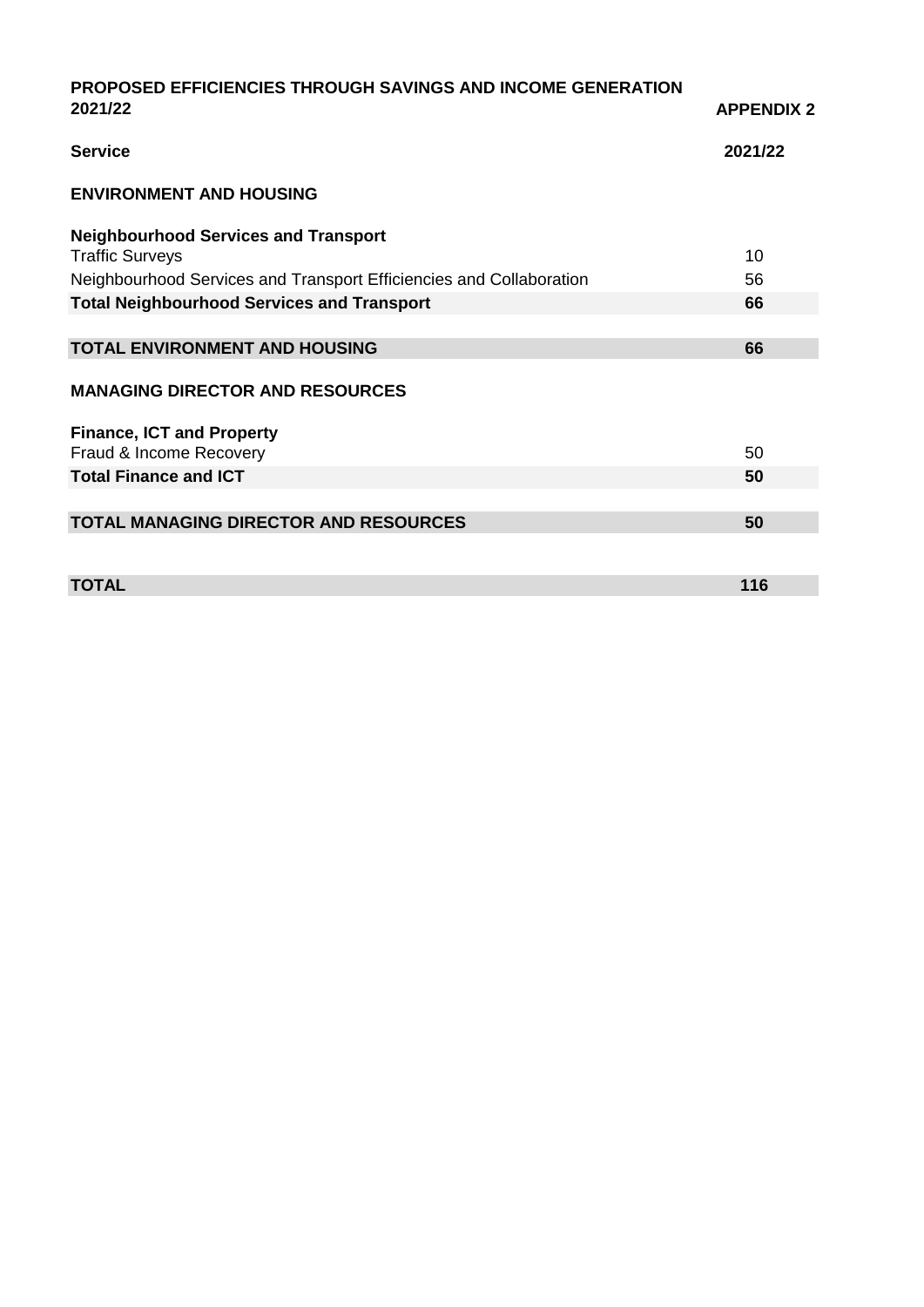**PROPOSED EFFICIENCIES THROUGH SAVINGS AND INCOME GENERATION 2021/22**

**APPENDIX 2**

| **Service** | **2021/22** |
|---|---|
| **ENVIRONMENT AND HOUSING** | |
| **Neighbourhood Services and Transport** | |
| Traffic Surveys | 10 |
| Neighbourhood Services and Transport Efficiencies and Collaboration | 56 |
| **Total Neighbourhood Services and Transport** | **66** |
| **TOTAL ENVIRONMENT AND HOUSING** | **66** |
| **MANAGING DIRECTOR AND RESOURCES** | |
| **Finance, ICT and Property** | |
| Fraud & Income Recovery | 50 |
| **Total Finance and ICT** | **50** |
| **TOTAL MANAGING DIRECTOR AND RESOURCES** | **50** |
| **TOTAL** | **116** |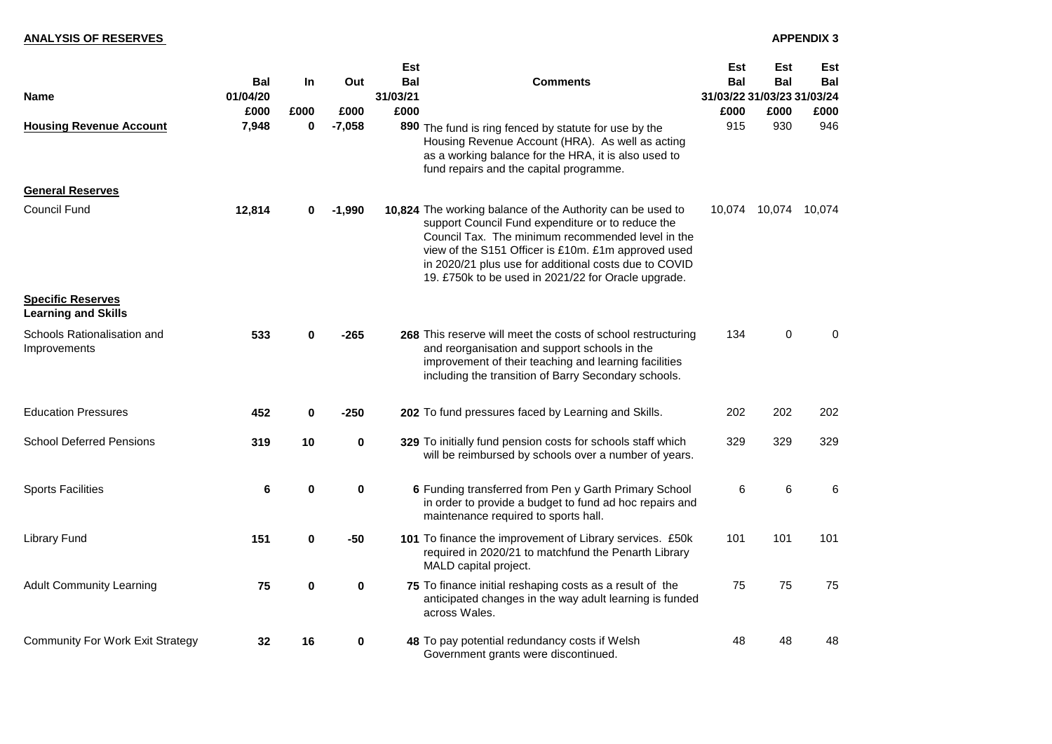**ANALYSIS OF RESERVES**

**APPENDIX 3**

| Name | Bal 01/04/20 £000 | In £000 | Out £000 | Est Bal 31/03/21 £000 | Comments | Est Bal 31/03/22 £000 | Est Bal 31/03/23 £000 | Est Bal 31/03/24 £000 |
|---|---|---|---|---|---|---|---|---|
| **Housing Revenue Account** | 7,948 | 0 | -7,058 | 890 | The fund is ring fenced by statute for use by the Housing Revenue Account (HRA). As well as acting as a working balance for the HRA, it is also used to fund repairs and the capital programme. | 915 | 930 | 946 |
| **General Reserves** | | | | | | | | |
| Council Fund | **12,814** | **0** | **-1,990** | **10,824** | The working balance of the Authority can be used to support Council Fund expenditure or to reduce the Council Tax. The minimum recommended level in the view of the S151 Officer is £10m. £1m approved used in 2020/21 plus use for additional costs due to COVID 19. £750k to be used in 2021/22 for Oracle upgrade. | 10,074 | 10,074 | 10,074 |
| **Specific Reserves** | | | | | | | | |
| **Learning and Skills** | | | | | | | | |
| Schools Rationalisation and Improvements | **533** | **0** | **-265** | **268** | This reserve will meet the costs of school restructuring and reorganisation and support schools in the improvement of their teaching and learning facilities including the transition of Barry Secondary schools. | 134 | 0 | 0 |
| Education Pressures | **452** | **0** | **-250** | **202** | To fund pressures faced by Learning and Skills. | 202 | 202 | 202 |
| School Deferred Pensions | **319** | **10** | **0** | **329** | To initially fund pension costs for schools staff which will be reimbursed by schools over a number of years. | 329 | 329 | 329 |
| Sports Facilities | **6** | **0** | **0** | **6** | Funding transferred from Pen y Garth Primary School in order to provide a budget to fund ad hoc repairs and maintenance required to sports hall. | 6 | 6 | 6 |
| Library Fund | **151** | **0** | **-50** | **101** | To finance the improvement of Library services. £50k required in 2020/21 to matchfund the Penarth Library MALD capital project. | 101 | 101 | 101 |
| Adult Community Learning | **75** | **0** | **0** | **75** | To finance initial reshaping costs as a result of the anticipated changes in the way adult learning is funded across Wales. | 75 | 75 | 75 |
| Community For Work Exit Strategy | **32** | **16** | **0** | **48** | To pay potential redundancy costs if Welsh Government grants were discontinued. | 48 | 48 | 48 |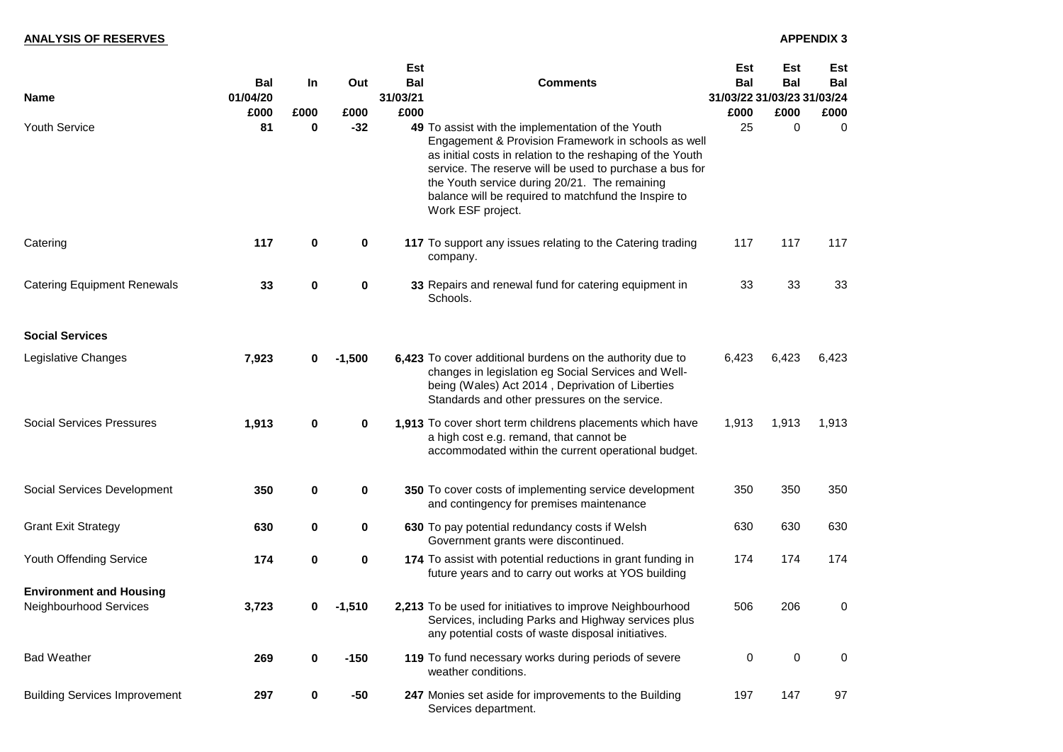**ANALYSIS OF RESERVES**

**APPENDIX 3**

| Name | Bal 01/04/20 £000 | In £000 | Out £000 | Est Bal 31/03/21 £000 | Comments | Est Bal 31/03/22 £000 | Est Bal 31/03/23 £000 | Est Bal 31/03/24 £000 |
|---|---|---|---|---|---|---|---|---|
| Youth Service | **81** | **0** | **-32** | **49** | To assist with the implementation of the Youth Engagement & Provision Framework in schools as well as initial costs in relation to the reshaping of the Youth service. The reserve will be used to purchase a bus for the Youth service during 20/21. The remaining balance will be required to matchfund the Inspire to Work ESF project. | 25 | 0 | 0 |
| Catering | **117** | **0** | **0** | **117** | To support any issues relating to the Catering trading company. | 117 | 117 | 117 |
| Catering Equipment Renewals | **33** | **0** | **0** | **33** | Repairs and renewal fund for catering equipment in Schools. | 33 | 33 | 33 |
| **Social Services** | | | | | | | | |
| Legislative Changes | **7,923** | **0** | **-1,500** | **6,423** | To cover additional burdens on the authority due to changes in legislation eg Social Services and Well-being (Wales) Act 2014 , Deprivation of Liberties Standards and other pressures on the service. | 6,423 | 6,423 | 6,423 |
| Social Services Pressures | **1,913** | **0** | **0** | **1,913** | To cover short term childrens placements which have a high cost e.g. remand, that cannot be accommodated within the current operational budget. | 1,913 | 1,913 | 1,913 |
| Social Services Development | **350** | **0** | **0** | **350** | To cover costs of implementing service development and contingency for premises maintenance | 350 | 350 | 350 |
| Grant Exit Strategy | **630** | **0** | **0** | **630** | To pay potential redundancy costs if Welsh Government grants were discontinued. | 630 | 630 | 630 |
| Youth Offending Service | **174** | **0** | **0** | **174** | To assist with potential reductions in grant funding in future years and to carry out works at YOS building | 174 | 174 | 174 |
| **Environment and Housing** | | | | | | | | |
| Neighbourhood Services | **3,723** | **0** | **-1,510** | **2,213** | To be used for initiatives to improve Neighbourhood Services, including Parks and Highway services plus any potential costs of waste disposal initiatives. | 506 | 206 | 0 |
| Bad Weather | **269** | **0** | **-150** | **119** | To fund necessary works during periods of severe weather conditions. | 0 | 0 | 0 |
| Building Services Improvement | **297** | **0** | **-50** | **247** | Monies set aside for improvements to the Building Services department. | 197 | 147 | 97 |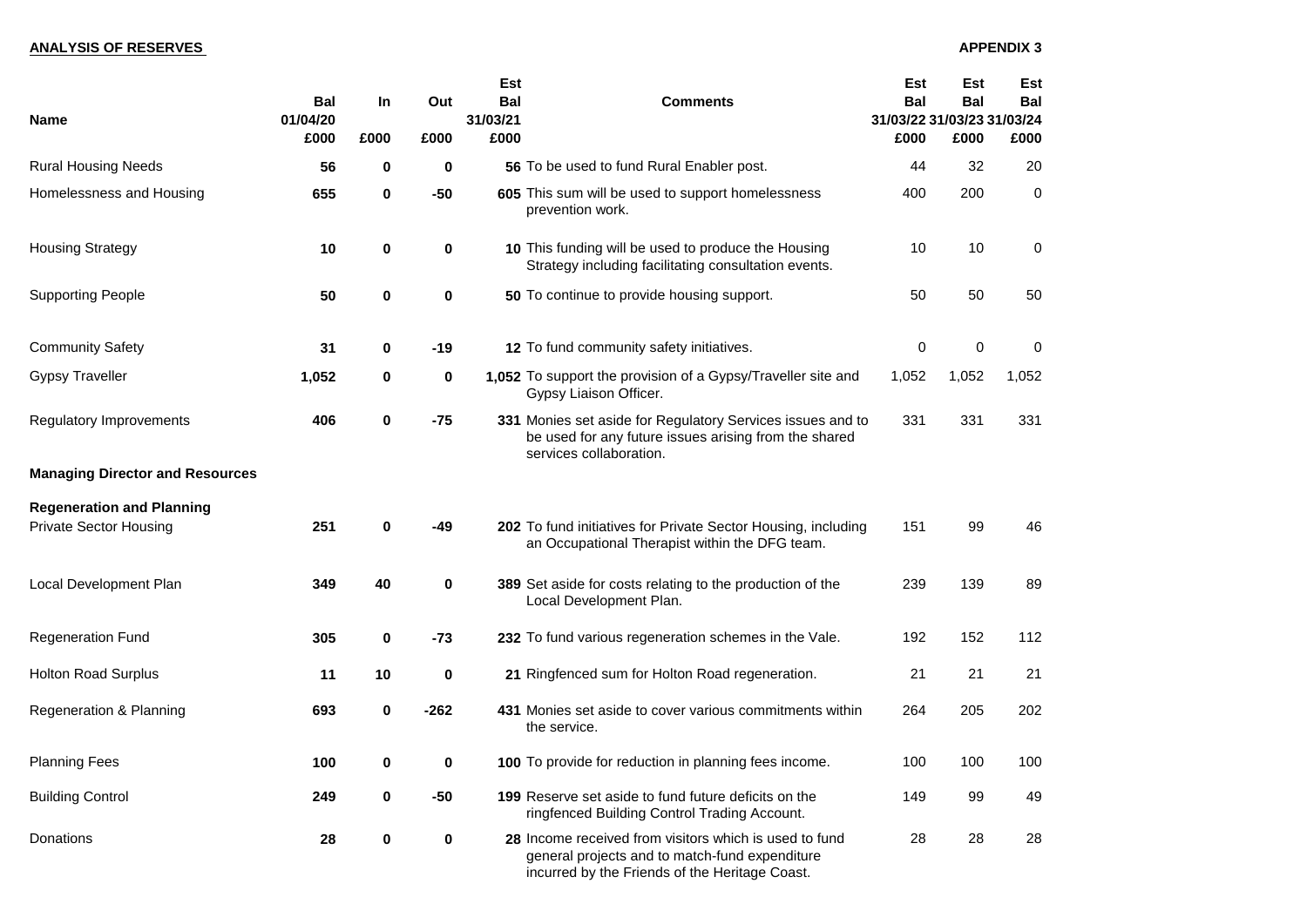**ANALYSIS OF RESERVES**

**APPENDIX 3**

| Name | Bal 01/04/20 £000 | In £000 | Out £000 | Est Bal 31/03/21 £000 | Comments | Est Bal 31/03/22 £000 | Est Bal 31/03/23 £000 | Est Bal 31/03/24 £000 |
|---|---|---|---|---|---|---|---|---|
| Rural Housing Needs | **56** | **0** | **0** | **56** | To be used to fund Rural Enabler post. | 44 | 32 | 20 |
| Homelessness and Housing | **655** | **0** | **-50** | **605** | This sum will be used to support homelessness prevention work. | 400 | 200 | 0 |
| Housing Strategy | **10** | **0** | **0** | **10** | This funding will be used to produce the Housing Strategy including facilitating consultation events. | 10 | 10 | 0 |
| Supporting People | **50** | **0** | **0** | **50** | To continue to provide housing support. | 50 | 50 | 50 |
| Community Safety | **31** | **0** | **-19** | **12** | To fund community safety initiatives. | 0 | 0 | 0 |
| Gypsy Traveller | **1,052** | **0** | **0** | **1,052** | To support the provision of a Gypsy/Traveller site and Gypsy Liaison Officer. | 1,052 | 1,052 | 1,052 |
| Regulatory Improvements | **406** | **0** | **-75** | **331** | Monies set aside for Regulatory Services issues and to be used for any future issues arising from the shared services collaboration. | 331 | 331 | 331 |
| **Managing Director and Resources** | | | | | | | | |
| **Regeneration and Planning** | | | | | | | | |
| Private Sector Housing | **251** | **0** | **-49** | **202** | To fund initiatives for Private Sector Housing, including an Occupational Therapist within the DFG team. | 151 | 99 | 46 |
| Local Development Plan | **349** | **40** | **0** | **389** | Set aside for costs relating to the production of the Local Development Plan. | 239 | 139 | 89 |
| Regeneration Fund | **305** | **0** | **-73** | **232** | To fund various regeneration schemes in the Vale. | 192 | 152 | 112 |
| Holton Road Surplus | **11** | **10** | **0** | **21** | Ringfenced sum for Holton Road regeneration. | 21 | 21 | 21 |
| Regeneration & Planning | **693** | **0** | **-262** | **431** | Monies set aside to cover various commitments within the service. | 264 | 205 | 202 |
| Planning Fees | **100** | **0** | **0** | **100** | To provide for reduction in planning fees income. | 100 | 100 | 100 |
| Building Control | **249** | **0** | **-50** | **199** | Reserve set aside to fund future deficits on the ringfenced Building Control Trading Account. | 149 | 99 | 49 |
| Donations | **28** | **0** | **0** | **28** | Income received from visitors which is used to fund general projects and to match-fund expenditure incurred by the Friends of the Heritage Coast. | 28 | 28 | 28 |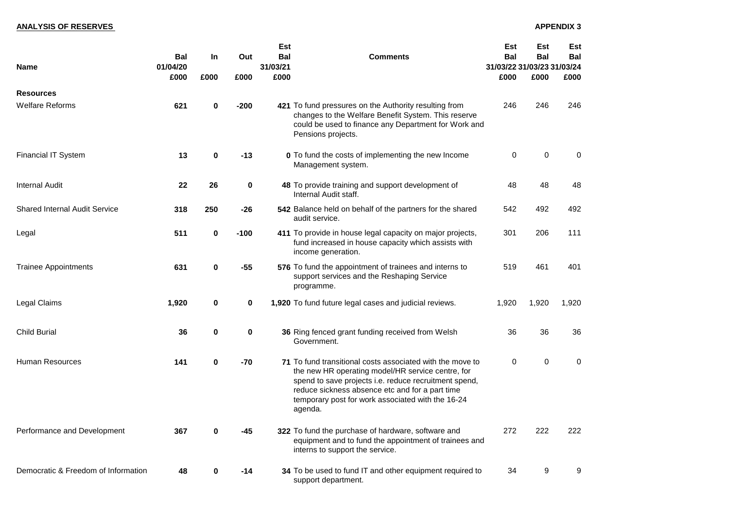**ANALYSIS OF RESERVES**

**APPENDIX 3**

| Name | Bal 01/04/20 £000 | In £000 | Out £000 | Est Bal 31/03/21 £000 | Comments | Est Bal 31/03/22 £000 | Est Bal 31/03/23 £000 | Est Bal 31/03/24 £000 |
|---|---|---|---|---|---|---|---|---|
| **Resources** | | | | | | | | |
| Welfare Reforms | **621** | **0** | **-200** | **421** | To fund pressures on the Authority resulting from changes to the Welfare Benefit System. This reserve could be used to finance any Department for Work and Pensions projects. | 246 | 246 | 246 |
| Financial IT System | **13** | **0** | **-13** | **0** | To fund the costs of implementing the new Income Management system. | 0 | 0 | 0 |
| Internal Audit | **22** | **26** | **0** | **48** | To provide training and support development of Internal Audit staff. | 48 | 48 | 48 |
| Shared Internal Audit Service | **318** | **250** | **-26** | **542** | Balance held on behalf of the partners for the shared audit service. | 542 | 492 | 492 |
| Legal | **511** | **0** | **-100** | **411** | To provide in house legal capacity on major projects, fund increased in house capacity which assists with income generation. | 301 | 206 | 111 |
| Trainee Appointments | **631** | **0** | **-55** | **576** | To fund the appointment of trainees and interns to support services and the Reshaping Service programme. | 519 | 461 | 401 |
| Legal Claims | **1,920** | **0** | **0** | **1,920** | To fund future legal cases and judicial reviews. | 1,920 | 1,920 | 1,920 |
| Child Burial | **36** | **0** | **0** | **36** | Ring fenced grant funding received from Welsh Government. | 36 | 36 | 36 |
| Human Resources | **141** | **0** | **-70** | **71** | To fund transitional costs associated with the move to the new HR operating model/HR service centre, for spend to save projects i.e. reduce recruitment spend, reduce sickness absence etc and for a part time temporary post for work associated with the 16-24 agenda. | 0 | 0 | 0 |
| Performance and Development | **367** | **0** | **-45** | **322** | To fund the purchase of hardware, software and equipment and to fund the appointment of trainees and interns to support the service. | 272 | 222 | 222 |
| Democratic & Freedom of Information | **48** | **0** | **-14** | **34** | To be used to fund IT and other equipment required to support department. | 34 | 9 | 9 |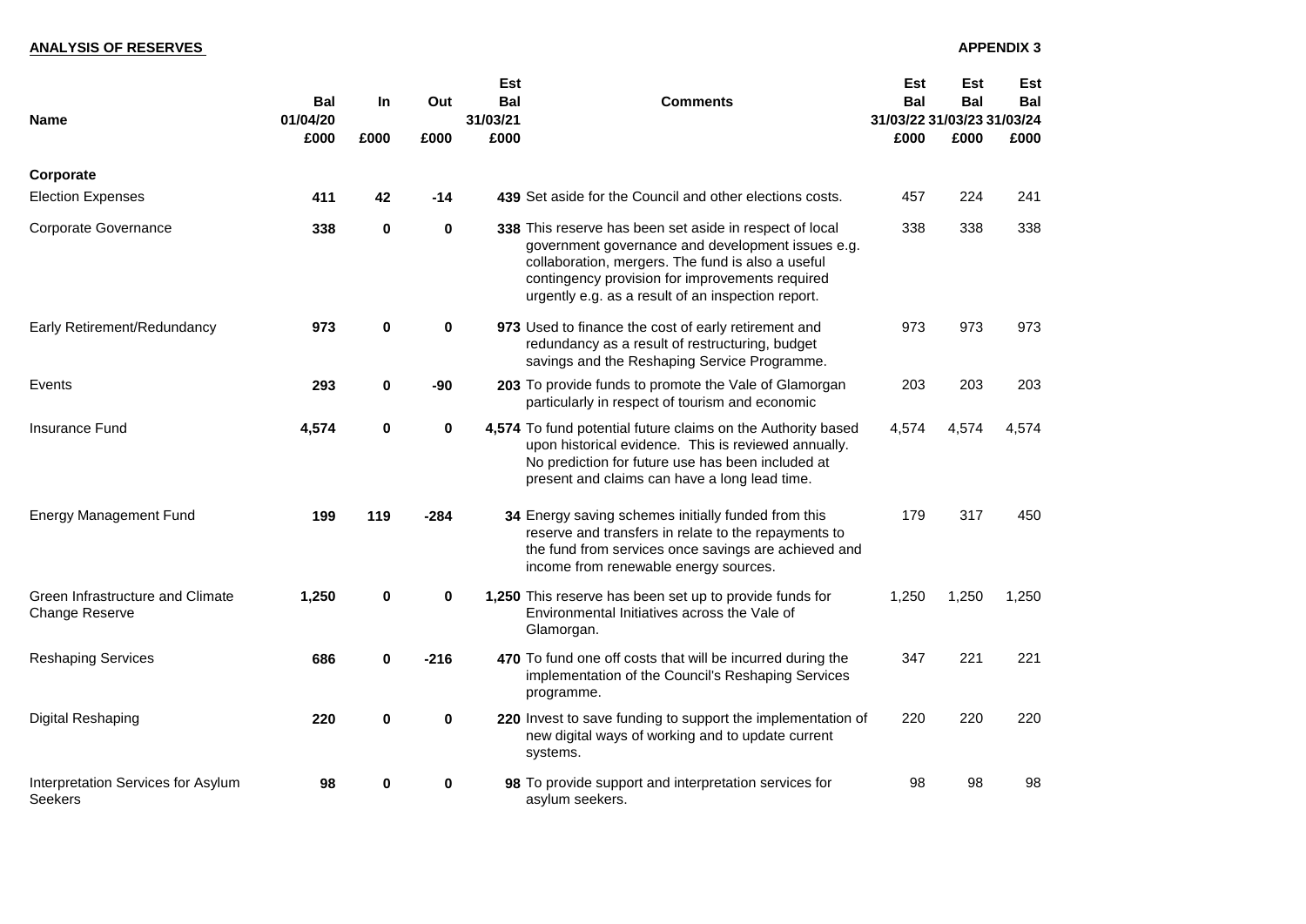**ANALYSIS OF RESERVES**

**APPENDIX 3**

| Name | Bal 01/04/20 £000 | In £000 | Out £000 | Est Bal 31/03/21 £000 | Comments | Est Bal 31/03/22 £000 | Est Bal 31/03/23 £000 | Est Bal 31/03/24 £000 |
|---|---|---|---|---|---|---|---|---|
| **Corporate** | | | | | | | | |
| Election Expenses | **411** | **42** | **-14** | **439** | Set aside for the Council and other elections costs. | 457 | 224 | 241 |
| Corporate Governance | **338** | **0** | **0** | **338** | This reserve has been set aside in respect of local government governance and development issues e.g. collaboration, mergers. The fund is also a useful contingency provision for improvements required urgently e.g. as a result of an inspection report. | 338 | 338 | 338 |
| Early Retirement/Redundancy | **973** | **0** | **0** | **973** | Used to finance the cost of early retirement and redundancy as a result of restructuring, budget savings and the Reshaping Service Programme. | 973 | 973 | 973 |
| Events | **293** | **0** | **-90** | **203** | To provide funds to promote the Vale of Glamorgan particularly in respect of tourism and economic | 203 | 203 | 203 |
| Insurance Fund | **4,574** | **0** | **0** | **4,574** | To fund potential future claims on the Authority based upon historical evidence. This is reviewed annually. No prediction for future use has been included at present and claims can have a long lead time. | 4,574 | 4,574 | 4,574 |
| Energy Management Fund | **199** | **119** | **-284** | **34** | Energy saving schemes initially funded from this reserve and transfers in relate to the repayments to the fund from services once savings are achieved and income from renewable energy sources. | 179 | 317 | 450 |
| Green Infrastructure and Climate Change Reserve | **1,250** | **0** | **0** | **1,250** | This reserve has been set up to provide funds for Environmental Initiatives across the Vale of Glamorgan. | 1,250 | 1,250 | 1,250 |
| Reshaping Services | **686** | **0** | **-216** | **470** | To fund one off costs that will be incurred during the implementation of the Council's Reshaping Services programme. | 347 | 221 | 221 |
| Digital Reshaping | **220** | **0** | **0** | **220** | Invest to save funding to support the implementation of new digital ways of working and to update current systems. | 220 | 220 | 220 |
| Interpretation Services for Asylum Seekers | **98** | **0** | **0** | **98** | To provide support and interpretation services for asylum seekers. | 98 | 98 | 98 |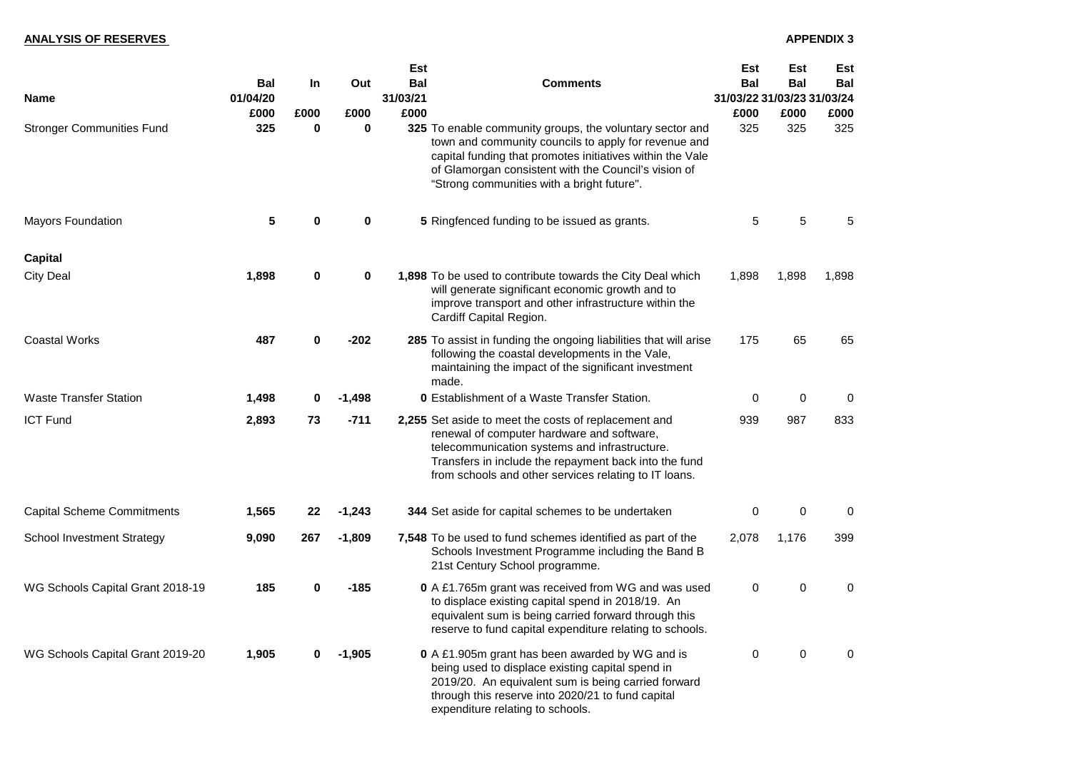**ANALYSIS OF RESERVES** **APPENDIX 3**

| Name | Bal 01/04/20 £000 | In £000 | Out £000 | Est Bal 31/03/21 £000 | Comments | Est Bal 31/03/22 £000 | Est Bal 31/03/23 £000 | Est Bal 31/03/24 £000 |
|---|---|---|---|---|---|---|---|---|
| Stronger Communities Fund | **325** | **0** | **0** | **325** | To enable community groups, the voluntary sector and town and community councils to apply for revenue and capital funding that promotes initiatives within the Vale of Glamorgan consistent with the Council's vision of "Strong communities with a bright future". | 325 | 325 | 325 |
| Mayors Foundation | **5** | **0** | **0** | **5** | Ringfenced funding to be issued as grants. | 5 | 5 | 5 |
| **Capital** | | | | | | | | |
| City Deal | **1,898** | **0** | **0** | **1,898** | To be used to contribute towards the City Deal which will generate significant economic growth and to improve transport and other infrastructure within the Cardiff Capital Region. | 1,898 | 1,898 | 1,898 |
| Coastal Works | **487** | **0** | **-202** | **285** | To assist in funding the ongoing liabilities that will arise following the coastal developments in the Vale, maintaining the impact of the significant investment made. | 175 | 65 | 65 |
| Waste Transfer Station | **1,498** | **0** | **-1,498** | **0** | Establishment of a Waste Transfer Station. | 0 | 0 | 0 |
| ICT Fund | **2,893** | **73** | **-711** | **2,255** | Set aside to meet the costs of replacement and renewal of computer hardware and software, telecommunication systems and infrastructure. Transfers in include the repayment back into the fund from schools and other services relating to IT loans. | 939 | 987 | 833 |
| Capital Scheme Commitments | **1,565** | **22** | **-1,243** | **344** | Set aside for capital schemes to be undertaken | 0 | 0 | 0 |
| School Investment Strategy | **9,090** | **267** | **-1,809** | **7,548** | To be used to fund schemes identified as part of the Schools Investment Programme including the Band B 21st Century School programme. | 2,078 | 1,176 | 399 |
| WG Schools Capital Grant 2018-19 | **185** | **0** | **-185** | **0** | A £1.765m grant was received from WG and was used to displace existing capital spend in 2018/19. An equivalent sum is being carried forward through this reserve to fund capital expenditure relating to schools. | 0 | 0 | 0 |
| WG Schools Capital Grant 2019-20 | **1,905** | **0** | **-1,905** | **0** | A £1.905m grant has been awarded by WG and is being used to displace existing capital spend in 2019/20. An equivalent sum is being carried forward through this reserve into 2020/21 to fund capital expenditure relating to schools. | 0 | 0 | 0 |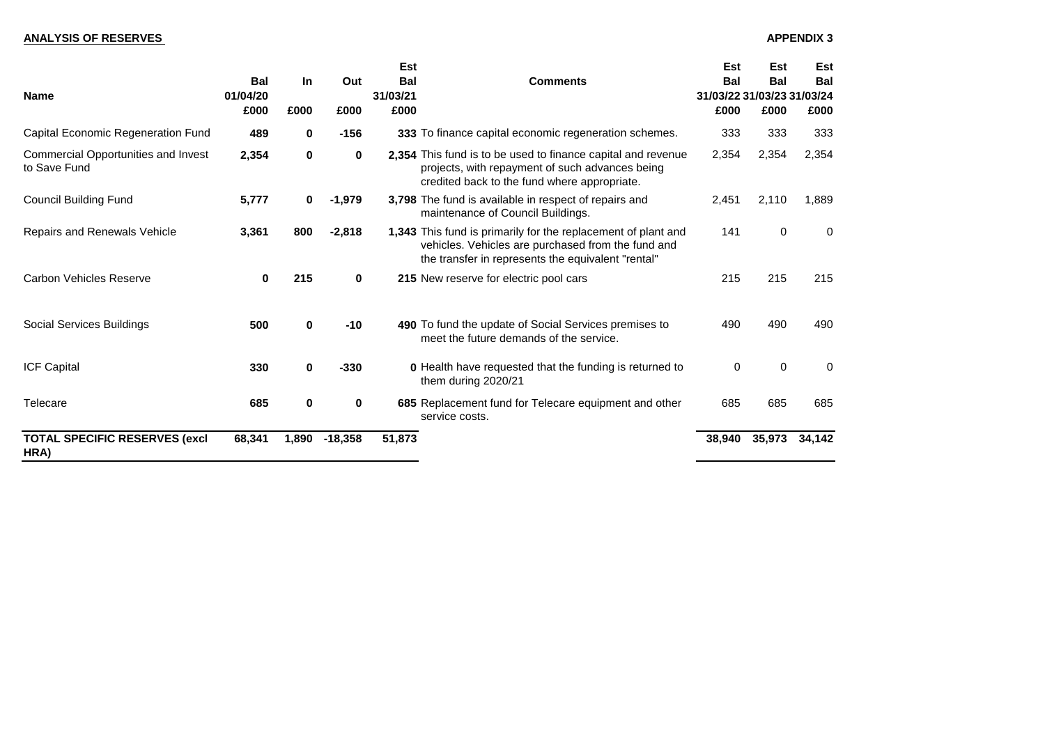**ANALYSIS OF RESERVES**

**APPENDIX 3**

| Name | Bal 01/04/20 £000 | In £000 | Out £000 | Est Bal 31/03/21 £000 | Comments | Est Bal 31/03/22 £000 | Est Bal 31/03/23 £000 | Est Bal 31/03/24 £000 |
|---|---|---|---|---|---|---|---|---|
| Capital Economic Regeneration Fund | **489** | **0** | **-156** | **333** | To finance capital economic regeneration schemes. | 333 | 333 | 333 |
| Commercial Opportunities and Invest to Save Fund | **2,354** | **0** | **0** | **2,354** | This fund is to be used to finance capital and revenue projects, with repayment of such advances being credited back to the fund where appropriate. | 2,354 | 2,354 | 2,354 |
| Council Building Fund | **5,777** | **0** | **-1,979** | **3,798** | The fund is available in respect of repairs and maintenance of Council Buildings. | 2,451 | 2,110 | 1,889 |
| Repairs and Renewals Vehicle | **3,361** | **800** | **-2,818** | **1,343** | This fund is primarily for the replacement of plant and vehicles. Vehicles are purchased from the fund and the transfer in represents the equivalent "rental" | 141 | 0 | 0 |
| Carbon Vehicles Reserve | **0** | **215** | **0** | **215** | New reserve for electric pool cars | 215 | 215 | 215 |
| Social Services Buildings | **500** | **0** | **-10** | **490** | To fund the update of Social Services premises to meet the future demands of the service. | 490 | 490 | 490 |
| ICF Capital | **330** | **0** | **-330** | **0** | Health have requested that the funding is returned to them during 2020/21 | 0 | 0 | 0 |
| Telecare | **685** | **0** | **0** | **685** | Replacement fund for Telecare equipment and other service costs. | 685 | 685 | 685 |
| **TOTAL SPECIFIC RESERVES (excl HRA)** | **68,341** | **1,890** | **-18,358** | **51,873** | | **38,940** | **35,973** | **34,142** |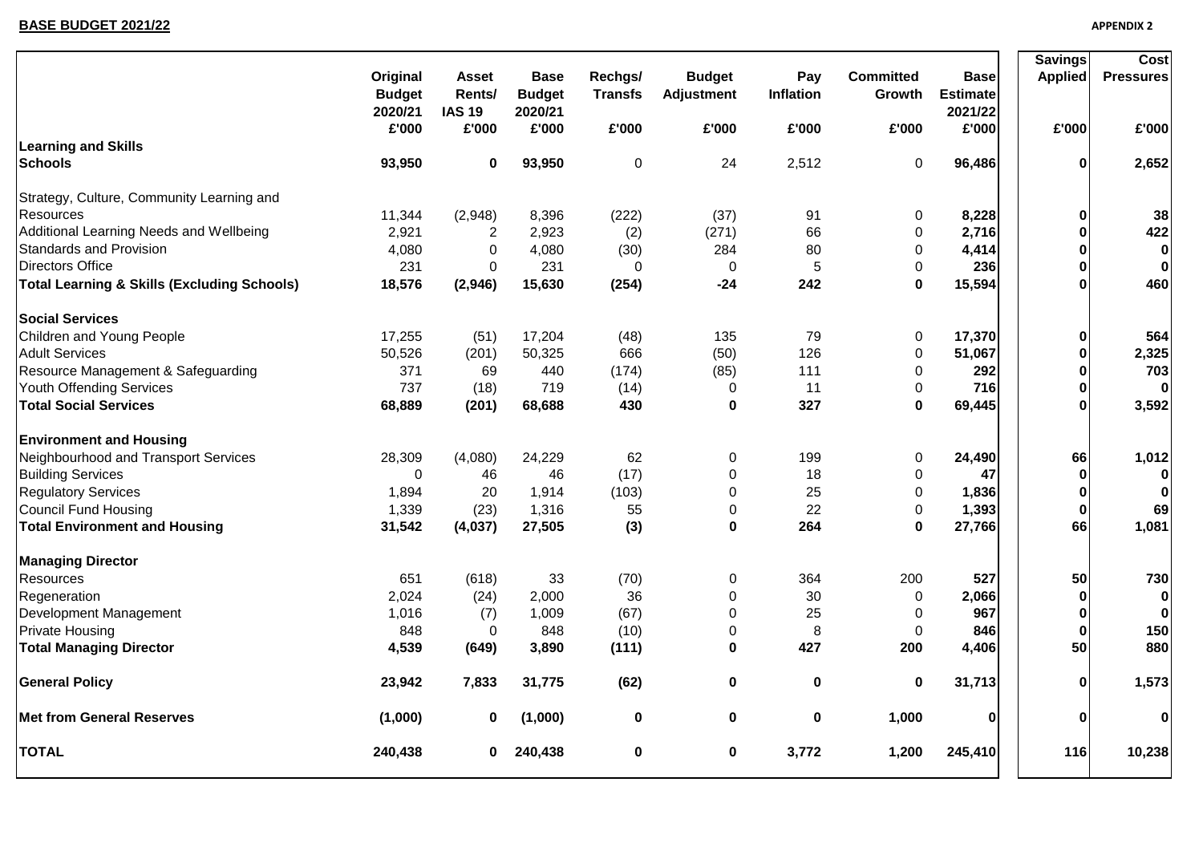**BASE BUDGET 2021/22**

**APPENDIX 2**

| | Original Budget 2020/21 £'000 | Asset Rents/ IAS 19 £'000 | Base Budget 2020/21 £'000 | Rechgs/ Transfs £'000 | Budget Adjustment £'000 | Pay Inflation £'000 | Committed Growth £'000 | Base Estimate 2021/22 £'000 | Savings Applied £'000 | Cost Pressures £'000 |
|---|---|---|---|---|---|---|---|---|---|---|
| **Learning and Skills** | | | | | | | | | | |
| **Schools** | **93,950** | **0** | **93,950** | 0 | 24 | 2,512 | 0 | **96,486** | **0** | **2,652** |
| Strategy, Culture, Community Learning and Resources | 11,344 | (2,948) | 8,396 | (222) | (37) | 91 | 0 | **8,228** | **0** | **38** |
| Additional Learning Needs and Wellbeing | 2,921 | 2 | 2,923 | (2) | (271) | 66 | 0 | **2,716** | **0** | **422** |
| Standards and Provision | 4,080 | 0 | 4,080 | (30) | 284 | 80 | 0 | **4,414** | **0** | **0** |
| Directors Office | 231 | 0 | 231 | 0 | 0 | 5 | 0 | **236** | **0** | **0** |
| **Total Learning & Skills (Excluding Schools)** | **18,576** | **(2,946)** | **15,630** | **(254)** | **-24** | **242** | **0** | **15,594** | **0** | **460** |
| **Social Services** | | | | | | | | | | |
| Children and Young People | 17,255 | (51) | 17,204 | (48) | 135 | 79 | 0 | **17,370** | **0** | **564** |
| Adult Services | 50,526 | (201) | 50,325 | 666 | (50) | 126 | 0 | **51,067** | **0** | **2,325** |
| Resource Management & Safeguarding | 371 | 69 | 440 | (174) | (85) | 111 | 0 | **292** | **0** | **703** |
| Youth Offending Services | 737 | (18) | 719 | (14) | 0 | 11 | 0 | **716** | **0** | **0** |
| **Total Social Services** | **68,889** | **(201)** | **68,688** | **430** | **0** | **327** | **0** | **69,445** | **0** | **3,592** |
| **Environment and Housing** | | | | | | | | | | |
| Neighbourhood and Transport Services | 28,309 | (4,080) | 24,229 | 62 | 0 | 199 | 0 | **24,490** | **66** | **1,012** |
| Building Services | 0 | 46 | 46 | (17) | 0 | 18 | 0 | **47** | **0** | **0** |
| Regulatory Services | 1,894 | 20 | 1,914 | (103) | 0 | 25 | 0 | **1,836** | **0** | **0** |
| Council Fund Housing | 1,339 | (23) | 1,316 | 55 | 0 | 22 | 0 | **1,393** | **0** | **69** |
| **Total Environment and Housing** | **31,542** | **(4,037)** | **27,505** | **(3)** | **0** | **264** | **0** | **27,766** | **66** | **1,081** |
| **Managing Director** | | | | | | | | | | |
| Resources | 651 | (618) | 33 | (70) | 0 | 364 | 200 | **527** | **50** | **730** |
| Regeneration | 2,024 | (24) | 2,000 | 36 | 0 | 30 | 0 | **2,066** | **0** | **0** |
| Development Management | 1,016 | (7) | 1,009 | (67) | 0 | 25 | 0 | **967** | **0** | **0** |
| Private Housing | 848 | 0 | 848 | (10) | 0 | 8 | 0 | **846** | **0** | **150** |
| **Total Managing Director** | **4,539** | **(649)** | **3,890** | **(111)** | **0** | **427** | **200** | **4,406** | **50** | **880** |
| **General Policy** | **23,942** | **7,833** | **31,775** | **(62)** | **0** | **0** | **0** | **31,713** | **0** | **1,573** |
| **Met from General Reserves** | **(1,000)** | **0** | **(1,000)** | **0** | **0** | **0** | **1,000** | **0** | **0** | **0** |
| **TOTAL** | **240,438** | **0** | **240,438** | **0** | **0** | **3,772** | **1,200** | **245,410** | **116** | **10,238** |